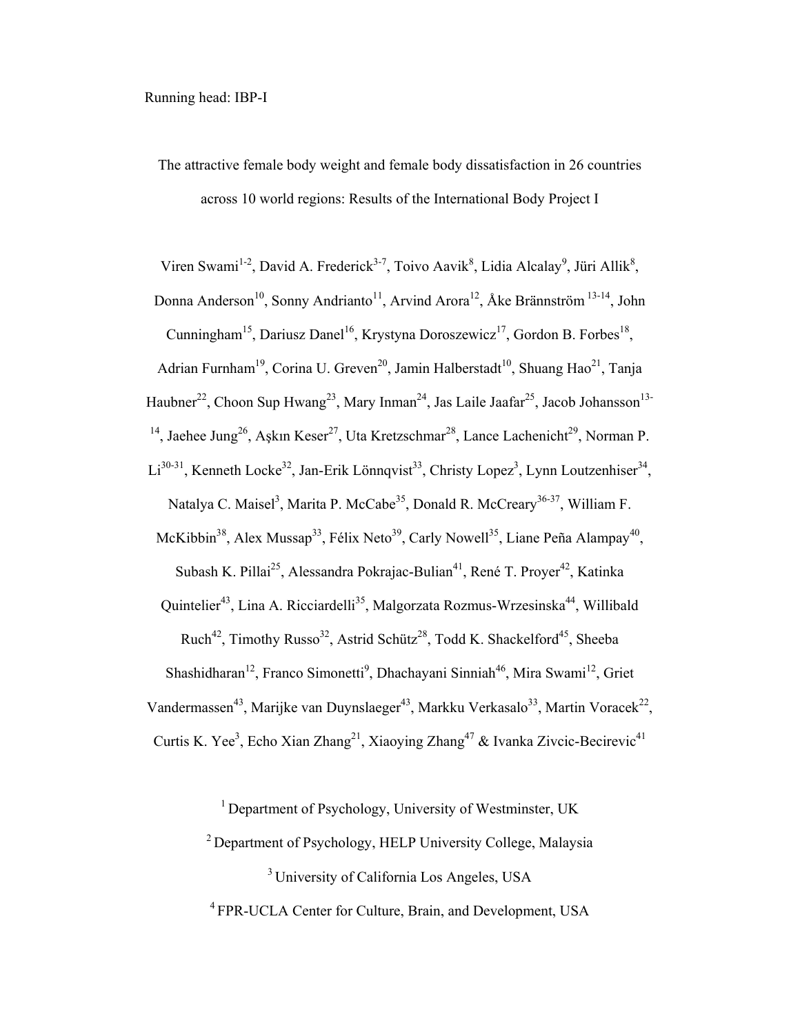The attractive female body weight and female body dissatisfaction in 26 countries across 10 world regions: Results of the International Body Project I

Viren Swami[1-2], David A. Frederick[3-7], Toivo Aavik[8], Lidia Alcalay[9], Jüri Allik[8], Donna Anderson[10], Sonny Andrianto[11], Arvind Arora[12], Åke Brännström [13-14], John Cunningham[15], Dariusz Danel[16], Krystyna Doroszewicz[17], Gordon B. Forbes[18], Adrian Furnham[19], Corina U. Greven[20], Jamin Halberstadt[10], Shuang Hao[21], Tanja Haubner[22], Choon Sup Hwang[23], Mary Inman[24], Jas Laile Jaafar[25], Jacob Johansson[13-14], Jaehee Jung[26], Aşkın Keser[27], Uta Kretzschmar[28], Lance Lachenicht[29], Norman P. Li[30-31], Kenneth Locke[32], Jan-Erik Lönnqvist[33], Christy Lopez[3], Lynn Loutzenhiser[34], Natalya C. Maisel[3], Marita P. McCabe[35], Donald R. McCreary[36-37], William F. McKibbin[38], Alex Mussap[33], Félix Neto[39], Carly Nowell[35], Liane Peña Alampay[40], Subash K. Pillai[25], Alessandra Pokrajac-Bulian[41], René T. Proyer[42], Katinka Quintelier[43], Lina A. Ricciardelli[35], Malgorzata Rozmus-Wrzesinska[44], Willibald Ruch[42], Timothy Russo[32], Astrid Schütz[28], Todd K. Shackelford[45], Sheeba Shashidharan[12], Franco Simonetti[9], Dhachayani Sinniah[46], Mira Swami[12], Griet Vandermassen[43], Marijke van Duynslaeger[43], Markku Verkasalo[33], Martin Voracek[22], Curtis K. Yee[3], Echo Xian Zhang[21], Xiaoying Zhang[47] & Ivanka Zivcic-Becirevic[41]

[1] Department of Psychology, University of Westminster, UK

[2] Department of Psychology, HELP University College, Malaysia

[3] University of California Los Angeles, USA

[4] FPR-UCLA Center for Culture, Brain, and Development, USA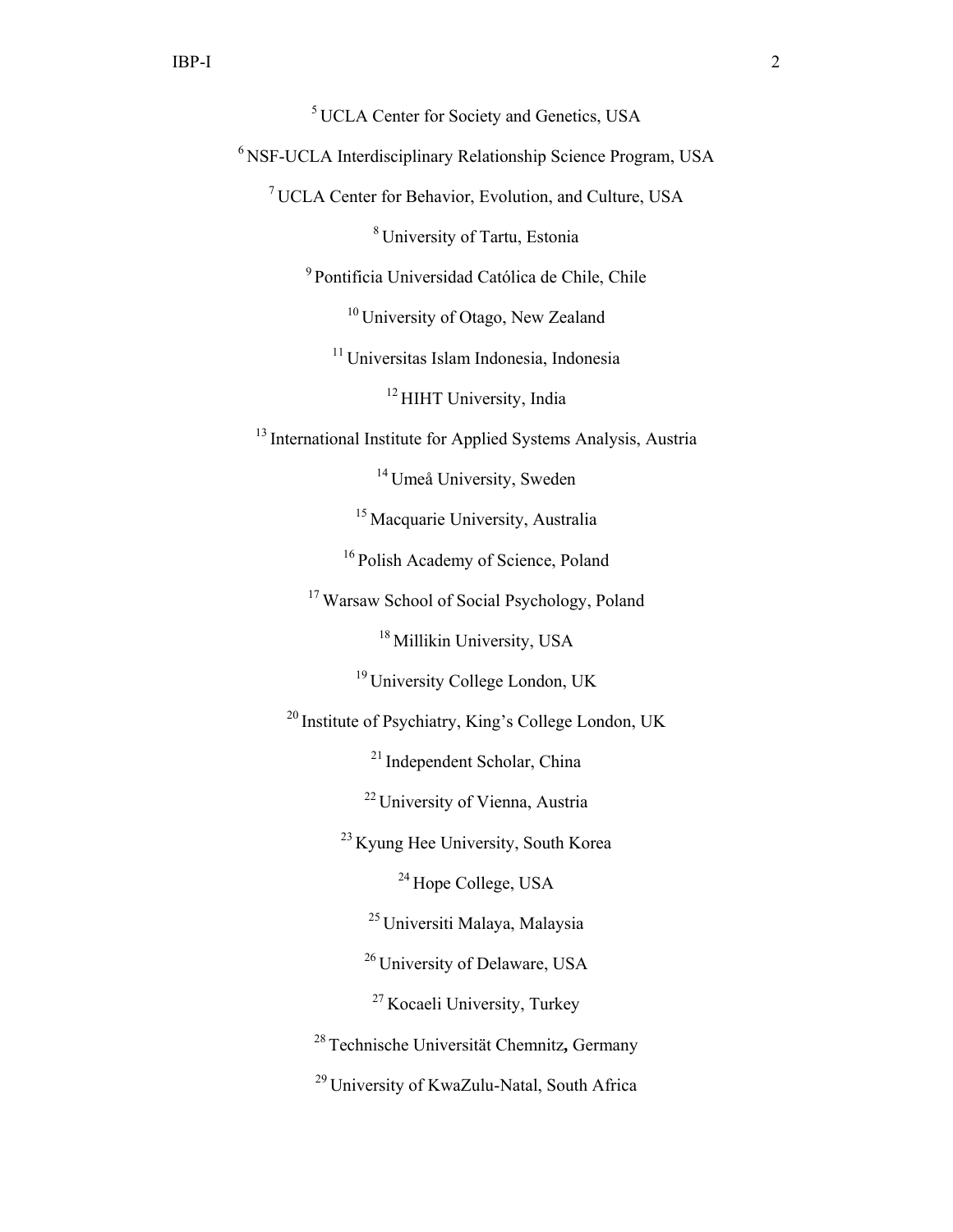[5] UCLA Center for Society and Genetics, USA

[6] NSF-UCLA Interdisciplinary Relationship Science Program, USA

[7] UCLA Center for Behavior, Evolution, and Culture, USA

[8] University of Tartu, Estonia

[9] Pontificia Universidad Católica de Chile, Chile

[10] University of Otago, New Zealand

[11] Universitas Islam Indonesia, Indonesia

[12] HIHT University, India

[13] International Institute for Applied Systems Analysis, Austria

[14] Umeå University, Sweden

[15] Macquarie University, Australia

[16] Polish Academy of Science, Poland

[17] Warsaw School of Social Psychology, Poland

[18] Millikin University, USA

[19] University College London, UK

[20] Institute of Psychiatry, King's College London, UK

[21] Independent Scholar, China

[22] University of Vienna, Austria

[23] Kyung Hee University, South Korea

[24] Hope College, USA

[25] Universiti Malaya, Malaysia

[26] University of Delaware, USA

[27] Kocaeli University, Turkey

[28] Technische Universität Chemnitz**,** Germany

[29] University of KwaZulu-Natal, South Africa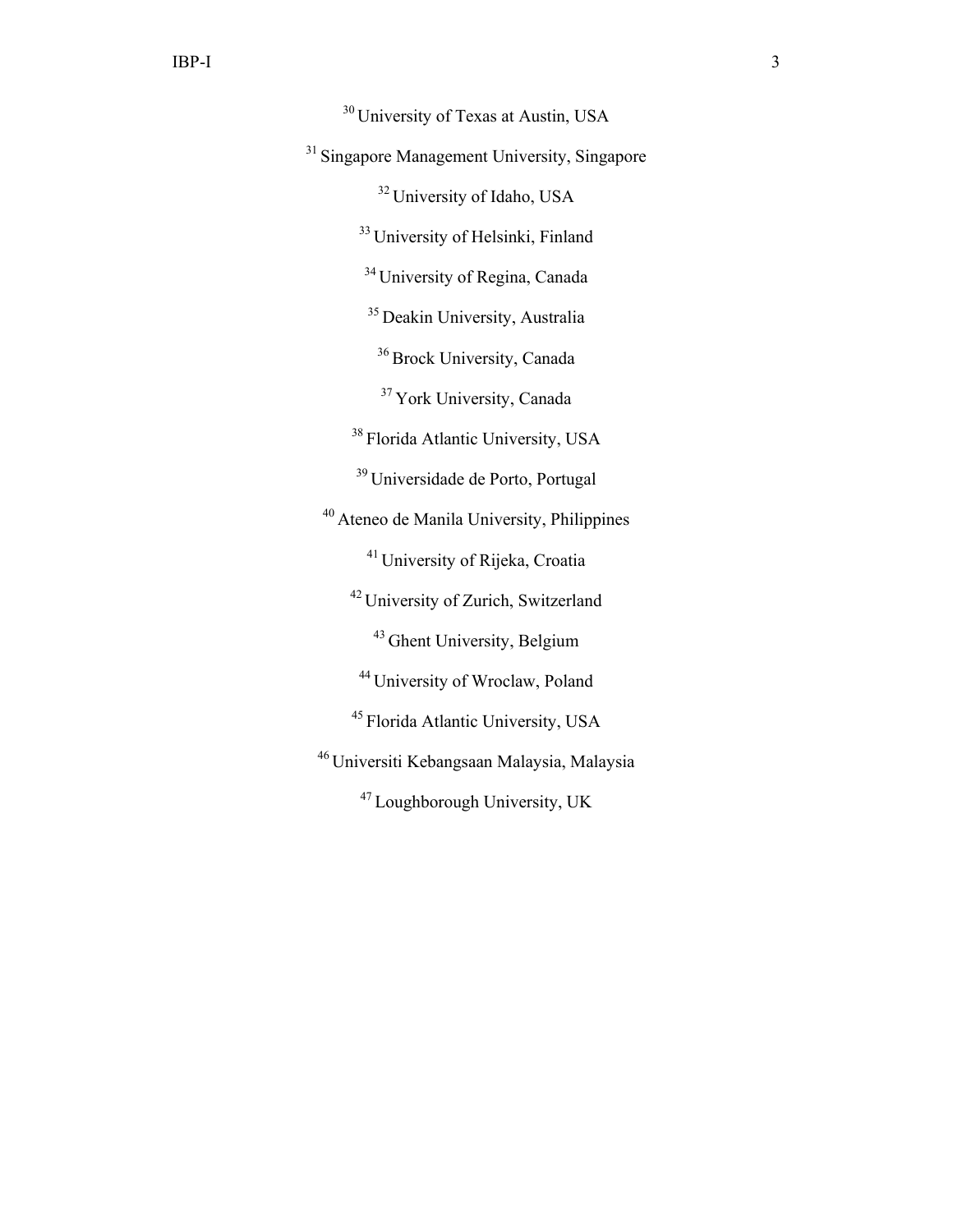[30] University of Texas at Austin, USA

[31] Singapore Management University, Singapore

[32] University of Idaho, USA

[33] University of Helsinki, Finland

[34] University of Regina, Canada

[35] Deakin University, Australia

[36] Brock University, Canada

[37] York University, Canada

[38] Florida Atlantic University, USA

[39] Universidade de Porto, Portugal

[40] Ateneo de Manila University, Philippines

[41] University of Rijeka, Croatia

[42] University of Zurich, Switzerland

[43] Ghent University, Belgium

[44] University of Wroclaw, Poland

[45] Florida Atlantic University, USA

[46] Universiti Kebangsaan Malaysia, Malaysia

[47] Loughborough University, UK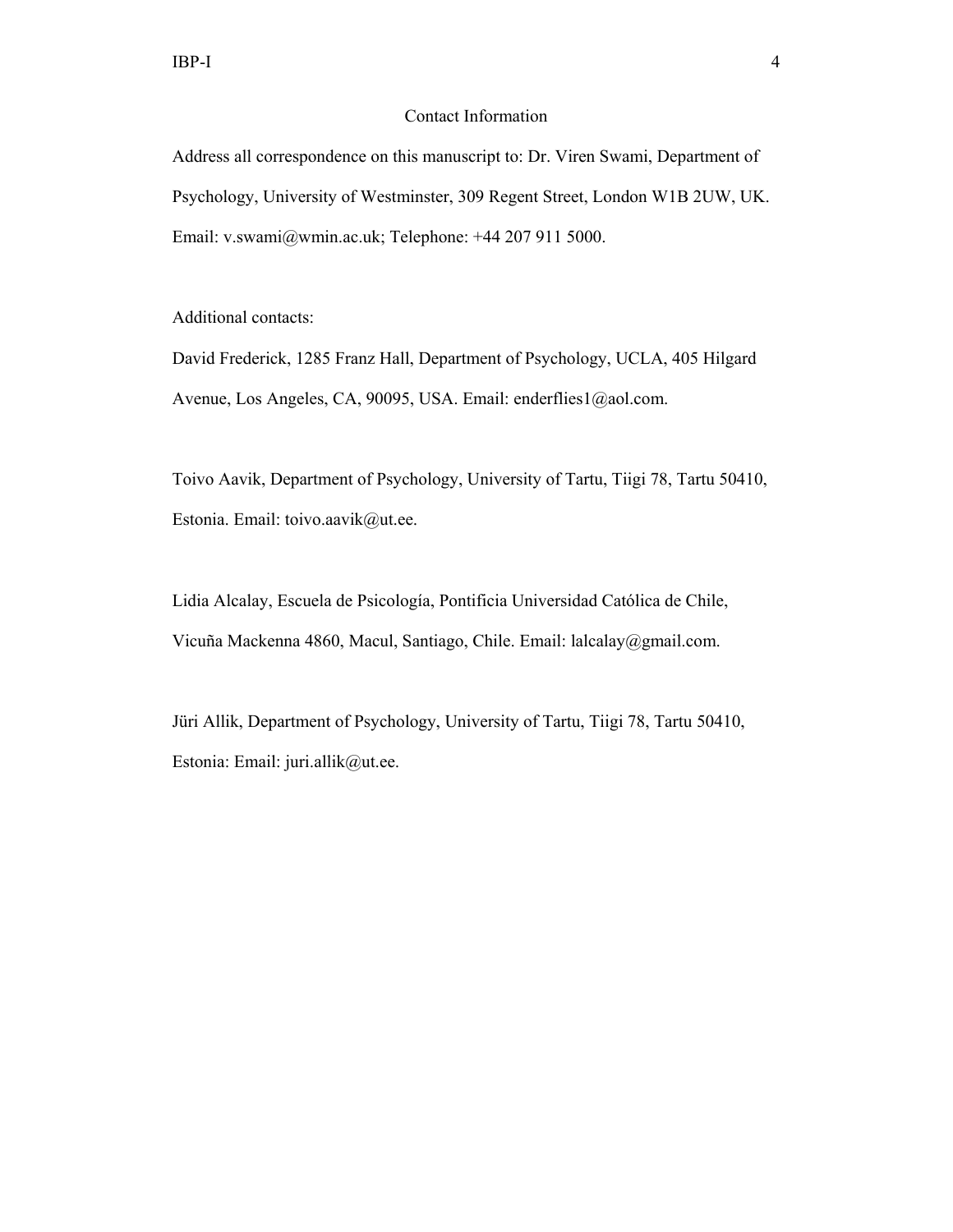## Contact Information

Address all correspondence on this manuscript to: Dr. Viren Swami, Department of Psychology, University of Westminster, 309 Regent Street, London W1B 2UW, UK. Email: v.swami@wmin.ac.uk; Telephone: +44 207 911 5000.

Additional contacts:

David Frederick, 1285 Franz Hall, Department of Psychology, UCLA, 405 Hilgard Avenue, Los Angeles, CA, 90095, USA. Email: enderflies1@aol.com.

Toivo Aavik, Department of Psychology, University of Tartu, Tiigi 78, Tartu 50410, Estonia. Email: toivo.aavik@ut.ee.

Lidia Alcalay, Escuela de Psicología, Pontificia Universidad Católica de Chile, Vicuña Mackenna 4860, Macul, Santiago, Chile. Email: lalcalay@gmail.com.

Jüri Allik, Department of Psychology, University of Tartu, Tiigi 78, Tartu 50410, Estonia: Email: juri.allik@ut.ee.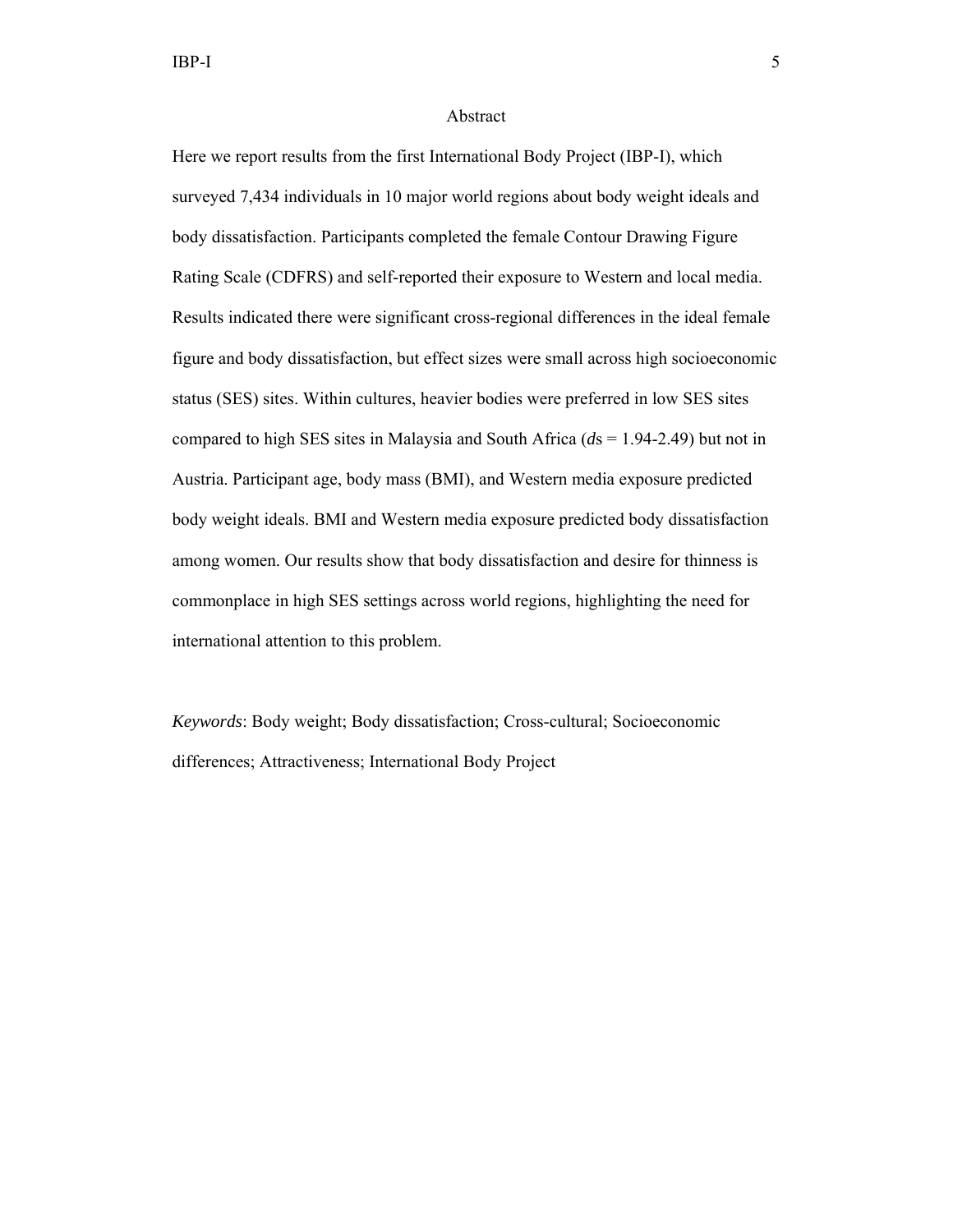# Abstract

Here we report results from the first International Body Project (IBP-I), which surveyed 7,434 individuals in 10 major world regions about body weight ideals and body dissatisfaction. Participants completed the female Contour Drawing Figure Rating Scale (CDFRS) and self-reported their exposure to Western and local media. Results indicated there were significant cross-regional differences in the ideal female figure and body dissatisfaction, but effect sizes were small across high socioeconomic status (SES) sites. Within cultures, heavier bodies were preferred in low SES sites compared to high SES sites in Malaysia and South Africa (*d*s = 1.94-2.49) but not in Austria. Participant age, body mass (BMI), and Western media exposure predicted body weight ideals. BMI and Western media exposure predicted body dissatisfaction among women. Our results show that body dissatisfaction and desire for thinness is commonplace in high SES settings across world regions, highlighting the need for international attention to this problem.

*Keywords*: Body weight; Body dissatisfaction; Cross-cultural; Socioeconomic differences; Attractiveness; International Body Project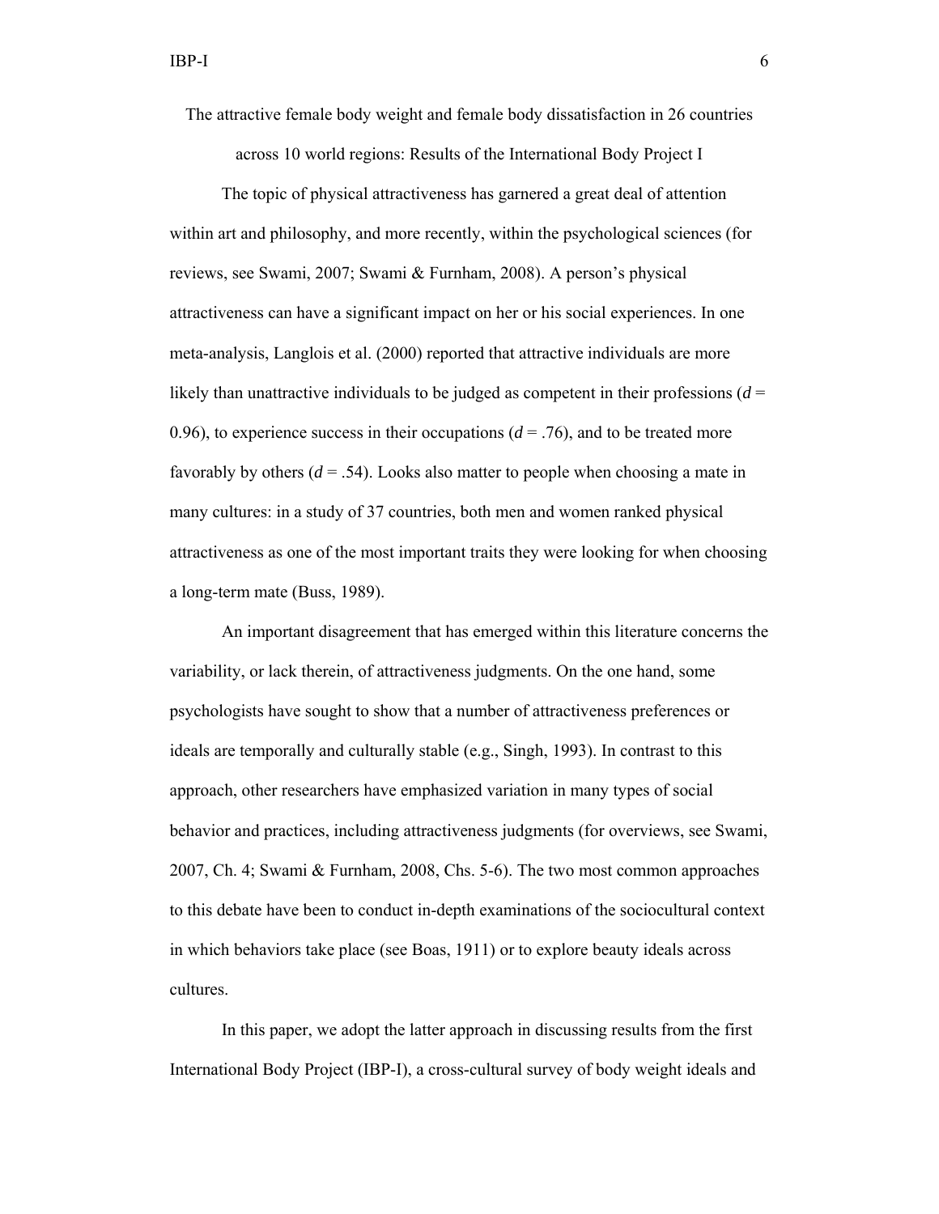# The attractive female body weight and female body dissatisfaction in 26 countries across 10 world regions: Results of the International Body Project I

The topic of physical attractiveness has garnered a great deal of attention within art and philosophy, and more recently, within the psychological sciences (for reviews, see Swami, 2007; Swami & Furnham, 2008). A person's physical attractiveness can have a significant impact on her or his social experiences. In one meta-analysis, Langlois et al. (2000) reported that attractive individuals are more likely than unattractive individuals to be judged as competent in their professions ($d$ = 0.96), to experience success in their occupations ($d$ = .76), and to be treated more favorably by others ($d$ = .54). Looks also matter to people when choosing a mate in many cultures: in a study of 37 countries, both men and women ranked physical attractiveness as one of the most important traits they were looking for when choosing a long-term mate (Buss, 1989).

An important disagreement that has emerged within this literature concerns the variability, or lack therein, of attractiveness judgments. On the one hand, some psychologists have sought to show that a number of attractiveness preferences or ideals are temporally and culturally stable (e.g., Singh, 1993). In contrast to this approach, other researchers have emphasized variation in many types of social behavior and practices, including attractiveness judgments (for overviews, see Swami, 2007, Ch. 4; Swami & Furnham, 2008, Chs. 5-6). The two most common approaches to this debate have been to conduct in-depth examinations of the sociocultural context in which behaviors take place (see Boas, 1911) or to explore beauty ideals across cultures.

In this paper, we adopt the latter approach in discussing results from the first International Body Project (IBP-I), a cross-cultural survey of body weight ideals and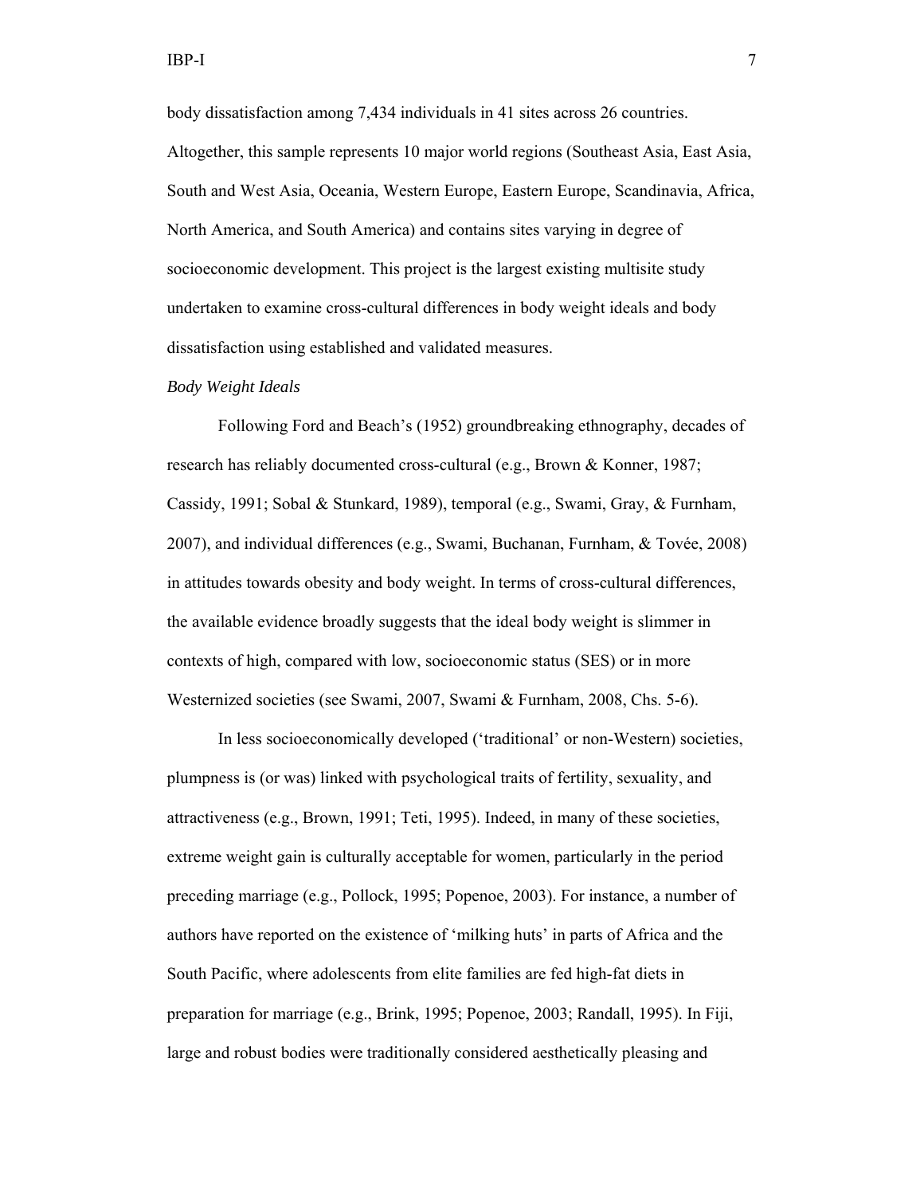body dissatisfaction among 7,434 individuals in 41 sites across 26 countries. Altogether, this sample represents 10 major world regions (Southeast Asia, East Asia, South and West Asia, Oceania, Western Europe, Eastern Europe, Scandinavia, Africa, North America, and South America) and contains sites varying in degree of socioeconomic development. This project is the largest existing multisite study undertaken to examine cross-cultural differences in body weight ideals and body dissatisfaction using established and validated measures.

*Body Weight Ideals*

Following Ford and Beach's (1952) groundbreaking ethnography, decades of research has reliably documented cross-cultural (e.g., Brown & Konner, 1987; Cassidy, 1991; Sobal & Stunkard, 1989), temporal (e.g., Swami, Gray, & Furnham, 2007), and individual differences (e.g., Swami, Buchanan, Furnham, & Tovée, 2008) in attitudes towards obesity and body weight. In terms of cross-cultural differences, the available evidence broadly suggests that the ideal body weight is slimmer in contexts of high, compared with low, socioeconomic status (SES) or in more Westernized societies (see Swami, 2007, Swami & Furnham, 2008, Chs. 5-6).

In less socioeconomically developed ('traditional' or non-Western) societies, plumpness is (or was) linked with psychological traits of fertility, sexuality, and attractiveness (e.g., Brown, 1991; Teti, 1995). Indeed, in many of these societies, extreme weight gain is culturally acceptable for women, particularly in the period preceding marriage (e.g., Pollock, 1995; Popenoe, 2003). For instance, a number of authors have reported on the existence of 'milking huts' in parts of Africa and the South Pacific, where adolescents from elite families are fed high-fat diets in preparation for marriage (e.g., Brink, 1995; Popenoe, 2003; Randall, 1995). In Fiji, large and robust bodies were traditionally considered aesthetically pleasing and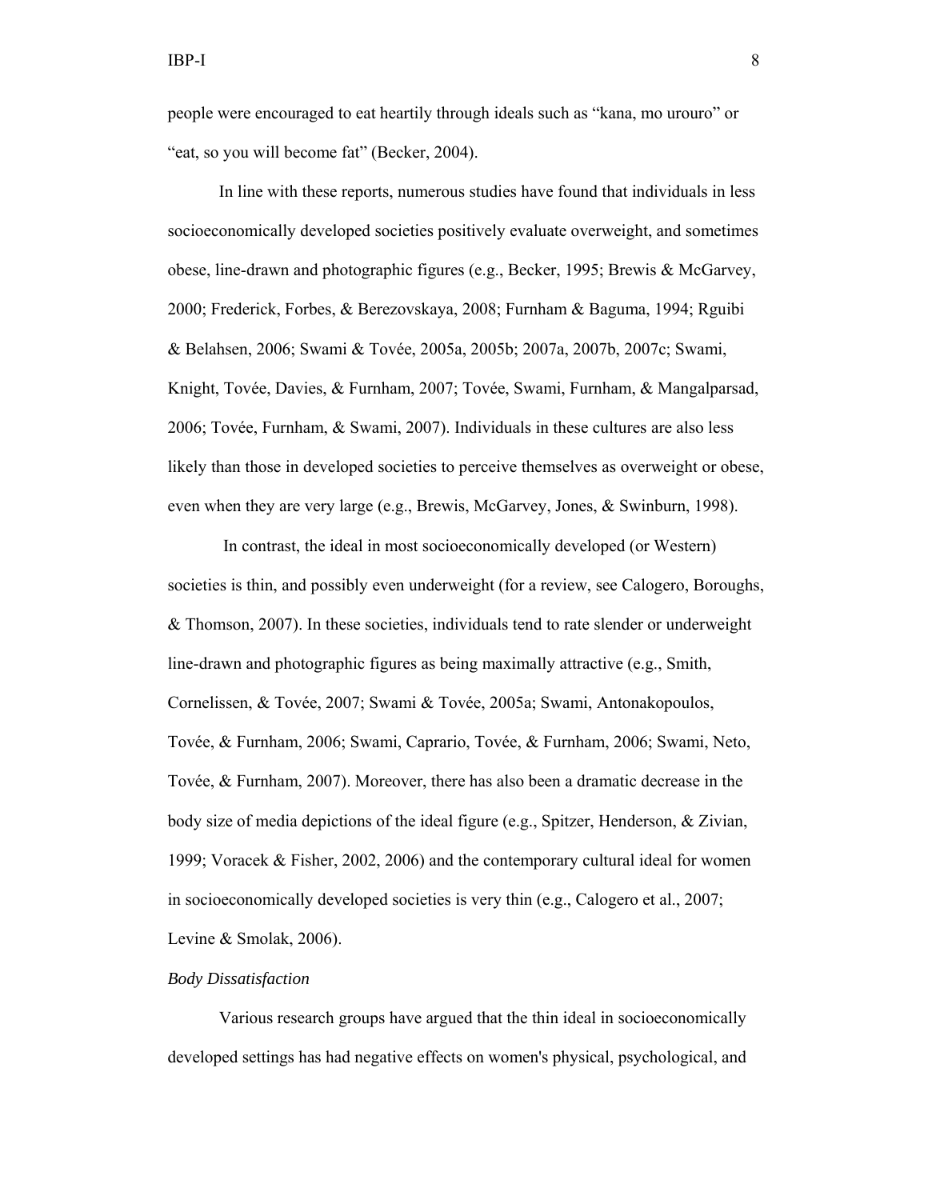people were encouraged to eat heartily through ideals such as "kana, mo urouro" or "eat, so you will become fat" (Becker, 2004).

In line with these reports, numerous studies have found that individuals in less socioeconomically developed societies positively evaluate overweight, and sometimes obese, line-drawn and photographic figures (e.g., Becker, 1995; Brewis & McGarvey, 2000; Frederick, Forbes, & Berezovskaya, 2008; Furnham & Baguma, 1994; Rguibi & Belahsen, 2006; Swami & Tovée, 2005a, 2005b; 2007a, 2007b, 2007c; Swami, Knight, Tovée, Davies, & Furnham, 2007; Tovée, Swami, Furnham, & Mangalparsad, 2006; Tovée, Furnham, & Swami, 2007). Individuals in these cultures are also less likely than those in developed societies to perceive themselves as overweight or obese, even when they are very large (e.g., Brewis, McGarvey, Jones, & Swinburn, 1998).

In contrast, the ideal in most socioeconomically developed (or Western) societies is thin, and possibly even underweight (for a review, see Calogero, Boroughs, & Thomson, 2007). In these societies, individuals tend to rate slender or underweight line-drawn and photographic figures as being maximally attractive (e.g., Smith, Cornelissen, & Tovée, 2007; Swami & Tovée, 2005a; Swami, Antonakopoulos, Tovée, & Furnham, 2006; Swami, Caprario, Tovée, & Furnham, 2006; Swami, Neto, Tovée, & Furnham, 2007). Moreover, there has also been a dramatic decrease in the body size of media depictions of the ideal figure (e.g., Spitzer, Henderson, & Zivian, 1999; Voracek & Fisher, 2002, 2006) and the contemporary cultural ideal for women in socioeconomically developed societies is very thin (e.g., Calogero et al., 2007; Levine & Smolak, 2006).

*Body Dissatisfaction*

Various research groups have argued that the thin ideal in socioeconomically developed settings has had negative effects on women's physical, psychological, and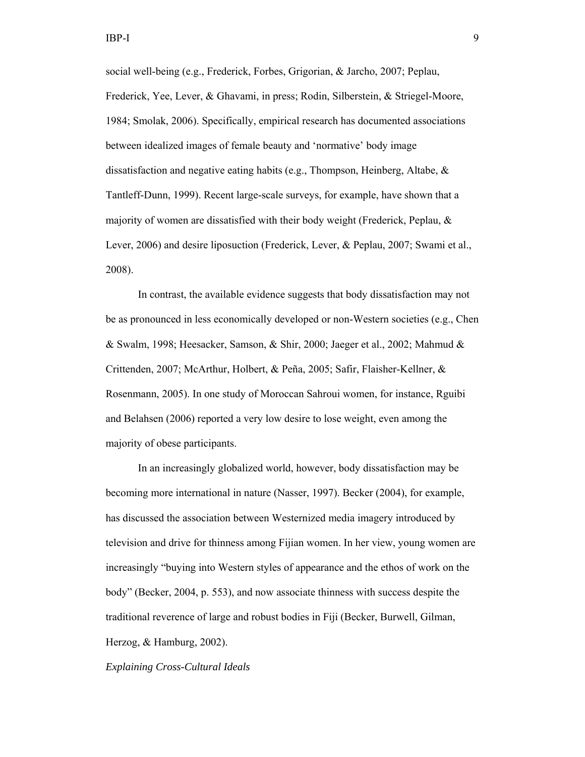social well-being (e.g., Frederick, Forbes, Grigorian, & Jarcho, 2007; Peplau, Frederick, Yee, Lever, & Ghavami, in press; Rodin, Silberstein, & Striegel-Moore, 1984; Smolak, 2006). Specifically, empirical research has documented associations between idealized images of female beauty and 'normative' body image dissatisfaction and negative eating habits (e.g., Thompson, Heinberg, Altabe, & Tantleff-Dunn, 1999). Recent large-scale surveys, for example, have shown that a majority of women are dissatisfied with their body weight (Frederick, Peplau, & Lever, 2006) and desire liposuction (Frederick, Lever, & Peplau, 2007; Swami et al., 2008).

In contrast, the available evidence suggests that body dissatisfaction may not be as pronounced in less economically developed or non-Western societies (e.g., Chen & Swalm, 1998; Heesacker, Samson, & Shir, 2000; Jaeger et al., 2002; Mahmud & Crittenden, 2007; McArthur, Holbert, & Peña, 2005; Safir, Flaisher-Kellner, & Rosenmann, 2005). In one study of Moroccan Sahroui women, for instance, Rguibi and Belahsen (2006) reported a very low desire to lose weight, even among the majority of obese participants.

In an increasingly globalized world, however, body dissatisfaction may be becoming more international in nature (Nasser, 1997). Becker (2004), for example, has discussed the association between Westernized media imagery introduced by television and drive for thinness among Fijian women. In her view, young women are increasingly "buying into Western styles of appearance and the ethos of work on the body" (Becker, 2004, p. 553), and now associate thinness with success despite the traditional reverence of large and robust bodies in Fiji (Becker, Burwell, Gilman, Herzog, & Hamburg, 2002).

*Explaining Cross-Cultural Ideals*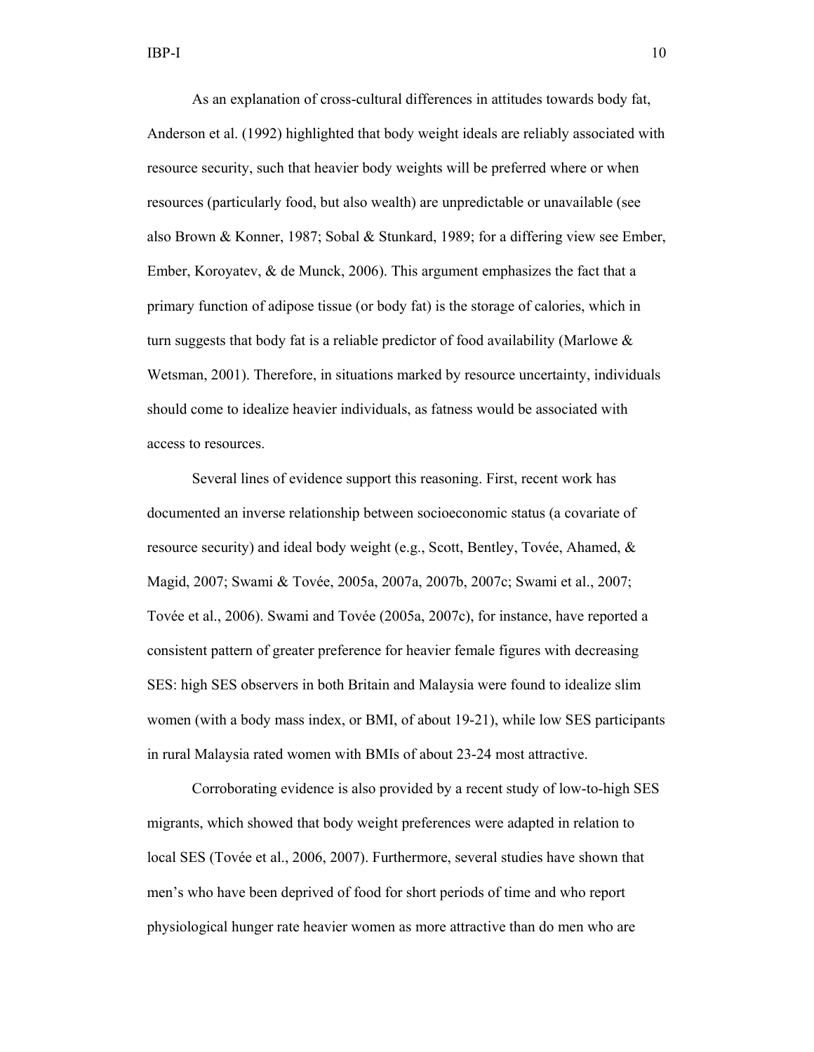As an explanation of cross-cultural differences in attitudes towards body fat, Anderson et al. (1992) highlighted that body weight ideals are reliably associated with resource security, such that heavier body weights will be preferred where or when resources (particularly food, but also wealth) are unpredictable or unavailable (see also Brown & Konner, 1987; Sobal & Stunkard, 1989; for a differing view see Ember, Ember, Koroyatev, & de Munck, 2006). This argument emphasizes the fact that a primary function of adipose tissue (or body fat) is the storage of calories, which in turn suggests that body fat is a reliable predictor of food availability (Marlowe & Wetsman, 2001). Therefore, in situations marked by resource uncertainty, individuals should come to idealize heavier individuals, as fatness would be associated with access to resources.

Several lines of evidence support this reasoning. First, recent work has documented an inverse relationship between socioeconomic status (a covariate of resource security) and ideal body weight (e.g., Scott, Bentley, Tovée, Ahamed, & Magid, 2007; Swami & Tovée, 2005a, 2007a, 2007b, 2007c; Swami et al., 2007; Tovée et al., 2006). Swami and Tovée (2005a, 2007c), for instance, have reported a consistent pattern of greater preference for heavier female figures with decreasing SES: high SES observers in both Britain and Malaysia were found to idealize slim women (with a body mass index, or BMI, of about 19-21), while low SES participants in rural Malaysia rated women with BMIs of about 23-24 most attractive.

Corroborating evidence is also provided by a recent study of low-to-high SES migrants, which showed that body weight preferences were adapted in relation to local SES (Tovée et al., 2006, 2007). Furthermore, several studies have shown that men's who have been deprived of food for short periods of time and who report physiological hunger rate heavier women as more attractive than do men who are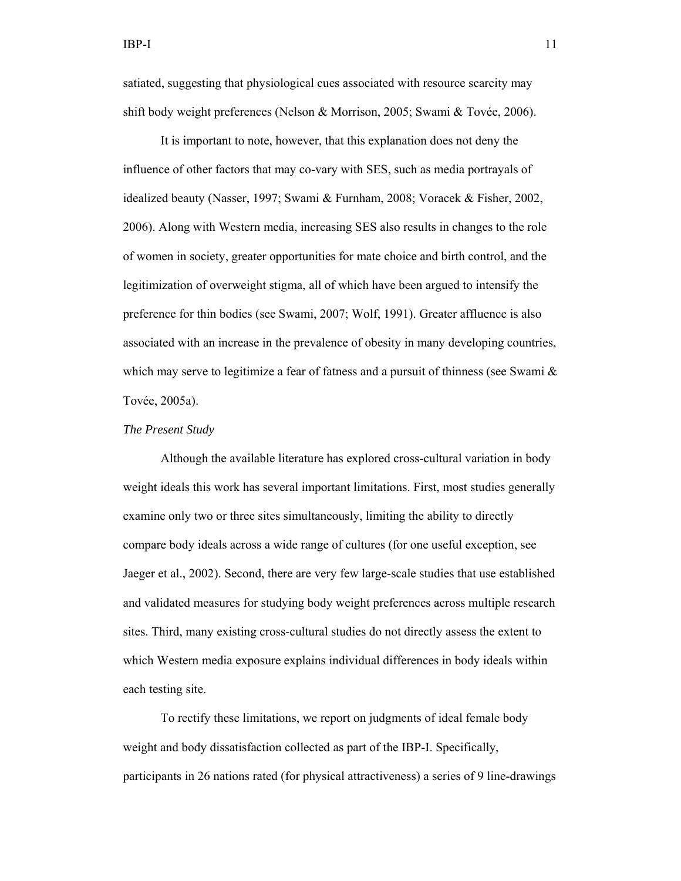satiated, suggesting that physiological cues associated with resource scarcity may shift body weight preferences (Nelson & Morrison, 2005; Swami & Tovée, 2006).

It is important to note, however, that this explanation does not deny the influence of other factors that may co-vary with SES, such as media portrayals of idealized beauty (Nasser, 1997; Swami & Furnham, 2008; Voracek & Fisher, 2002, 2006). Along with Western media, increasing SES also results in changes to the role of women in society, greater opportunities for mate choice and birth control, and the legitimization of overweight stigma, all of which have been argued to intensify the preference for thin bodies (see Swami, 2007; Wolf, 1991). Greater affluence is also associated with an increase in the prevalence of obesity in many developing countries, which may serve to legitimize a fear of fatness and a pursuit of thinness (see Swami & Tovée, 2005a).

### *The Present Study*

Although the available literature has explored cross-cultural variation in body weight ideals this work has several important limitations. First, most studies generally examine only two or three sites simultaneously, limiting the ability to directly compare body ideals across a wide range of cultures (for one useful exception, see Jaeger et al., 2002). Second, there are very few large-scale studies that use established and validated measures for studying body weight preferences across multiple research sites. Third, many existing cross-cultural studies do not directly assess the extent to which Western media exposure explains individual differences in body ideals within each testing site.

To rectify these limitations, we report on judgments of ideal female body weight and body dissatisfaction collected as part of the IBP-I. Specifically, participants in 26 nations rated (for physical attractiveness) a series of 9 line-drawings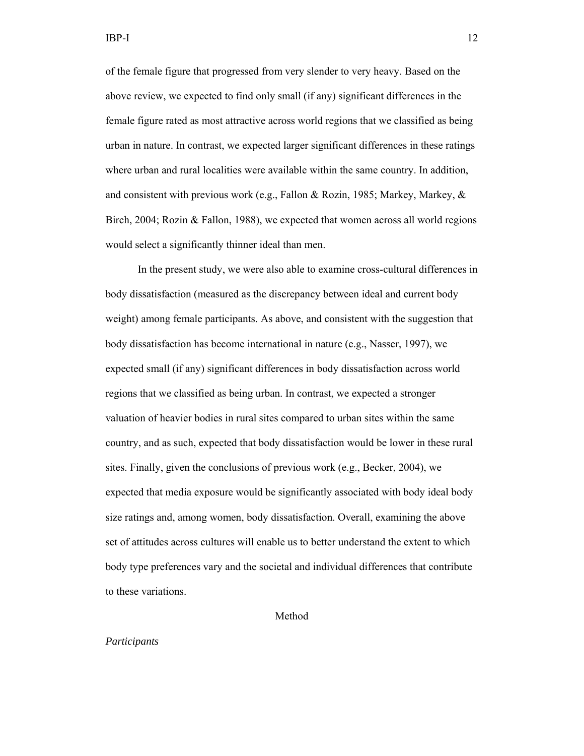of the female figure that progressed from very slender to very heavy. Based on the above review, we expected to find only small (if any) significant differences in the female figure rated as most attractive across world regions that we classified as being urban in nature. In contrast, we expected larger significant differences in these ratings where urban and rural localities were available within the same country. In addition, and consistent with previous work (e.g., Fallon & Rozin, 1985; Markey, Markey, & Birch, 2004; Rozin & Fallon, 1988), we expected that women across all world regions would select a significantly thinner ideal than men.

In the present study, we were also able to examine cross-cultural differences in body dissatisfaction (measured as the discrepancy between ideal and current body weight) among female participants. As above, and consistent with the suggestion that body dissatisfaction has become international in nature (e.g., Nasser, 1997), we expected small (if any) significant differences in body dissatisfaction across world regions that we classified as being urban. In contrast, we expected a stronger valuation of heavier bodies in rural sites compared to urban sites within the same country, and as such, expected that body dissatisfaction would be lower in these rural sites. Finally, given the conclusions of previous work (e.g., Becker, 2004), we expected that media exposure would be significantly associated with body ideal body size ratings and, among women, body dissatisfaction. Overall, examining the above set of attitudes across cultures will enable us to better understand the extent to which body type preferences vary and the societal and individual differences that contribute to these variations.

# Method

## *Participants*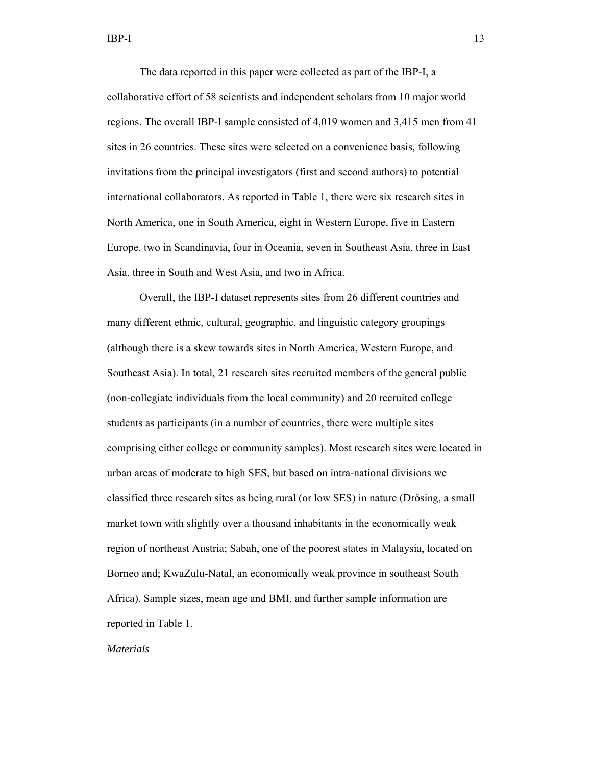The data reported in this paper were collected as part of the IBP-I, a collaborative effort of 58 scientists and independent scholars from 10 major world regions. The overall IBP-I sample consisted of 4,019 women and 3,415 men from 41 sites in 26 countries. These sites were selected on a convenience basis, following invitations from the principal investigators (first and second authors) to potential international collaborators. As reported in Table 1, there were six research sites in North America, one in South America, eight in Western Europe, five in Eastern Europe, two in Scandinavia, four in Oceania, seven in Southeast Asia, three in East Asia, three in South and West Asia, and two in Africa.

Overall, the IBP-I dataset represents sites from 26 different countries and many different ethnic, cultural, geographic, and linguistic category groupings (although there is a skew towards sites in North America, Western Europe, and Southeast Asia). In total, 21 research sites recruited members of the general public (non-collegiate individuals from the local community) and 20 recruited college students as participants (in a number of countries, there were multiple sites comprising either college or community samples). Most research sites were located in urban areas of moderate to high SES, but based on intra-national divisions we classified three research sites as being rural (or low SES) in nature (Drösing, a small market town with slightly over a thousand inhabitants in the economically weak region of northeast Austria; Sabah, one of the poorest states in Malaysia, located on Borneo and; KwaZulu-Natal, an economically weak province in southeast South Africa). Sample sizes, mean age and BMI, and further sample information are reported in Table 1.

*Materials*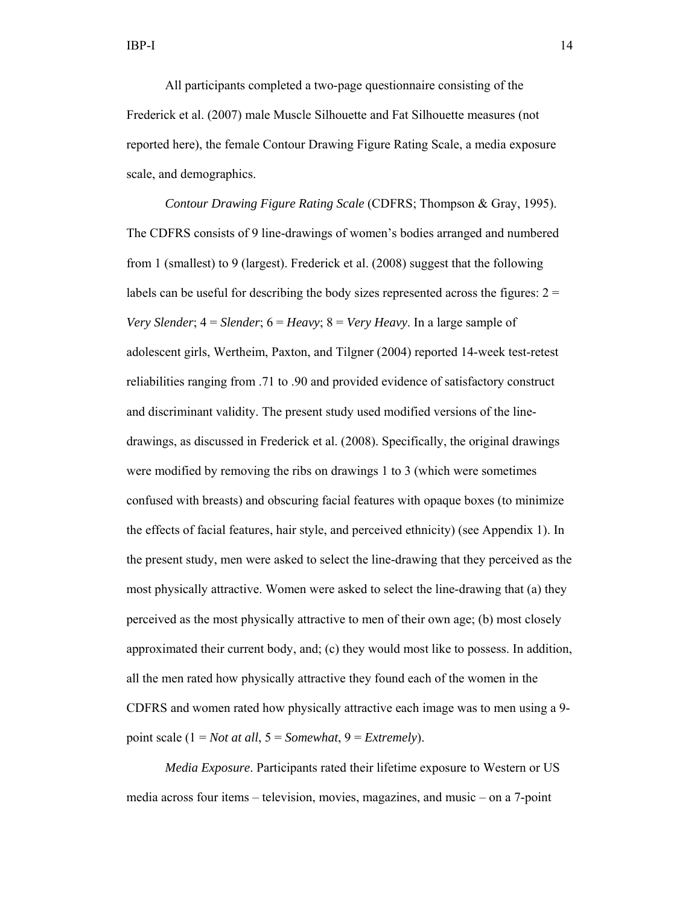All participants completed a two-page questionnaire consisting of the Frederick et al. (2007) male Muscle Silhouette and Fat Silhouette measures (not reported here), the female Contour Drawing Figure Rating Scale, a media exposure scale, and demographics.

*Contour Drawing Figure Rating Scale* (CDFRS; Thompson & Gray, 1995). The CDFRS consists of 9 line-drawings of women's bodies arranged and numbered from 1 (smallest) to 9 (largest). Frederick et al. (2008) suggest that the following labels can be useful for describing the body sizes represented across the figures: 2 = *Very Slender*; 4 = *Slender*; 6 = *Heavy*; 8 = *Very Heavy*. In a large sample of adolescent girls, Wertheim, Paxton, and Tilgner (2004) reported 14-week test-retest reliabilities ranging from .71 to .90 and provided evidence of satisfactory construct and discriminant validity. The present study used modified versions of the line-drawings, as discussed in Frederick et al. (2008). Specifically, the original drawings were modified by removing the ribs on drawings 1 to 3 (which were sometimes confused with breasts) and obscuring facial features with opaque boxes (to minimize the effects of facial features, hair style, and perceived ethnicity) (see Appendix 1). In the present study, men were asked to select the line-drawing that they perceived as the most physically attractive. Women were asked to select the line-drawing that (a) they perceived as the most physically attractive to men of their own age; (b) most closely approximated their current body, and; (c) they would most like to possess. In addition, all the men rated how physically attractive they found each of the women in the CDFRS and women rated how physically attractive each image was to men using a 9-point scale (1 = *Not at all*, 5 = *Somewhat*, 9 = *Extremely*).

*Media Exposure*. Participants rated their lifetime exposure to Western or US media across four items – television, movies, magazines, and music – on a 7-point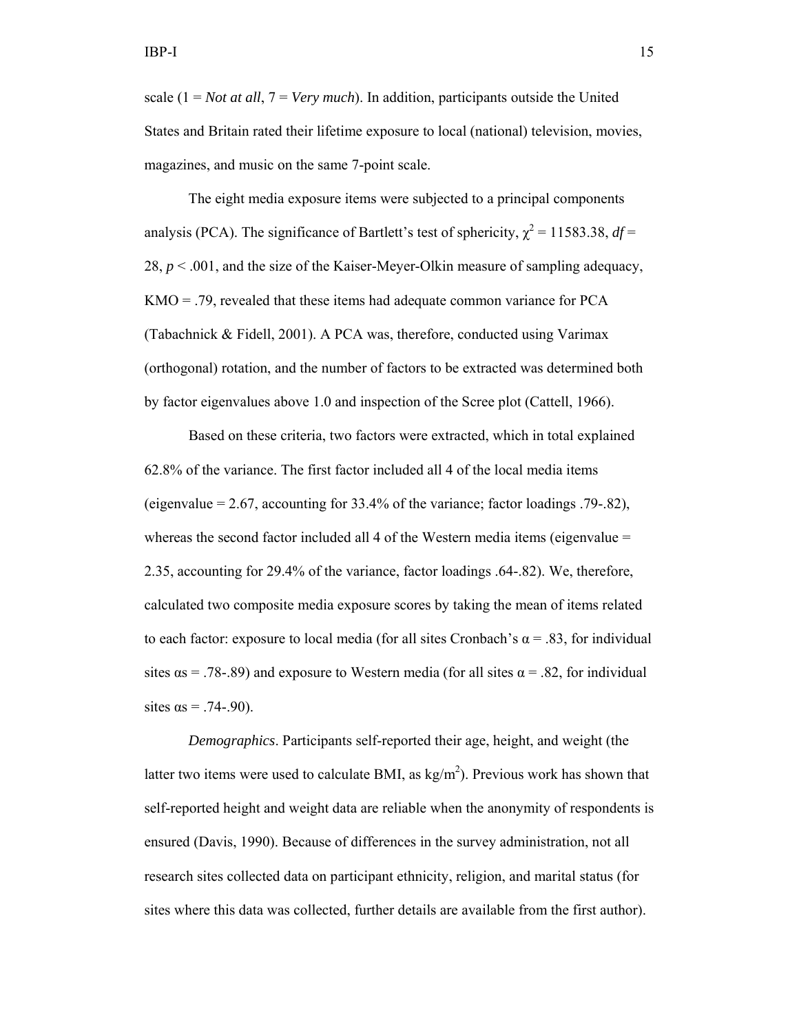scale (1 = *Not at all*, 7 = *Very much*). In addition, participants outside the United States and Britain rated their lifetime exposure to local (national) television, movies, magazines, and music on the same 7-point scale.

The eight media exposure items were subjected to a principal components analysis (PCA). The significance of Bartlett's test of sphericity, $\chi^2 = 11583.38$, $df = 28$, $p < .001$, and the size of the Kaiser-Meyer-Olkin measure of sampling adequacy, KMO = .79, revealed that these items had adequate common variance for PCA (Tabachnick & Fidell, 2001). A PCA was, therefore, conducted using Varimax (orthogonal) rotation, and the number of factors to be extracted was determined both by factor eigenvalues above 1.0 and inspection of the Scree plot (Cattell, 1966).

Based on these criteria, two factors were extracted, which in total explained 62.8% of the variance. The first factor included all 4 of the local media items (eigenvalue = 2.67, accounting for 33.4% of the variance; factor loadings .79-.82), whereas the second factor included all 4 of the Western media items (eigenvalue = 2.35, accounting for 29.4% of the variance, factor loadings .64-.82). We, therefore, calculated two composite media exposure scores by taking the mean of items related to each factor: exposure to local media (for all sites Cronbach's $\alpha = .83$, for individual sites $\alpha$s = .78-.89) and exposure to Western media (for all sites $\alpha = .82$, for individual sites $\alpha$s = .74-.90).

*Demographics*. Participants self-reported their age, height, and weight (the latter two items were used to calculate BMI, as $kg/m^2$). Previous work has shown that self-reported height and weight data are reliable when the anonymity of respondents is ensured (Davis, 1990). Because of differences in the survey administration, not all research sites collected data on participant ethnicity, religion, and marital status (for sites where this data was collected, further details are available from the first author).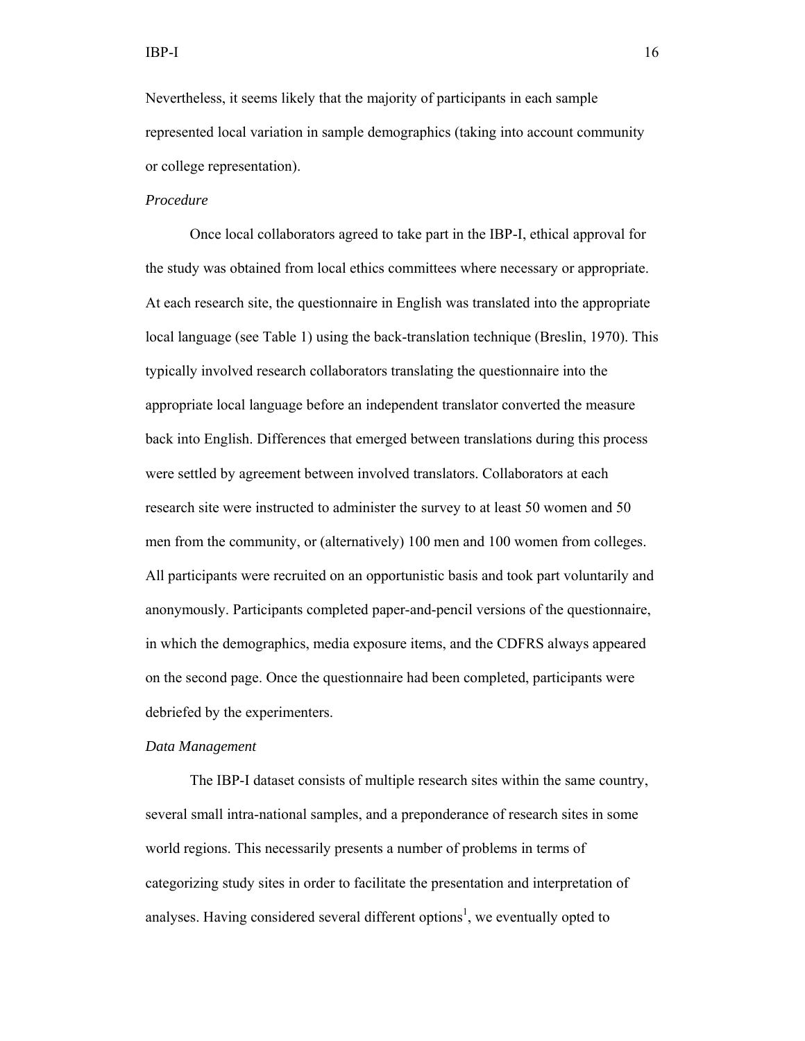Nevertheless, it seems likely that the majority of participants in each sample represented local variation in sample demographics (taking into account community or college representation).

*Procedure*

Once local collaborators agreed to take part in the IBP-I, ethical approval for the study was obtained from local ethics committees where necessary or appropriate. At each research site, the questionnaire in English was translated into the appropriate local language (see Table 1) using the back-translation technique (Breslin, 1970). This typically involved research collaborators translating the questionnaire into the appropriate local language before an independent translator converted the measure back into English. Differences that emerged between translations during this process were settled by agreement between involved translators. Collaborators at each research site were instructed to administer the survey to at least 50 women and 50 men from the community, or (alternatively) 100 men and 100 women from colleges. All participants were recruited on an opportunistic basis and took part voluntarily and anonymously. Participants completed paper-and-pencil versions of the questionnaire, in which the demographics, media exposure items, and the CDFRS always appeared on the second page. Once the questionnaire had been completed, participants were debriefed by the experimenters.

*Data Management*

The IBP-I dataset consists of multiple research sites within the same country, several small intra-national samples, and a preponderance of research sites in some world regions. This necessarily presents a number of problems in terms of categorizing study sites in order to facilitate the presentation and interpretation of analyses. Having considered several different options[1], we eventually opted to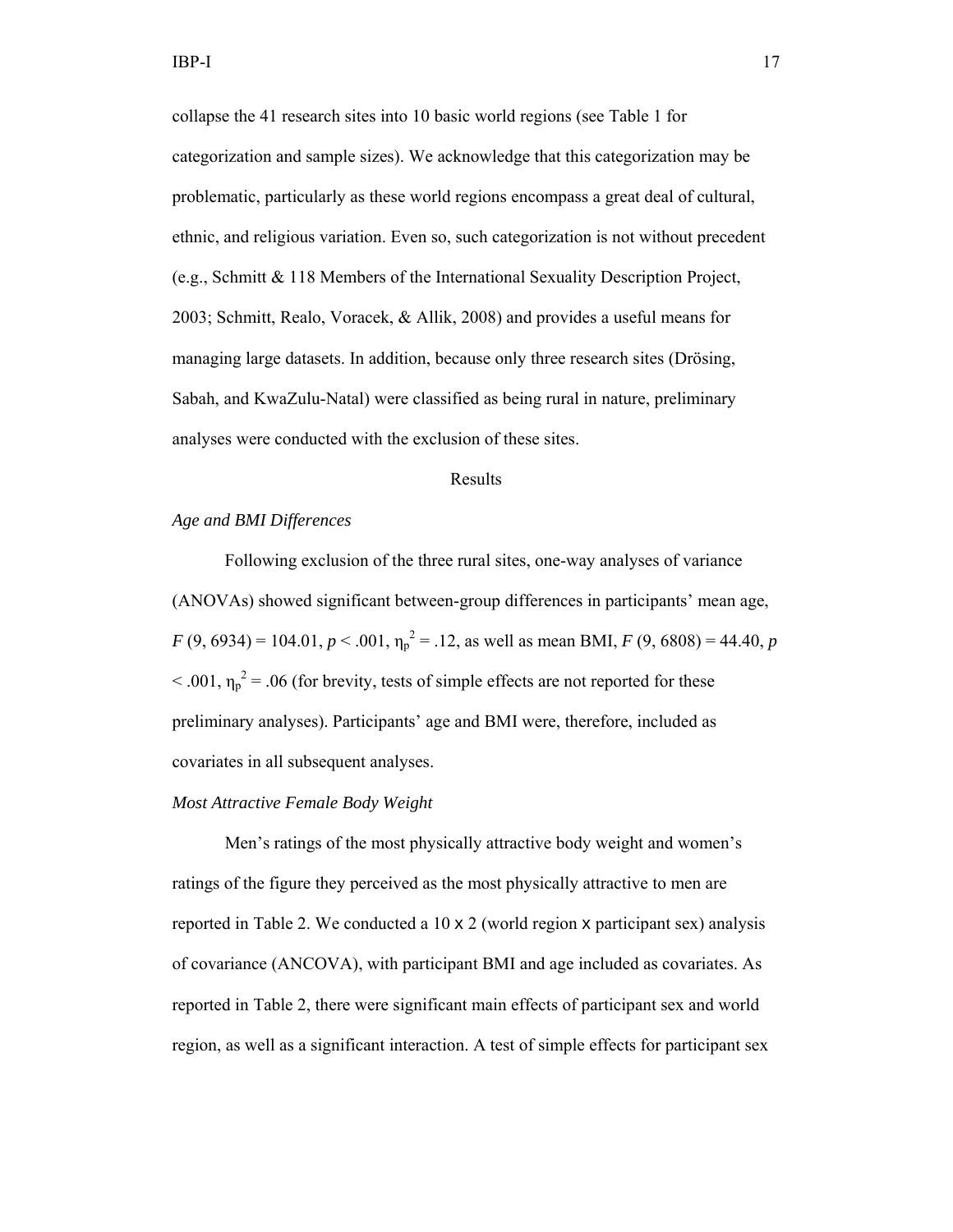collapse the 41 research sites into 10 basic world regions (see Table 1 for categorization and sample sizes). We acknowledge that this categorization may be problematic, particularly as these world regions encompass a great deal of cultural, ethnic, and religious variation. Even so, such categorization is not without precedent (e.g., Schmitt & 118 Members of the International Sexuality Description Project, 2003; Schmitt, Realo, Voracek, & Allik, 2008) and provides a useful means for managing large datasets. In addition, because only three research sites (Drösing, Sabah, and KwaZulu-Natal) were classified as being rural in nature, preliminary analyses were conducted with the exclusion of these sites.

## Results

### *Age and BMI Differences*

Following exclusion of the three rural sites, one-way analyses of variance (ANOVAs) showed significant between-group differences in participants' mean age, $F$ (9, 6934) = 104.01, $p < .001$, $\eta_p^2 = .12$, as well as mean BMI, $F$ (9, 6808) = 44.40, $p < .001$, $\eta_p^2 = .06$ (for brevity, tests of simple effects are not reported for these preliminary analyses). Participants' age and BMI were, therefore, included as covariates in all subsequent analyses.

### *Most Attractive Female Body Weight*

Men's ratings of the most physically attractive body weight and women's ratings of the figure they perceived as the most physically attractive to men are reported in Table 2. We conducted a 10 x 2 (world region x participant sex) analysis of covariance (ANCOVA), with participant BMI and age included as covariates. As reported in Table 2, there were significant main effects of participant sex and world region, as well as a significant interaction. A test of simple effects for participant sex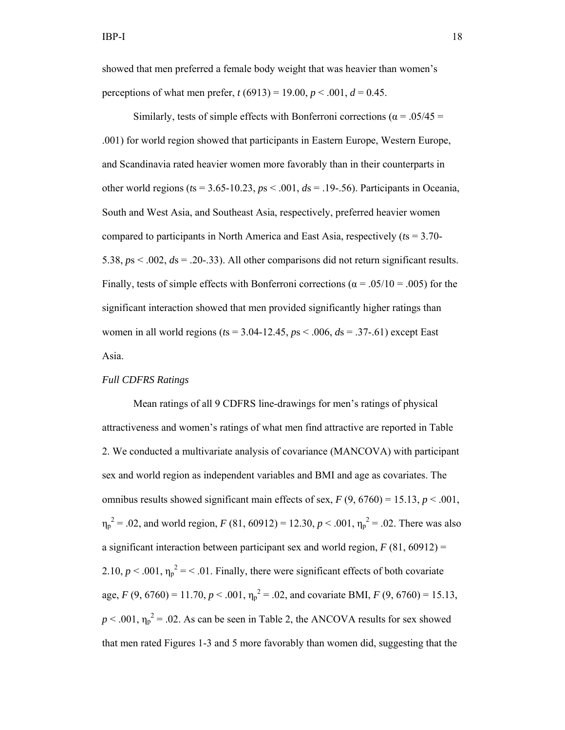showed that men preferred a female body weight that was heavier than women's perceptions of what men prefer, $t$ (6913) = 19.00, $p < .001$, $d = 0.45$.

Similarly, tests of simple effects with Bonferroni corrections ($\alpha = .05/45 = .001$) for world region showed that participants in Eastern Europe, Western Europe, and Scandinavia rated heavier women more favorably than in their counterparts in other world regions ($t$s = 3.65-10.23, $p$s < .001, $d$s = .19-.56). Participants in Oceania, South and West Asia, and Southeast Asia, respectively, preferred heavier women compared to participants in North America and East Asia, respectively ($t$s = 3.70-5.38, $p$s < .002, $d$s = .20-.33). All other comparisons did not return significant results. Finally, tests of simple effects with Bonferroni corrections ($\alpha = .05/10 = .005$) for the significant interaction showed that men provided significantly higher ratings than women in all world regions ($t$s = 3.04-12.45, $p$s < .006, $d$s = .37-.61) except East Asia.

*Full CDFRS Ratings*

Mean ratings of all 9 CDFRS line-drawings for men's ratings of physical attractiveness and women's ratings of what men find attractive are reported in Table 2. We conducted a multivariate analysis of covariance (MANCOVA) with participant sex and world region as independent variables and BMI and age as covariates. The omnibus results showed significant main effects of sex, $F$ (9, 6760) = 15.13, $p < .001$, $\eta_p^2 = .02$, and world region, $F$ (81, 60912) = 12.30, $p < .001$, $\eta_p^2 = .02$. There was also a significant interaction between participant sex and world region, $F$ (81, 60912) = 2.10, $p < .001$, $\eta_p^2 = < .01$. Finally, there were significant effects of both covariate age, $F$ (9, 6760) = 11.70, $p < .001$, $\eta_p^2 = .02$, and covariate BMI, $F$ (9, 6760) = 15.13, $p < .001$, $\eta_p^2 = .02$. As can be seen in Table 2, the ANCOVA results for sex showed that men rated Figures 1-3 and 5 more favorably than women did, suggesting that the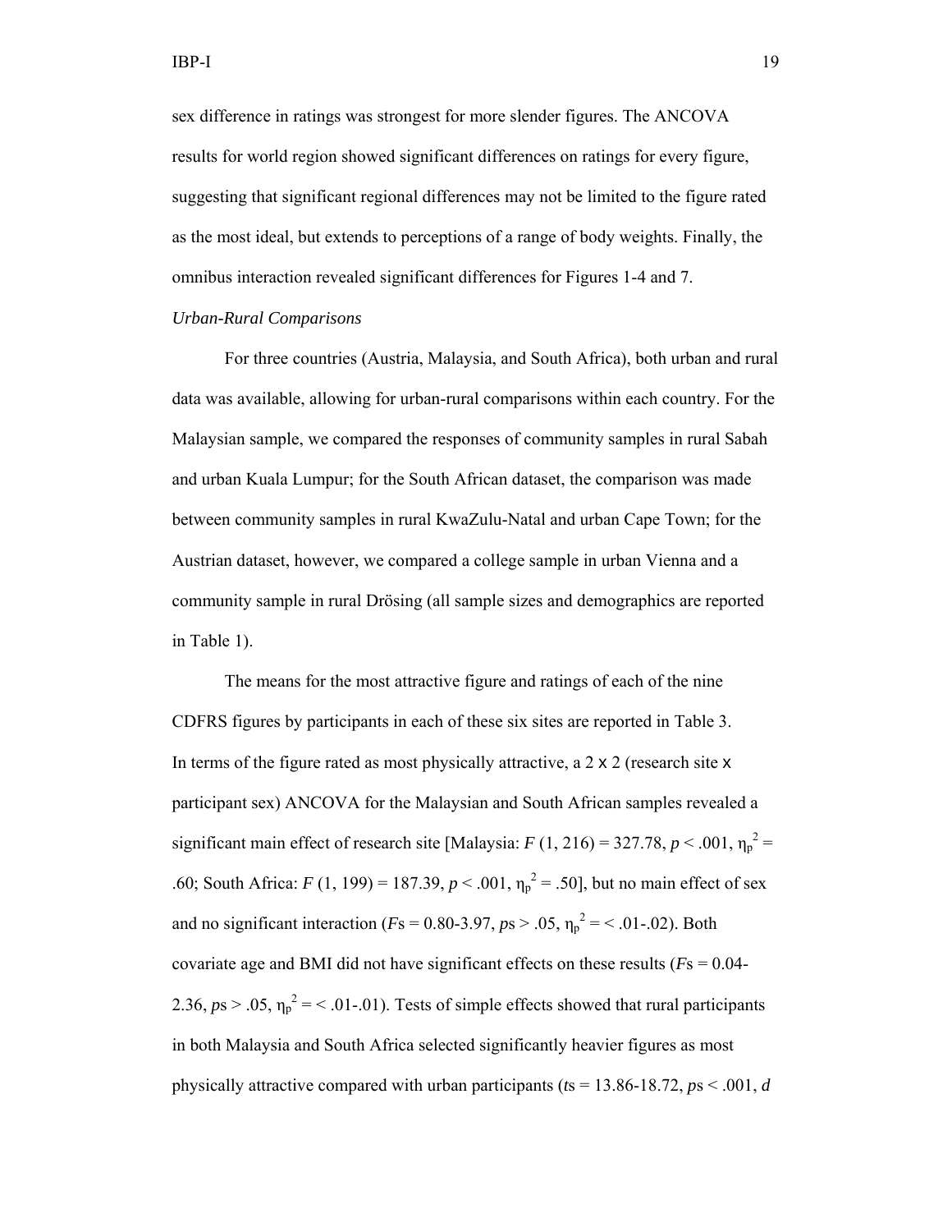sex difference in ratings was strongest for more slender figures. The ANCOVA results for world region showed significant differences on ratings for every figure, suggesting that significant regional differences may not be limited to the figure rated as the most ideal, but extends to perceptions of a range of body weights. Finally, the omnibus interaction revealed significant differences for Figures 1-4 and 7.

*Urban-Rural Comparisons*

For three countries (Austria, Malaysia, and South Africa), both urban and rural data was available, allowing for urban-rural comparisons within each country. For the Malaysian sample, we compared the responses of community samples in rural Sabah and urban Kuala Lumpur; for the South African dataset, the comparison was made between community samples in rural KwaZulu-Natal and urban Cape Town; for the Austrian dataset, however, we compared a college sample in urban Vienna and a community sample in rural Drösing (all sample sizes and demographics are reported in Table 1).

The means for the most attractive figure and ratings of each of the nine CDFRS figures by participants in each of these six sites are reported in Table 3. In terms of the figure rated as most physically attractive, a 2 x 2 (research site x participant sex) ANCOVA for the Malaysian and South African samples revealed a significant main effect of research site [Malaysia: $F$ (1, 216) = 327.78, $p < .001$, $\eta_p^2$ = .60; South Africa: $F$ (1, 199) = 187.39, $p < .001$, $\eta_p^2$ = .50], but no main effect of sex and no significant interaction ($F$s = 0.80-3.97, $p$s > .05, $\eta_p^2$ = < .01-.02). Both covariate age and BMI did not have significant effects on these results ($F$s = 0.04-2.36, $p$s > .05, $\eta_p^2$ = < .01-.01). Tests of simple effects showed that rural participants in both Malaysia and South Africa selected significantly heavier figures as most physically attractive compared with urban participants ($t$s = 13.86-18.72, $p$s < .001, $d$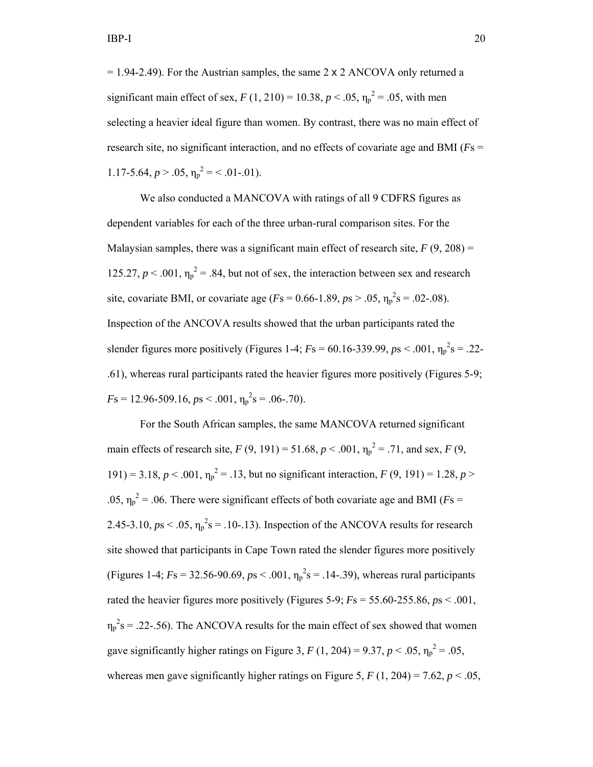= 1.94-2.49). For the Austrian samples, the same 2 x 2 ANCOVA only returned a significant main effect of sex, $F$ (1, 210) = 10.38, $p < .05$, $\eta_p^2 = .05$, with men selecting a heavier ideal figure than women. By contrast, there was no main effect of research site, no significant interaction, and no effects of covariate age and BMI ($F$s = 1.17-5.64, $p > .05$, $\eta_p^2$ = < .01-.01).

We also conducted a MANCOVA with ratings of all 9 CDFRS figures as dependent variables for each of the three urban-rural comparison sites. For the Malaysian samples, there was a significant main effect of research site, $F$ (9, 208) = 125.27, $p < .001$, $\eta_p^2 = .84$, but not of sex, the interaction between sex and research site, covariate BMI, or covariate age ($F$s = 0.66-1.89, $p$s > .05, $\eta_p^2$s = .02-.08). Inspection of the ANCOVA results showed that the urban participants rated the slender figures more positively (Figures 1-4; $F$s = 60.16-339.99, $p$s < .001, $\eta_p^2$s = .22-.61), whereas rural participants rated the heavier figures more positively (Figures 5-9; $F$s = 12.96-509.16, $p$s < .001, $\eta_p^2$s = .06-.70).

For the South African samples, the same MANCOVA returned significant main effects of research site, $F$ (9, 191) = 51.68, $p < .001$, $\eta_p^2 = .71$, and sex, $F$ (9, 191) = 3.18, $p < .001$, $\eta_p^2 = .13$, but no significant interaction, $F$ (9, 191) = 1.28, $p > .05$, $\eta_p^2 = .06$. There were significant effects of both covariate age and BMI ($F$s = 2.45-3.10, $p$s < .05, $\eta_p^2$s = .10-.13). Inspection of the ANCOVA results for research site showed that participants in Cape Town rated the slender figures more positively (Figures 1-4; $F$s = 32.56-90.69, $p$s < .001, $\eta_p^2$s = .14-.39), whereas rural participants rated the heavier figures more positively (Figures 5-9; $F$s = 55.60-255.86, $p$s < .001, $\eta_p^2$s = .22-.56). The ANCOVA results for the main effect of sex showed that women gave significantly higher ratings on Figure 3, $F$ (1, 204) = 9.37, $p < .05$, $\eta_p^2 = .05$, whereas men gave significantly higher ratings on Figure 5, $F$ (1, 204) = 7.62, $p < .05$,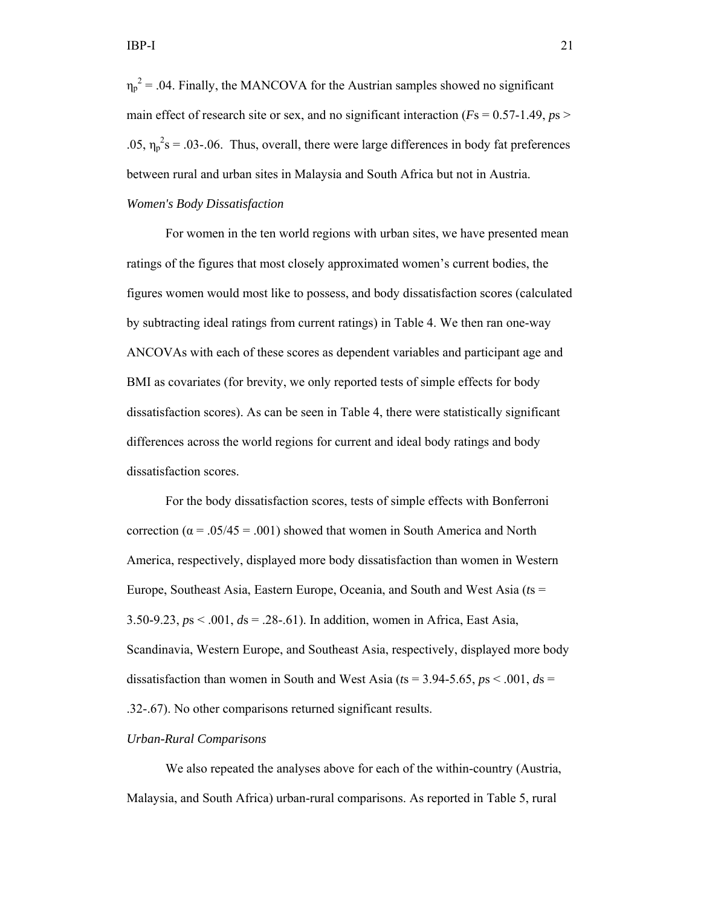$\eta_p^2 = .04$. Finally, the MANCOVA for the Austrian samples showed no significant main effect of research site or sex, and no significant interaction ($F$s = 0.57-1.49, $p$s > .05, $\eta_p^2$s = .03-.06. Thus, overall, there were large differences in body fat preferences between rural and urban sites in Malaysia and South Africa but not in Austria.

*Women's Body Dissatisfaction*

For women in the ten world regions with urban sites, we have presented mean ratings of the figures that most closely approximated women's current bodies, the figures women would most like to possess, and body dissatisfaction scores (calculated by subtracting ideal ratings from current ratings) in Table 4. We then ran one-way ANCOVAs with each of these scores as dependent variables and participant age and BMI as covariates (for brevity, we only reported tests of simple effects for body dissatisfaction scores). As can be seen in Table 4, there were statistically significant differences across the world regions for current and ideal body ratings and body dissatisfaction scores.

For the body dissatisfaction scores, tests of simple effects with Bonferroni correction ($\alpha = .05/45 = .001$) showed that women in South America and North America, respectively, displayed more body dissatisfaction than women in Western Europe, Southeast Asia, Eastern Europe, Oceania, and South and West Asia ($t$s = 3.50-9.23, $p$s < .001, $d$s = .28-.61). In addition, women in Africa, East Asia, Scandinavia, Western Europe, and Southeast Asia, respectively, displayed more body dissatisfaction than women in South and West Asia ($t$s = 3.94-5.65, $p$s < .001, $d$s = .32-.67). No other comparisons returned significant results.

*Urban-Rural Comparisons*

We also repeated the analyses above for each of the within-country (Austria, Malaysia, and South Africa) urban-rural comparisons. As reported in Table 5, rural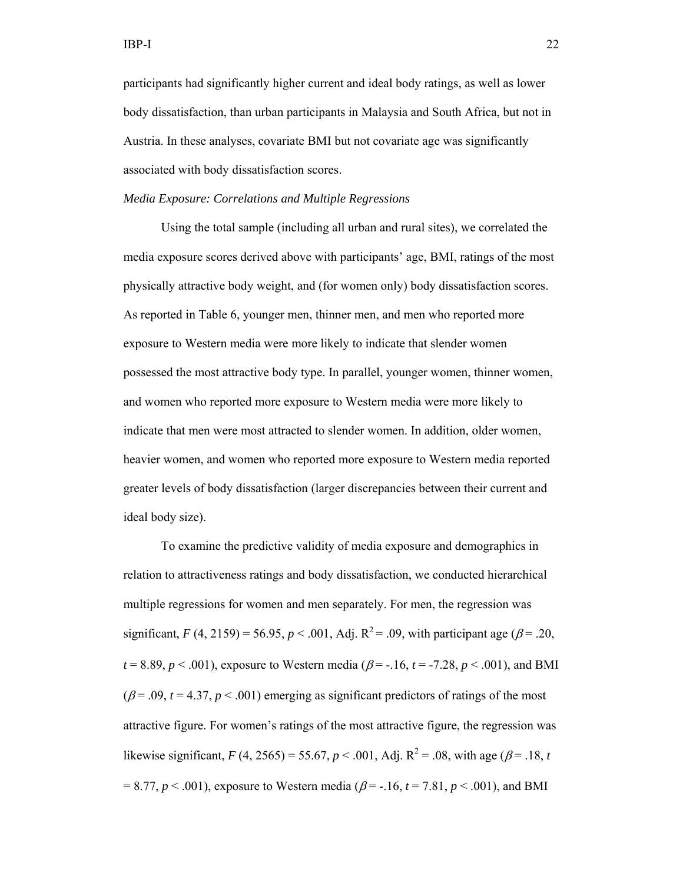participants had significantly higher current and ideal body ratings, as well as lower body dissatisfaction, than urban participants in Malaysia and South Africa, but not in Austria. In these analyses, covariate BMI but not covariate age was significantly associated with body dissatisfaction scores.

*Media Exposure: Correlations and Multiple Regressions*

Using the total sample (including all urban and rural sites), we correlated the media exposure scores derived above with participants' age, BMI, ratings of the most physically attractive body weight, and (for women only) body dissatisfaction scores. As reported in Table 6, younger men, thinner men, and men who reported more exposure to Western media were more likely to indicate that slender women possessed the most attractive body type. In parallel, younger women, thinner women, and women who reported more exposure to Western media were more likely to indicate that men were most attracted to slender women. In addition, older women, heavier women, and women who reported more exposure to Western media reported greater levels of body dissatisfaction (larger discrepancies between their current and ideal body size).

To examine the predictive validity of media exposure and demographics in relation to attractiveness ratings and body dissatisfaction, we conducted hierarchical multiple regressions for women and men separately. For men, the regression was significant, $F$ (4, 2159) = 56.95, $p$ < .001, Adj. $R^2$ = .09, with participant age ($\beta$ = .20, $t$ = 8.89, $p$ < .001), exposure to Western media ($\beta$ = -.16, $t$ = -7.28, $p$ < .001), and BMI ($\beta$ = .09, $t$ = 4.37, $p$ < .001) emerging as significant predictors of ratings of the most attractive figure. For women's ratings of the most attractive figure, the regression was likewise significant, $F$ (4, 2565) = 55.67, $p$ < .001, Adj. $R^2$ = .08, with age ($\beta$ = .18, $t$ = 8.77, $p$ < .001), exposure to Western media ($\beta$ = -.16, $t$ = 7.81, $p$ < .001), and BMI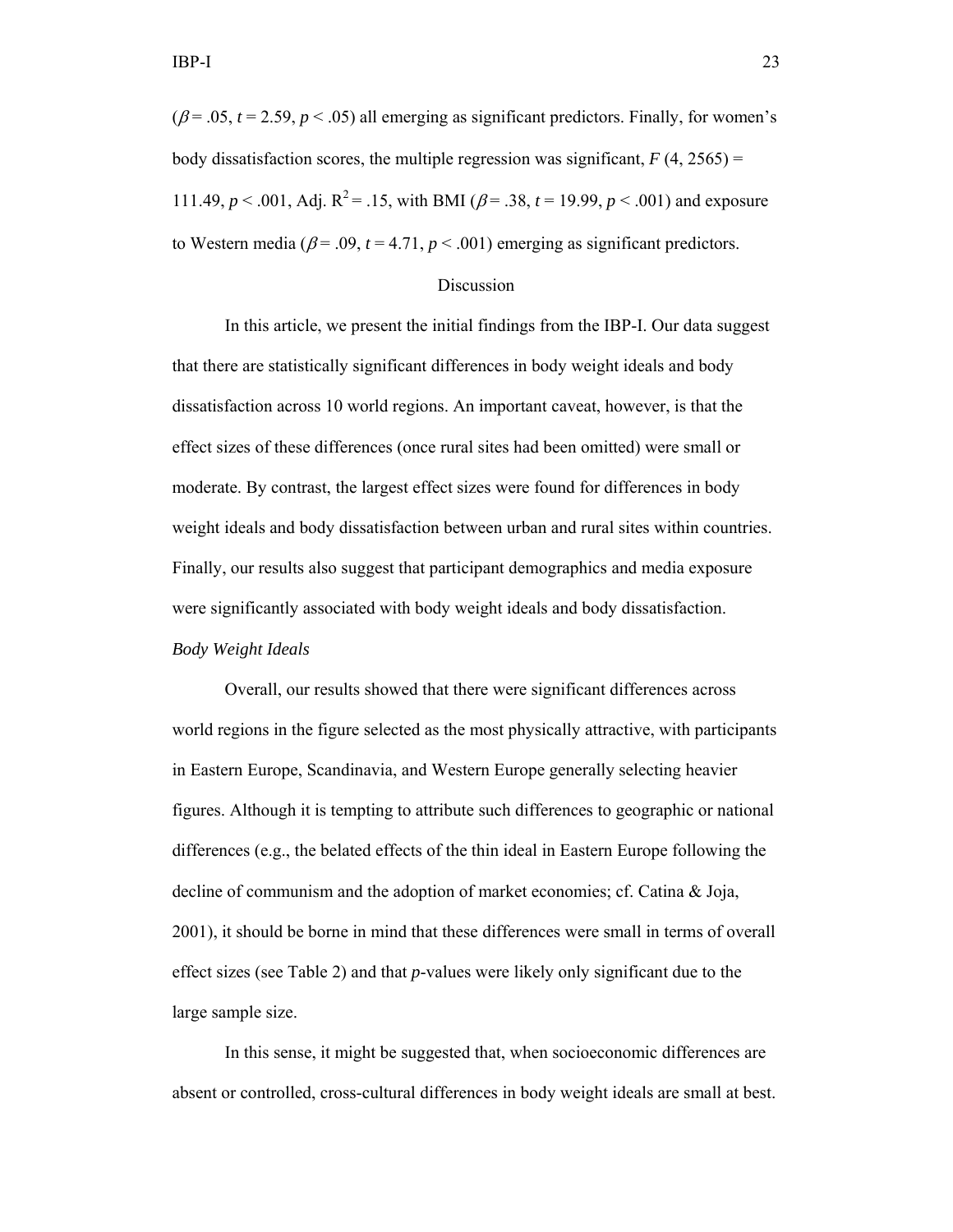($\beta = .05$, $t = 2.59$, $p < .05$) all emerging as significant predictors. Finally, for women's body dissatisfaction scores, the multiple regression was significant, $F$ (4, 2565) = 111.49, $p < .001$, Adj. $R^2 = .15$, with BMI ($\beta = .38$, $t = 19.99$, $p < .001$) and exposure to Western media ($\beta = .09$, $t = 4.71$, $p < .001$) emerging as significant predictors.

## Discussion

In this article, we present the initial findings from the IBP-I. Our data suggest that there are statistically significant differences in body weight ideals and body dissatisfaction across 10 world regions. An important caveat, however, is that the effect sizes of these differences (once rural sites had been omitted) were small or moderate. By contrast, the largest effect sizes were found for differences in body weight ideals and body dissatisfaction between urban and rural sites within countries. Finally, our results also suggest that participant demographics and media exposure were significantly associated with body weight ideals and body dissatisfaction.

### *Body Weight Ideals*

Overall, our results showed that there were significant differences across world regions in the figure selected as the most physically attractive, with participants in Eastern Europe, Scandinavia, and Western Europe generally selecting heavier figures. Although it is tempting to attribute such differences to geographic or national differences (e.g., the belated effects of the thin ideal in Eastern Europe following the decline of communism and the adoption of market economies; cf. Catina & Joja, 2001), it should be borne in mind that these differences were small in terms of overall effect sizes (see Table 2) and that $p$-values were likely only significant due to the large sample size.

In this sense, it might be suggested that, when socioeconomic differences are absent or controlled, cross-cultural differences in body weight ideals are small at best.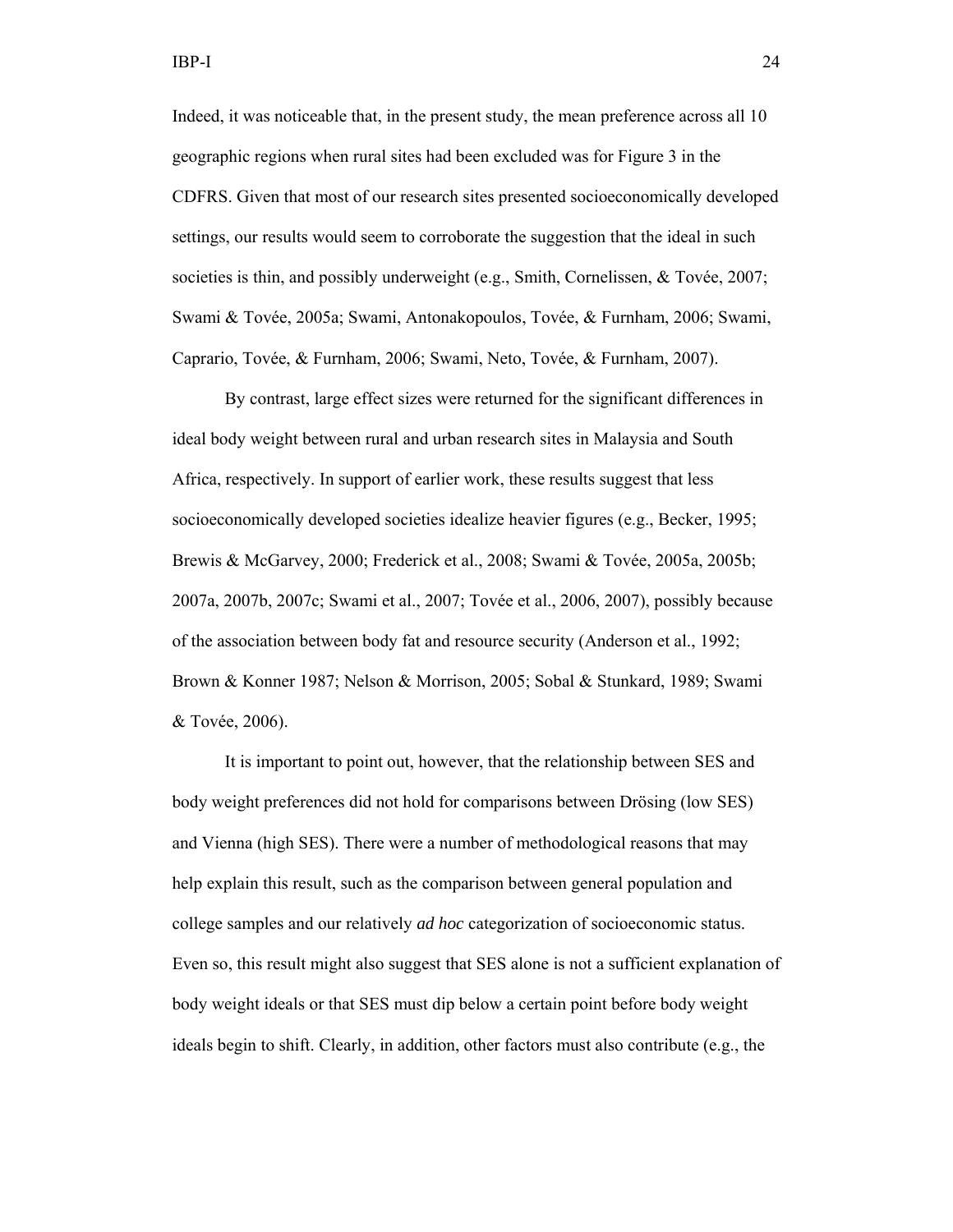Indeed, it was noticeable that, in the present study, the mean preference across all 10 geographic regions when rural sites had been excluded was for Figure 3 in the CDFRS. Given that most of our research sites presented socioeconomically developed settings, our results would seem to corroborate the suggestion that the ideal in such societies is thin, and possibly underweight (e.g., Smith, Cornelissen, & Tovée, 2007; Swami & Tovée, 2005a; Swami, Antonakopoulos, Tovée, & Furnham, 2006; Swami, Caprario, Tovée, & Furnham, 2006; Swami, Neto, Tovée, & Furnham, 2007).

By contrast, large effect sizes were returned for the significant differences in ideal body weight between rural and urban research sites in Malaysia and South Africa, respectively. In support of earlier work, these results suggest that less socioeconomically developed societies idealize heavier figures (e.g., Becker, 1995; Brewis & McGarvey, 2000; Frederick et al., 2008; Swami & Tovée, 2005a, 2005b; 2007a, 2007b, 2007c; Swami et al., 2007; Tovée et al., 2006, 2007), possibly because of the association between body fat and resource security (Anderson et al., 1992; Brown & Konner 1987; Nelson & Morrison, 2005; Sobal & Stunkard, 1989; Swami & Tovée, 2006).

It is important to point out, however, that the relationship between SES and body weight preferences did not hold for comparisons between Drösing (low SES) and Vienna (high SES). There were a number of methodological reasons that may help explain this result, such as the comparison between general population and college samples and our relatively *ad hoc* categorization of socioeconomic status. Even so, this result might also suggest that SES alone is not a sufficient explanation of body weight ideals or that SES must dip below a certain point before body weight ideals begin to shift. Clearly, in addition, other factors must also contribute (e.g., the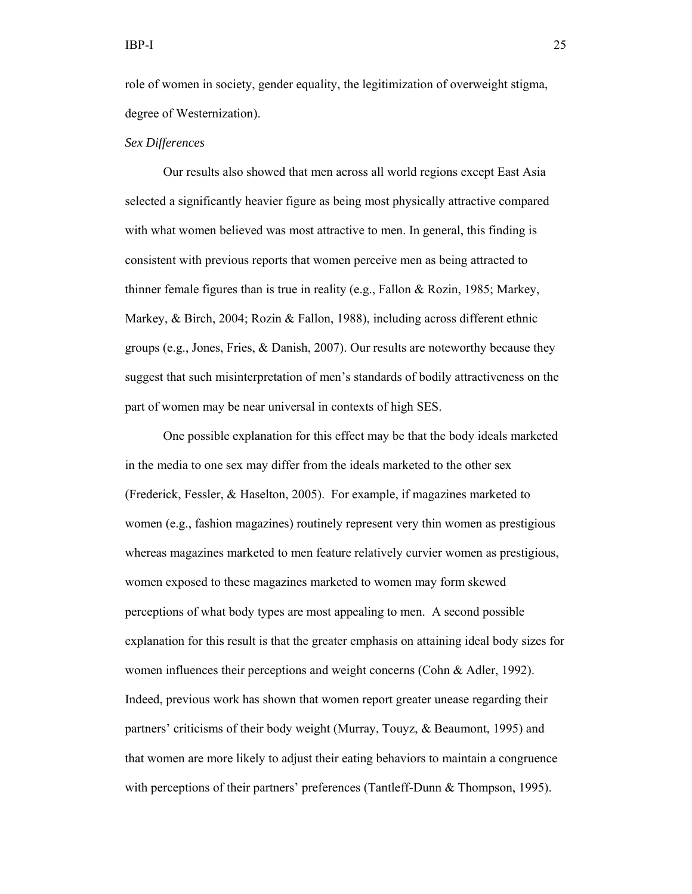role of women in society, gender equality, the legitimization of overweight stigma, degree of Westernization).

*Sex Differences*

Our results also showed that men across all world regions except East Asia selected a significantly heavier figure as being most physically attractive compared with what women believed was most attractive to men. In general, this finding is consistent with previous reports that women perceive men as being attracted to thinner female figures than is true in reality (e.g., Fallon & Rozin, 1985; Markey, Markey, & Birch, 2004; Rozin & Fallon, 1988), including across different ethnic groups (e.g., Jones, Fries, & Danish, 2007). Our results are noteworthy because they suggest that such misinterpretation of men's standards of bodily attractiveness on the part of women may be near universal in contexts of high SES.

One possible explanation for this effect may be that the body ideals marketed in the media to one sex may differ from the ideals marketed to the other sex (Frederick, Fessler, & Haselton, 2005). For example, if magazines marketed to women (e.g., fashion magazines) routinely represent very thin women as prestigious whereas magazines marketed to men feature relatively curvier women as prestigious, women exposed to these magazines marketed to women may form skewed perceptions of what body types are most appealing to men. A second possible explanation for this result is that the greater emphasis on attaining ideal body sizes for women influences their perceptions and weight concerns (Cohn & Adler, 1992). Indeed, previous work has shown that women report greater unease regarding their partners' criticisms of their body weight (Murray, Touyz, & Beaumont, 1995) and that women are more likely to adjust their eating behaviors to maintain a congruence with perceptions of their partners' preferences (Tantleff-Dunn & Thompson, 1995).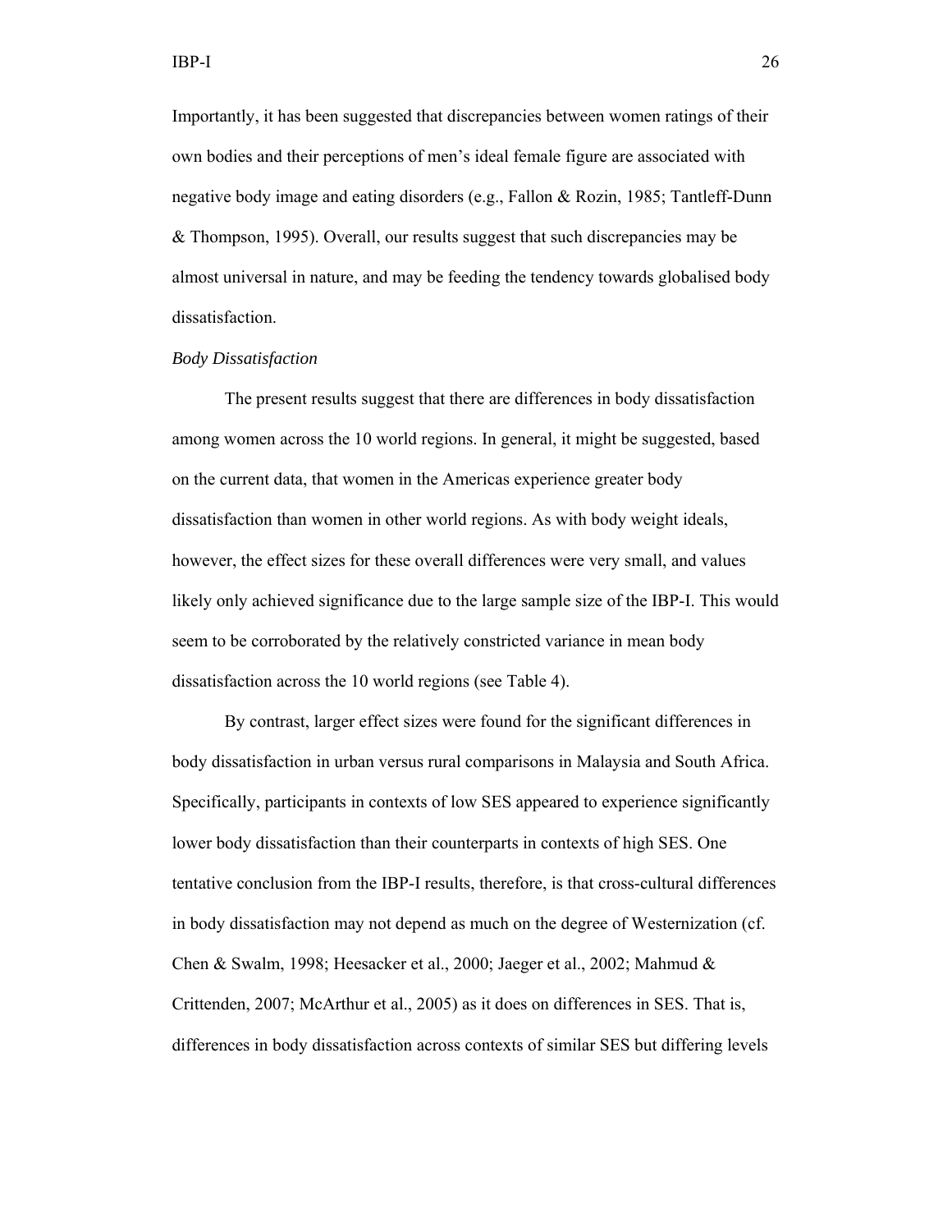Importantly, it has been suggested that discrepancies between women ratings of their own bodies and their perceptions of men's ideal female figure are associated with negative body image and eating disorders (e.g., Fallon & Rozin, 1985; Tantleff-Dunn & Thompson, 1995). Overall, our results suggest that such discrepancies may be almost universal in nature, and may be feeding the tendency towards globalised body dissatisfaction.

*Body Dissatisfaction*

The present results suggest that there are differences in body dissatisfaction among women across the 10 world regions. In general, it might be suggested, based on the current data, that women in the Americas experience greater body dissatisfaction than women in other world regions. As with body weight ideals, however, the effect sizes for these overall differences were very small, and values likely only achieved significance due to the large sample size of the IBP-I. This would seem to be corroborated by the relatively constricted variance in mean body dissatisfaction across the 10 world regions (see Table 4).

By contrast, larger effect sizes were found for the significant differences in body dissatisfaction in urban versus rural comparisons in Malaysia and South Africa. Specifically, participants in contexts of low SES appeared to experience significantly lower body dissatisfaction than their counterparts in contexts of high SES. One tentative conclusion from the IBP-I results, therefore, is that cross-cultural differences in body dissatisfaction may not depend as much on the degree of Westernization (cf. Chen & Swalm, 1998; Heesacker et al., 2000; Jaeger et al., 2002; Mahmud & Crittenden, 2007; McArthur et al., 2005) as it does on differences in SES. That is, differences in body dissatisfaction across contexts of similar SES but differing levels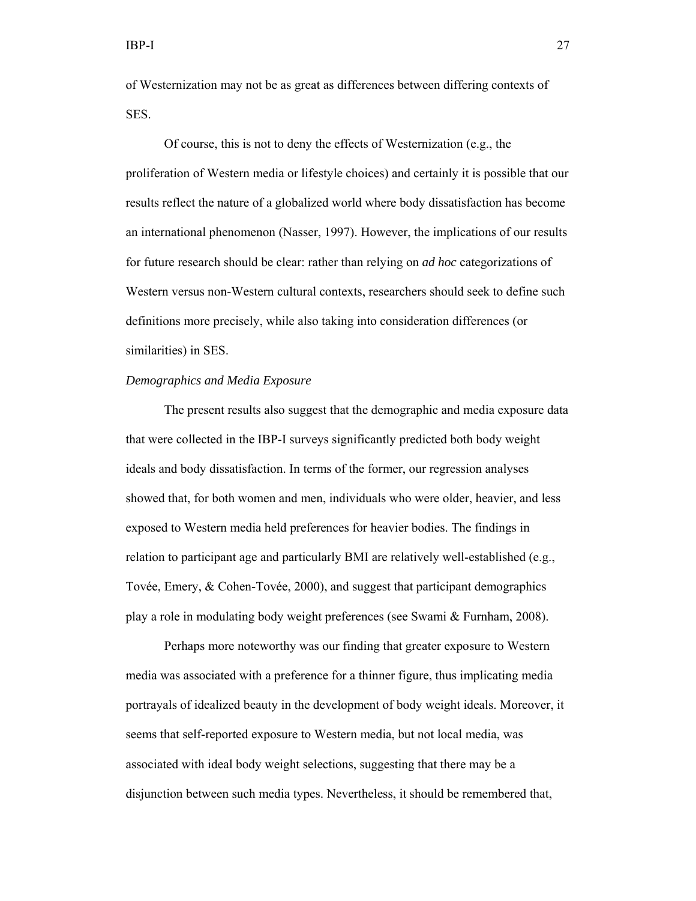of Westernization may not be as great as differences between differing contexts of SES.

Of course, this is not to deny the effects of Westernization (e.g., the proliferation of Western media or lifestyle choices) and certainly it is possible that our results reflect the nature of a globalized world where body dissatisfaction has become an international phenomenon (Nasser, 1997). However, the implications of our results for future research should be clear: rather than relying on *ad hoc* categorizations of Western versus non-Western cultural contexts, researchers should seek to define such definitions more precisely, while also taking into consideration differences (or similarities) in SES.

*Demographics and Media Exposure*

The present results also suggest that the demographic and media exposure data that were collected in the IBP-I surveys significantly predicted both body weight ideals and body dissatisfaction. In terms of the former, our regression analyses showed that, for both women and men, individuals who were older, heavier, and less exposed to Western media held preferences for heavier bodies. The findings in relation to participant age and particularly BMI are relatively well-established (e.g., Tovée, Emery, & Cohen-Tovée, 2000), and suggest that participant demographics play a role in modulating body weight preferences (see Swami & Furnham, 2008).

Perhaps more noteworthy was our finding that greater exposure to Western media was associated with a preference for a thinner figure, thus implicating media portrayals of idealized beauty in the development of body weight ideals. Moreover, it seems that self-reported exposure to Western media, but not local media, was associated with ideal body weight selections, suggesting that there may be a disjunction between such media types. Nevertheless, it should be remembered that,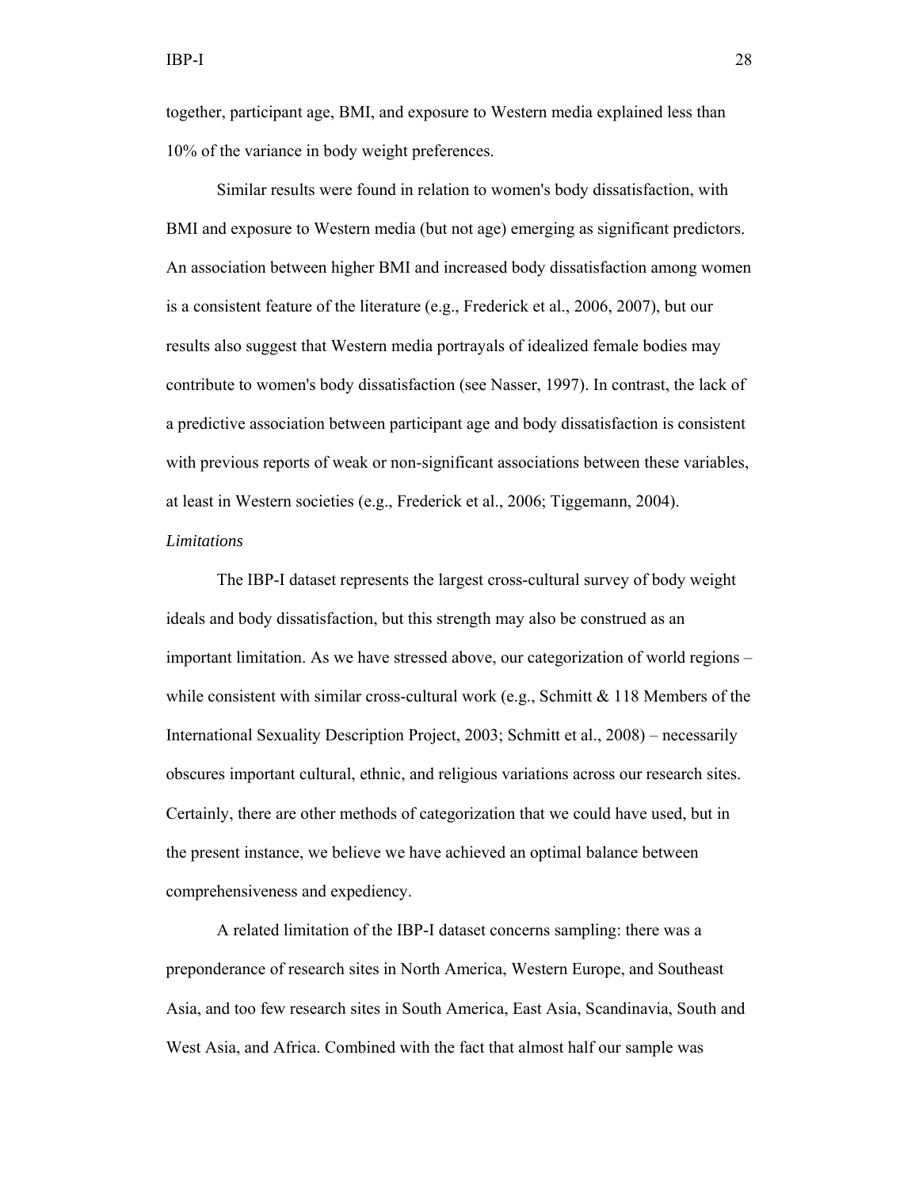together, participant age, BMI, and exposure to Western media explained less than 10% of the variance in body weight preferences.

Similar results were found in relation to women's body dissatisfaction, with BMI and exposure to Western media (but not age) emerging as significant predictors. An association between higher BMI and increased body dissatisfaction among women is a consistent feature of the literature (e.g., Frederick et al., 2006, 2007), but our results also suggest that Western media portrayals of idealized female bodies may contribute to women's body dissatisfaction (see Nasser, 1997). In contrast, the lack of a predictive association between participant age and body dissatisfaction is consistent with previous reports of weak or non-significant associations between these variables, at least in Western societies (e.g., Frederick et al., 2006; Tiggemann, 2004).

*Limitations*

The IBP-I dataset represents the largest cross-cultural survey of body weight ideals and body dissatisfaction, but this strength may also be construed as an important limitation. As we have stressed above, our categorization of world regions – while consistent with similar cross-cultural work (e.g., Schmitt & 118 Members of the International Sexuality Description Project, 2003; Schmitt et al., 2008) – necessarily obscures important cultural, ethnic, and religious variations across our research sites. Certainly, there are other methods of categorization that we could have used, but in the present instance, we believe we have achieved an optimal balance between comprehensiveness and expediency.

A related limitation of the IBP-I dataset concerns sampling: there was a preponderance of research sites in North America, Western Europe, and Southeast Asia, and too few research sites in South America, East Asia, Scandinavia, South and West Asia, and Africa. Combined with the fact that almost half our sample was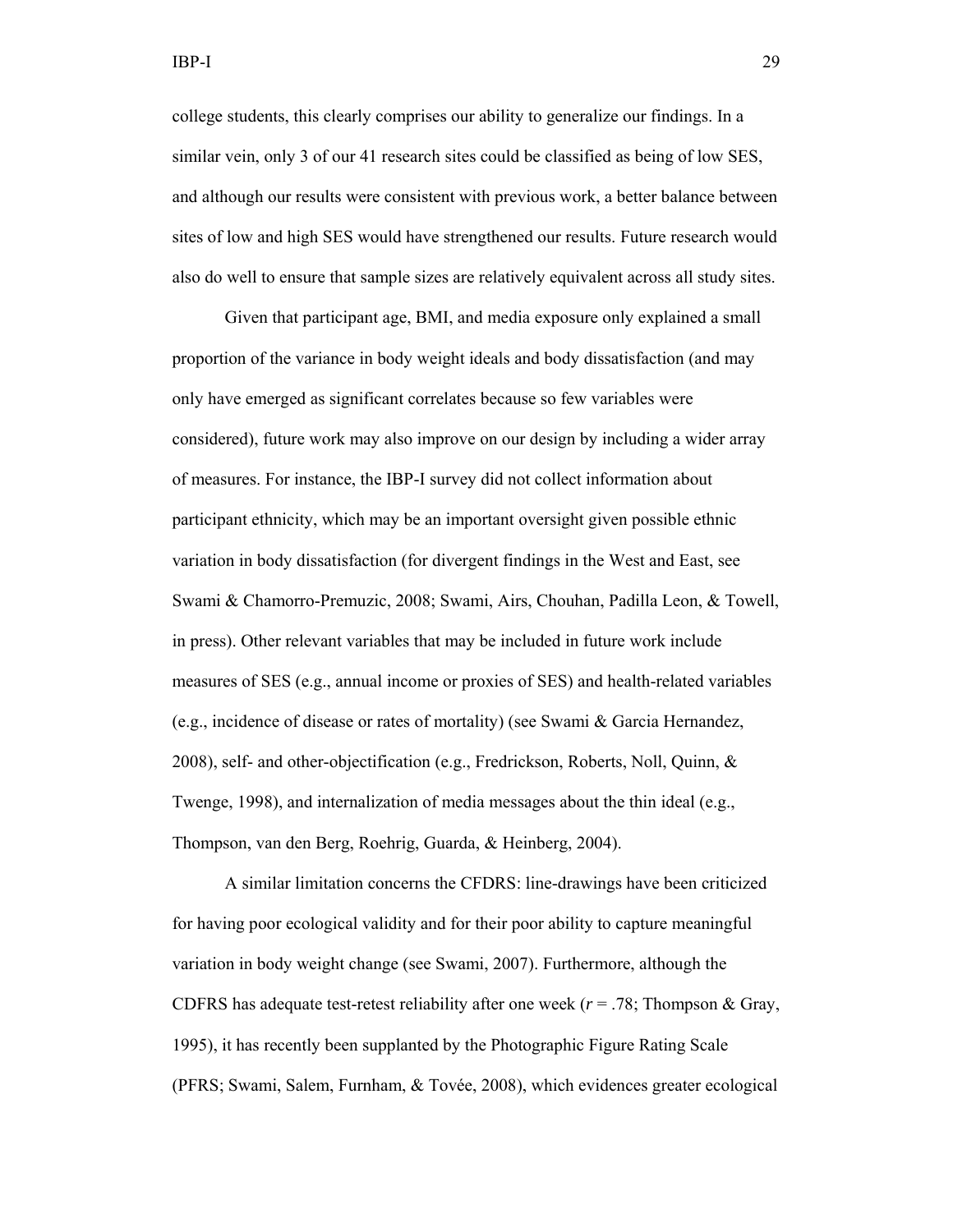college students, this clearly comprises our ability to generalize our findings. In a similar vein, only 3 of our 41 research sites could be classified as being of low SES, and although our results were consistent with previous work, a better balance between sites of low and high SES would have strengthened our results. Future research would also do well to ensure that sample sizes are relatively equivalent across all study sites.

Given that participant age, BMI, and media exposure only explained a small proportion of the variance in body weight ideals and body dissatisfaction (and may only have emerged as significant correlates because so few variables were considered), future work may also improve on our design by including a wider array of measures. For instance, the IBP-I survey did not collect information about participant ethnicity, which may be an important oversight given possible ethnic variation in body dissatisfaction (for divergent findings in the West and East, see Swami & Chamorro-Premuzic, 2008; Swami, Airs, Chouhan, Padilla Leon, & Towell, in press). Other relevant variables that may be included in future work include measures of SES (e.g., annual income or proxies of SES) and health-related variables (e.g., incidence of disease or rates of mortality) (see Swami & Garcia Hernandez, 2008), self- and other-objectification (e.g., Fredrickson, Roberts, Noll, Quinn, & Twenge, 1998), and internalization of media messages about the thin ideal (e.g., Thompson, van den Berg, Roehrig, Guarda, & Heinberg, 2004).

A similar limitation concerns the CFDRS: line-drawings have been criticized for having poor ecological validity and for their poor ability to capture meaningful variation in body weight change (see Swami, 2007). Furthermore, although the CDFRS has adequate test-retest reliability after one week (*r* = .78; Thompson & Gray, 1995), it has recently been supplanted by the Photographic Figure Rating Scale (PFRS; Swami, Salem, Furnham, & Tovée, 2008), which evidences greater ecological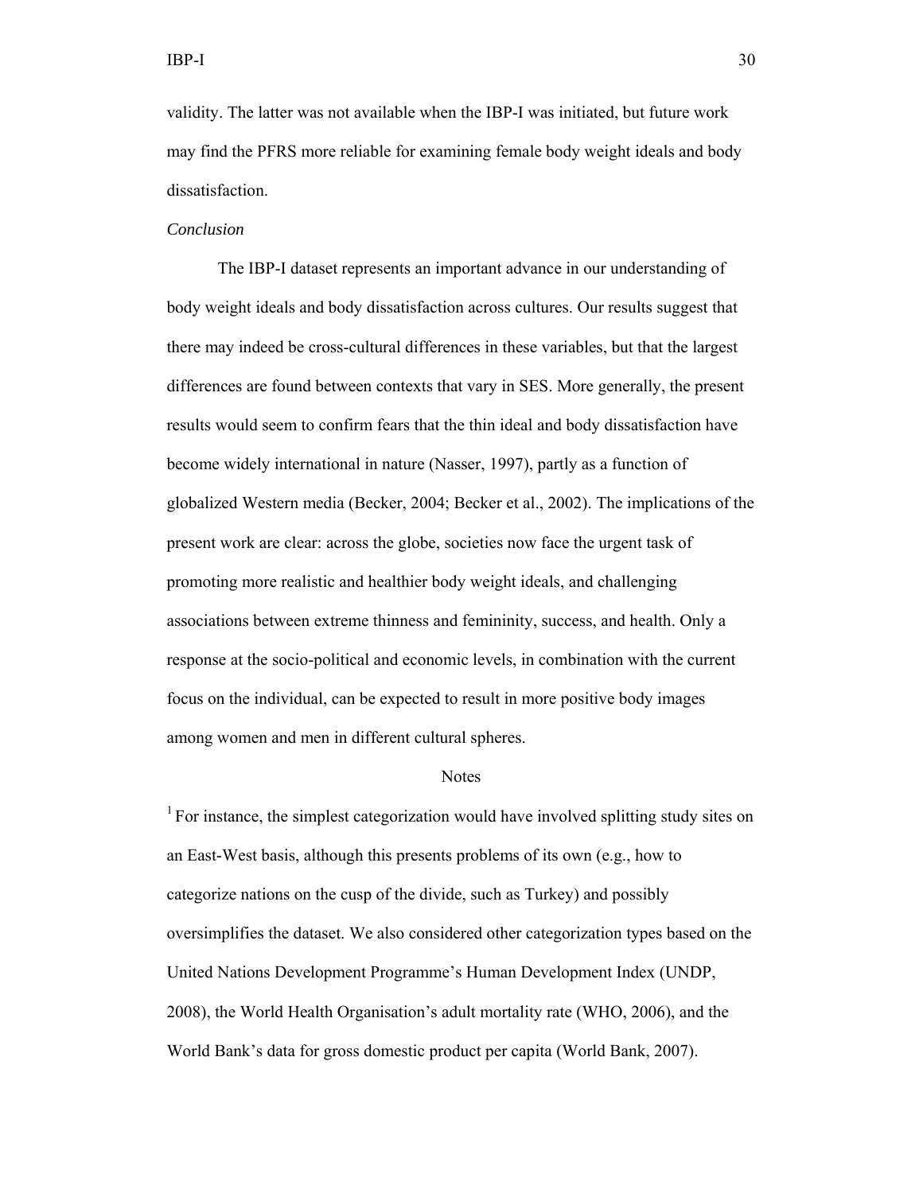validity. The latter was not available when the IBP-I was initiated, but future work may find the PFRS more reliable for examining female body weight ideals and body dissatisfaction.

*Conclusion*

The IBP-I dataset represents an important advance in our understanding of body weight ideals and body dissatisfaction across cultures. Our results suggest that there may indeed be cross-cultural differences in these variables, but that the largest differences are found between contexts that vary in SES. More generally, the present results would seem to confirm fears that the thin ideal and body dissatisfaction have become widely international in nature (Nasser, 1997), partly as a function of globalized Western media (Becker, 2004; Becker et al., 2002). The implications of the present work are clear: across the globe, societies now face the urgent task of promoting more realistic and healthier body weight ideals, and challenging associations between extreme thinness and femininity, success, and health. Only a response at the socio-political and economic levels, in combination with the current focus on the individual, can be expected to result in more positive body images among women and men in different cultural spheres.

## Notes

[1] For instance, the simplest categorization would have involved splitting study sites on an East-West basis, although this presents problems of its own (e.g., how to categorize nations on the cusp of the divide, such as Turkey) and possibly oversimplifies the dataset. We also considered other categorization types based on the United Nations Development Programme's Human Development Index (UNDP, 2008), the World Health Organisation's adult mortality rate (WHO, 2006), and the World Bank's data for gross domestic product per capita (World Bank, 2007).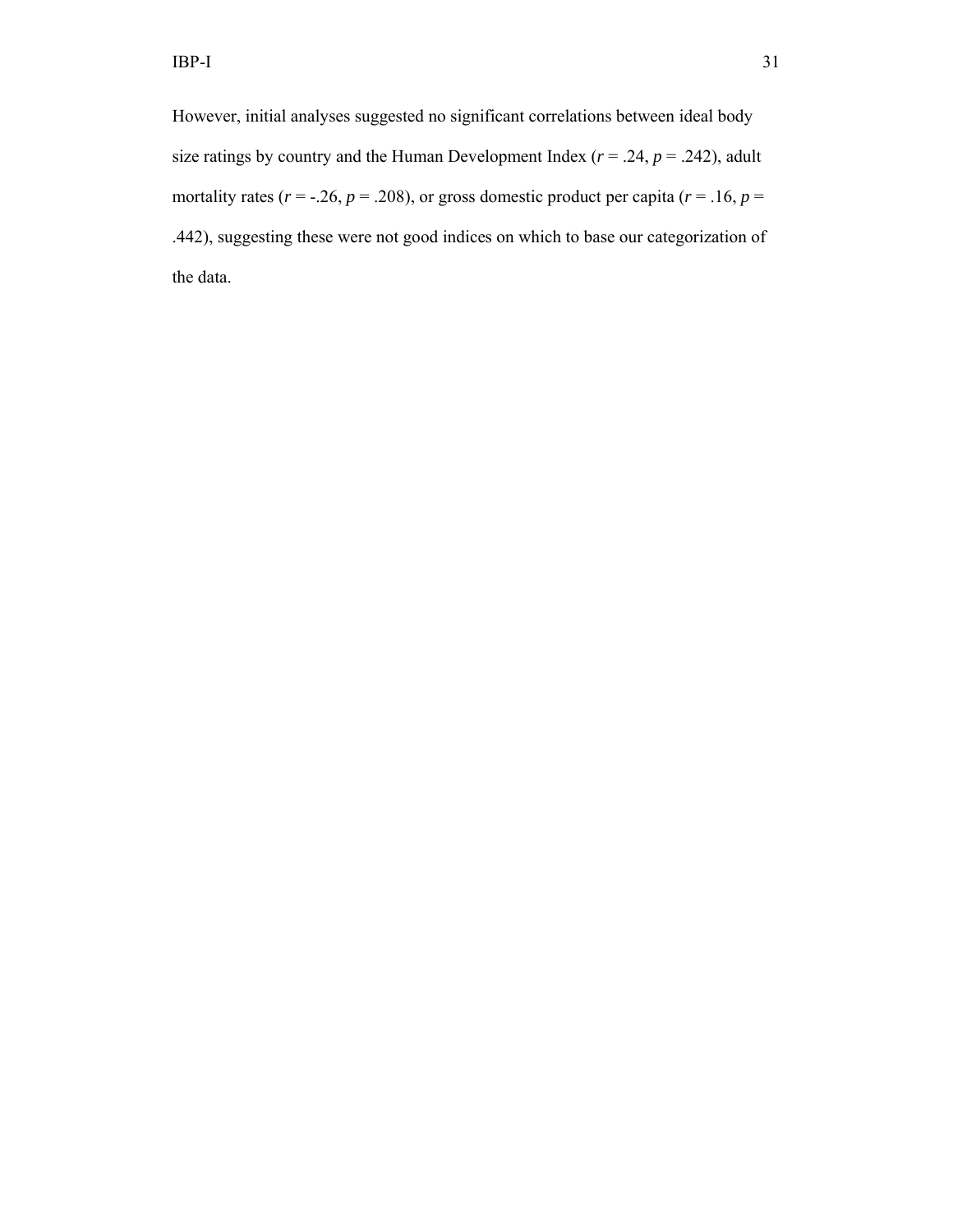However, initial analyses suggested no significant correlations between ideal body size ratings by country and the Human Development Index ($r$ = .24, $p$ = .242), adult mortality rates ($r$ = -.26, $p$ = .208), or gross domestic product per capita ($r$ = .16, $p$ = .442), suggesting these were not good indices on which to base our categorization of the data.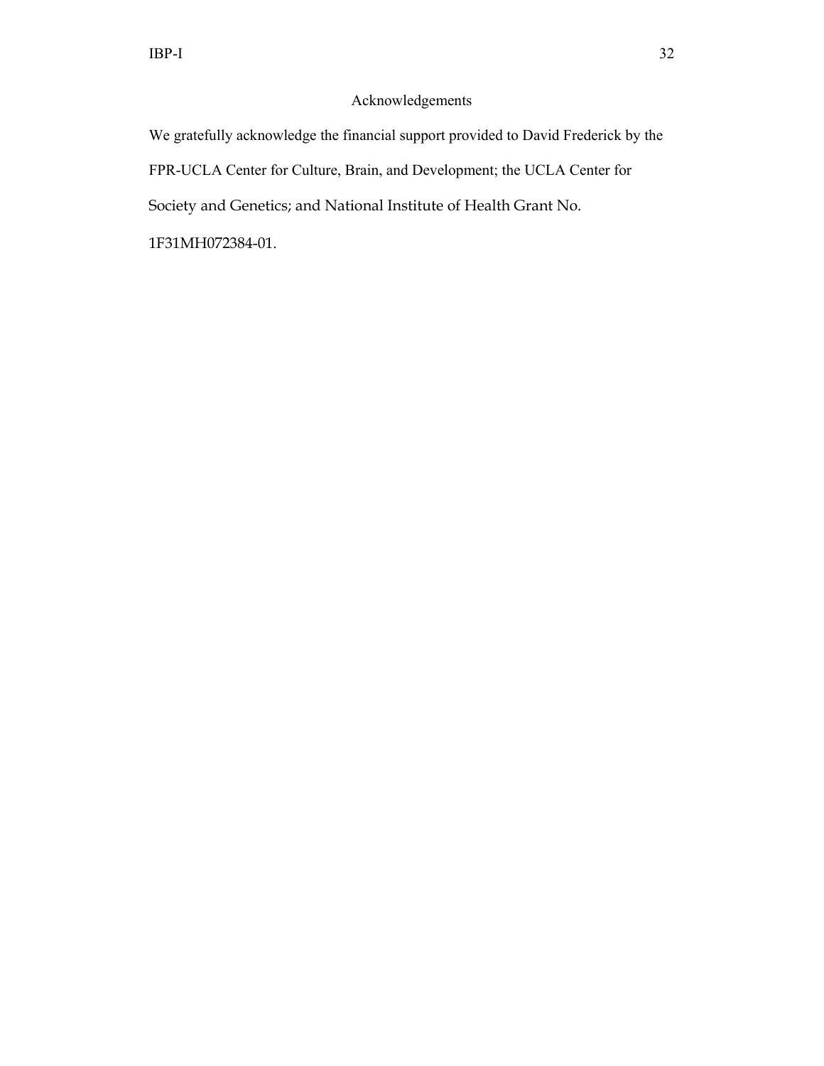# Acknowledgements

We gratefully acknowledge the financial support provided to David Frederick by the FPR-UCLA Center for Culture, Brain, and Development; the UCLA Center for Society and Genetics; and National Institute of Health Grant No. 1F31MH072384-01.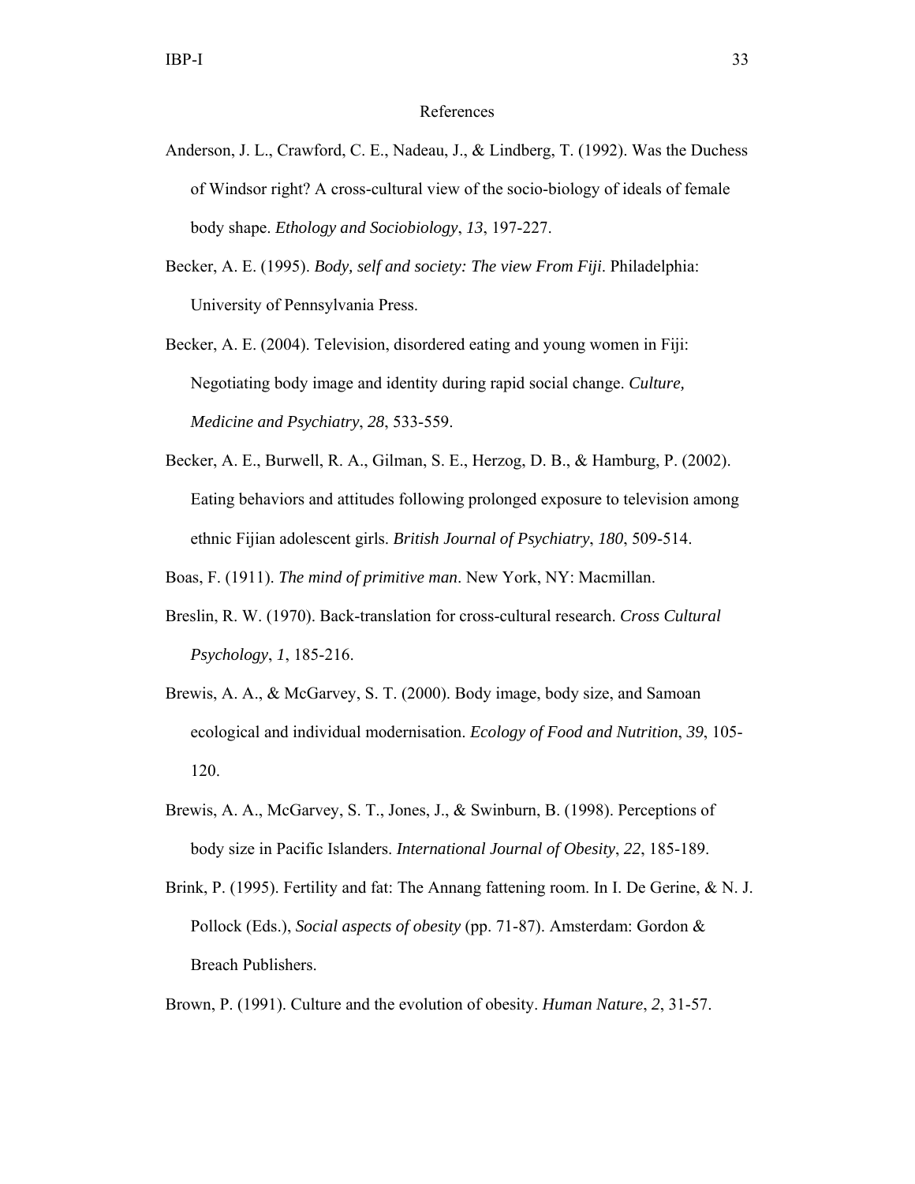# References

Anderson, J. L., Crawford, C. E., Nadeau, J., & Lindberg, T. (1992). Was the Duchess of Windsor right? A cross-cultural view of the socio-biology of ideals of female body shape. *Ethology and Sociobiology*, *13*, 197-227.

Becker, A. E. (1995). *Body, self and society: The view From Fiji*. Philadelphia: University of Pennsylvania Press.

Becker, A. E. (2004). Television, disordered eating and young women in Fiji: Negotiating body image and identity during rapid social change. *Culture, Medicine and Psychiatry*, *28*, 533-559.

Becker, A. E., Burwell, R. A., Gilman, S. E., Herzog, D. B., & Hamburg, P. (2002). Eating behaviors and attitudes following prolonged exposure to television among ethnic Fijian adolescent girls. *British Journal of Psychiatry*, *180*, 509-514.

Boas, F. (1911). *The mind of primitive man*. New York, NY: Macmillan.

Breslin, R. W. (1970). Back-translation for cross-cultural research. *Cross Cultural Psychology*, *1*, 185-216.

Brewis, A. A., & McGarvey, S. T. (2000). Body image, body size, and Samoan ecological and individual modernisation. *Ecology of Food and Nutrition*, *39*, 105-120.

Brewis, A. A., McGarvey, S. T., Jones, J., & Swinburn, B. (1998). Perceptions of body size in Pacific Islanders. *International Journal of Obesity*, *22*, 185-189.

Brink, P. (1995). Fertility and fat: The Annang fattening room. In I. De Gerine, & N. J. Pollock (Eds.), *Social aspects of obesity* (pp. 71-87). Amsterdam: Gordon & Breach Publishers.

Brown, P. (1991). Culture and the evolution of obesity. *Human Nature*, *2*, 31-57.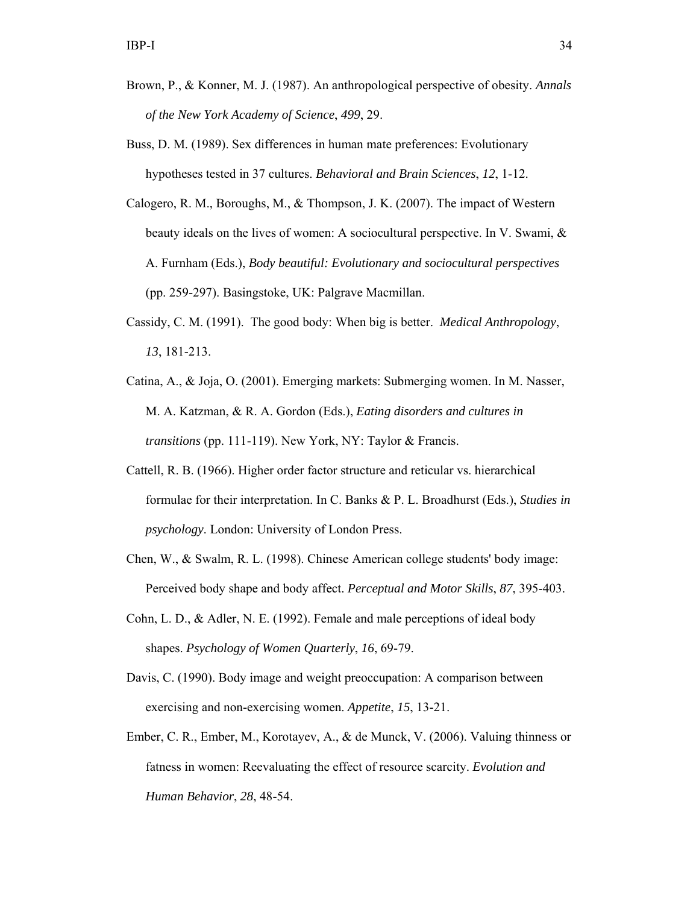Brown, P., & Konner, M. J. (1987). An anthropological perspective of obesity. *Annals of the New York Academy of Science*, *499*, 29.

Buss, D. M. (1989). Sex differences in human mate preferences: Evolutionary hypotheses tested in 37 cultures. *Behavioral and Brain Sciences*, *12*, 1-12.

Calogero, R. M., Boroughs, M., & Thompson, J. K. (2007). The impact of Western beauty ideals on the lives of women: A sociocultural perspective. In V. Swami, & A. Furnham (Eds.), *Body beautiful: Evolutionary and sociocultural perspectives* (pp. 259-297). Basingstoke, UK: Palgrave Macmillan.

Cassidy, C. M. (1991). The good body: When big is better. *Medical Anthropology*, *13*, 181-213.

Catina, A., & Joja, O. (2001). Emerging markets: Submerging women. In M. Nasser, M. A. Katzman, & R. A. Gordon (Eds.), *Eating disorders and cultures in transitions* (pp. 111-119). New York, NY: Taylor & Francis.

Cattell, R. B. (1966). Higher order factor structure and reticular vs. hierarchical formulae for their interpretation. In C. Banks & P. L. Broadhurst (Eds.), *Studies in psychology*. London: University of London Press.

Chen, W., & Swalm, R. L. (1998). Chinese American college students' body image: Perceived body shape and body affect. *Perceptual and Motor Skills*, *87*, 395-403.

Cohn, L. D., & Adler, N. E. (1992). Female and male perceptions of ideal body shapes. *Psychology of Women Quarterly*, *16*, 69-79.

Davis, C. (1990). Body image and weight preoccupation: A comparison between exercising and non-exercising women. *Appetite*, *15*, 13-21.

Ember, C. R., Ember, M., Korotayev, A., & de Munck, V. (2006). Valuing thinness or fatness in women: Reevaluating the effect of resource scarcity. *Evolution and Human Behavior*, *28*, 48-54.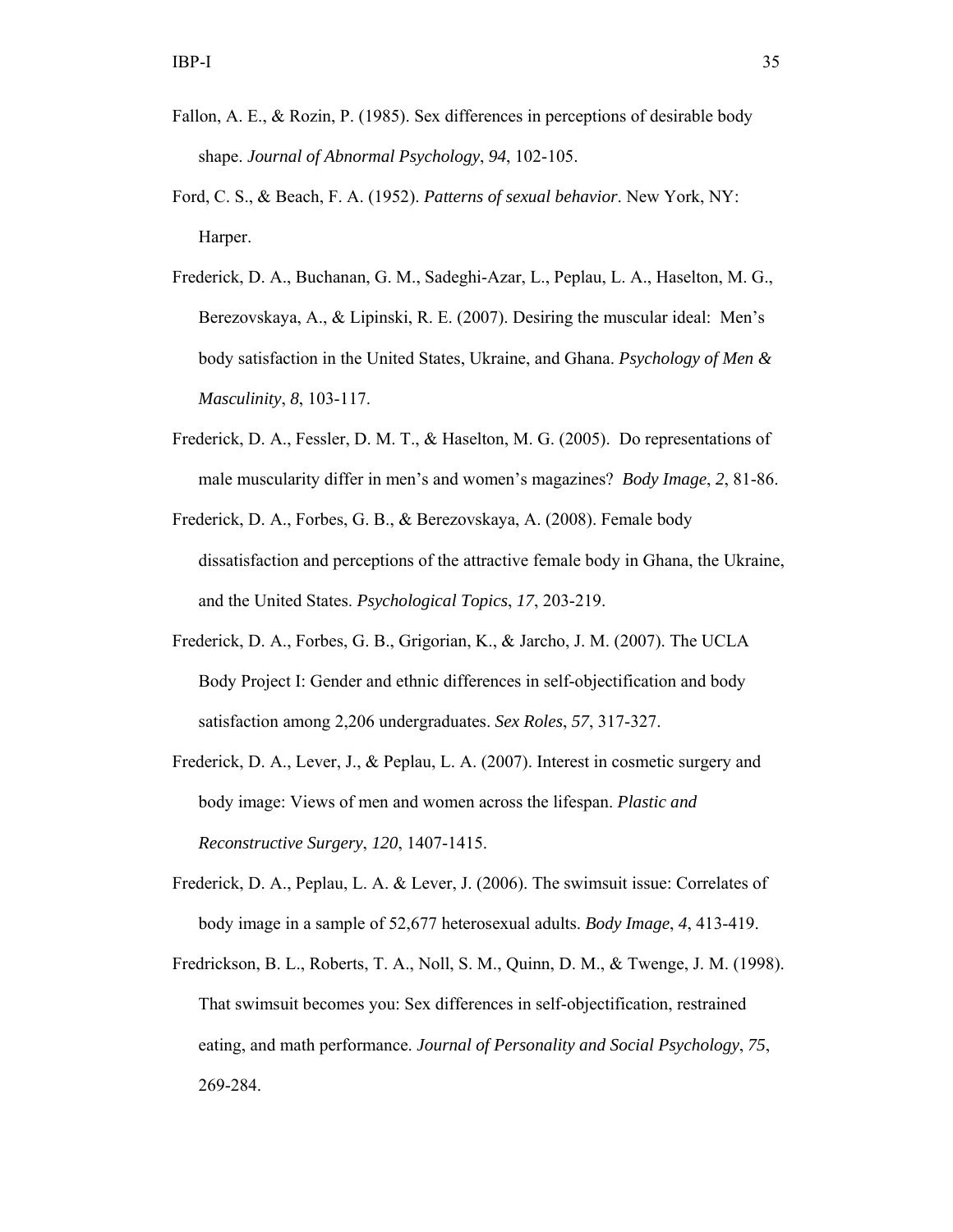Fallon, A. E., & Rozin, P. (1985). Sex differences in perceptions of desirable body shape. *Journal of Abnormal Psychology*, *94*, 102-105.

Ford, C. S., & Beach, F. A. (1952). *Patterns of sexual behavior*. New York, NY: Harper.

Frederick, D. A., Buchanan, G. M., Sadeghi-Azar, L., Peplau, L. A., Haselton, M. G., Berezovskaya, A., & Lipinski, R. E. (2007). Desiring the muscular ideal: Men's body satisfaction in the United States, Ukraine, and Ghana. *Psychology of Men & Masculinity*, *8*, 103-117.

Frederick, D. A., Fessler, D. M. T., & Haselton, M. G. (2005). Do representations of male muscularity differ in men's and women's magazines? *Body Image*, *2*, 81-86.

Frederick, D. A., Forbes, G. B., & Berezovskaya, A. (2008). Female body dissatisfaction and perceptions of the attractive female body in Ghana, the Ukraine, and the United States. *Psychological Topics*, *17*, 203-219.

Frederick, D. A., Forbes, G. B., Grigorian, K., & Jarcho, J. M. (2007). The UCLA Body Project I: Gender and ethnic differences in self-objectification and body satisfaction among 2,206 undergraduates. *Sex Roles*, *57*, 317-327.

Frederick, D. A., Lever, J., & Peplau, L. A. (2007). Interest in cosmetic surgery and body image: Views of men and women across the lifespan. *Plastic and Reconstructive Surgery*, *120*, 1407-1415.

Frederick, D. A., Peplau, L. A. & Lever, J. (2006). The swimsuit issue: Correlates of body image in a sample of 52,677 heterosexual adults. *Body Image*, *4*, 413-419.

Fredrickson, B. L., Roberts, T. A., Noll, S. M., Quinn, D. M., & Twenge, J. M. (1998). That swimsuit becomes you: Sex differences in self-objectification, restrained eating, and math performance. *Journal of Personality and Social Psychology*, *75*, 269-284.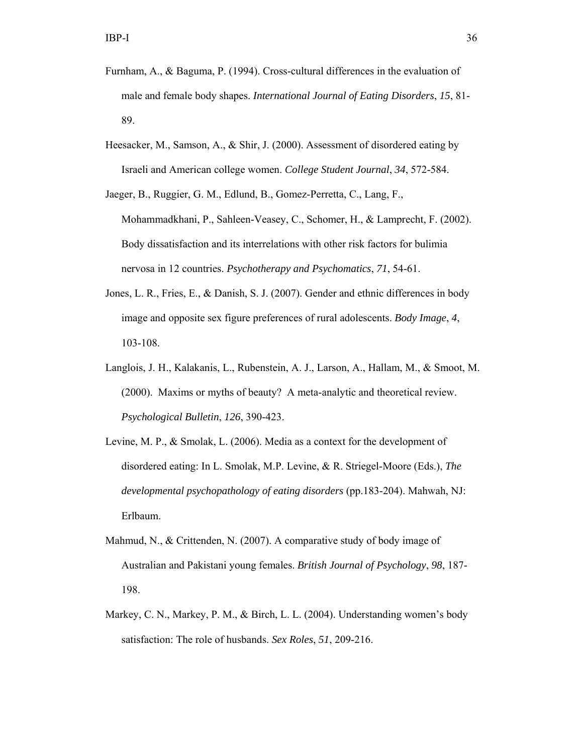Furnham, A., & Baguma, P. (1994). Cross-cultural differences in the evaluation of male and female body shapes. *International Journal of Eating Disorders*, *15*, 81-89.

Heesacker, M., Samson, A., & Shir, J. (2000). Assessment of disordered eating by Israeli and American college women. *College Student Journal*, *34*, 572-584.

Jaeger, B., Ruggier, G. M., Edlund, B., Gomez-Perretta, C., Lang, F., Mohammadkhani, P., Sahleen-Veasey, C., Schomer, H., & Lamprecht, F. (2002). Body dissatisfaction and its interrelations with other risk factors for bulimia nervosa in 12 countries. *Psychotherapy and Psychomatics*, *71*, 54-61.

Jones, L. R., Fries, E., & Danish, S. J. (2007). Gender and ethnic differences in body image and opposite sex figure preferences of rural adolescents. *Body Image*, *4*, 103-108.

Langlois, J. H., Kalakanis, L., Rubenstein, A. J., Larson, A., Hallam, M., & Smoot, M. (2000). Maxims or myths of beauty? A meta-analytic and theoretical review. *Psychological Bulletin*, *126*, 390-423.

Levine, M. P., & Smolak, L. (2006). Media as a context for the development of disordered eating: In L. Smolak, M.P. Levine, & R. Striegel-Moore (Eds.), *The developmental psychopathology of eating disorders* (pp.183-204). Mahwah, NJ: Erlbaum.

Mahmud, N., & Crittenden, N. (2007). A comparative study of body image of Australian and Pakistani young females. *British Journal of Psychology*, *98*, 187-198.

Markey, C. N., Markey, P. M., & Birch, L. L. (2004). Understanding women's body satisfaction: The role of husbands. *Sex Roles*, *51*, 209-216.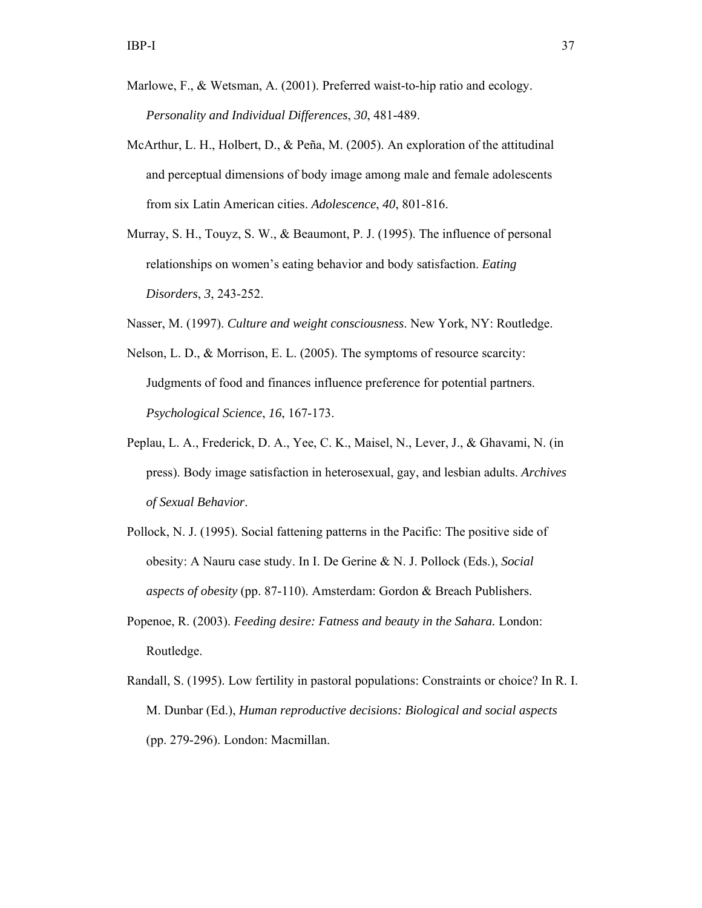Marlowe, F., & Wetsman, A. (2001). Preferred waist-to-hip ratio and ecology. *Personality and Individual Differences*, *30*, 481-489.

McArthur, L. H., Holbert, D., & Peña, M. (2005). An exploration of the attitudinal and perceptual dimensions of body image among male and female adolescents from six Latin American cities. *Adolescence*, *40*, 801-816.

Murray, S. H., Touyz, S. W., & Beaumont, P. J. (1995). The influence of personal relationships on women's eating behavior and body satisfaction. *Eating Disorders*, *3*, 243-252.

Nasser, M. (1997). *Culture and weight consciousness*. New York, NY: Routledge.

Nelson, L. D., & Morrison, E. L. (2005). The symptoms of resource scarcity: Judgments of food and finances influence preference for potential partners. *Psychological Science*, *16*, 167-173.

Peplau, L. A., Frederick, D. A., Yee, C. K., Maisel, N., Lever, J., & Ghavami, N. (in press). Body image satisfaction in heterosexual, gay, and lesbian adults. *Archives of Sexual Behavior*.

Pollock, N. J. (1995). Social fattening patterns in the Pacific: The positive side of obesity: A Nauru case study. In I. De Gerine & N. J. Pollock (Eds.), *Social aspects of obesity* (pp. 87-110). Amsterdam: Gordon & Breach Publishers.

Popenoe, R. (2003). *Feeding desire: Fatness and beauty in the Sahara.* London: Routledge.

Randall, S. (1995). Low fertility in pastoral populations: Constraints or choice? In R. I. M. Dunbar (Ed.), *Human reproductive decisions: Biological and social aspects* (pp. 279-296). London: Macmillan.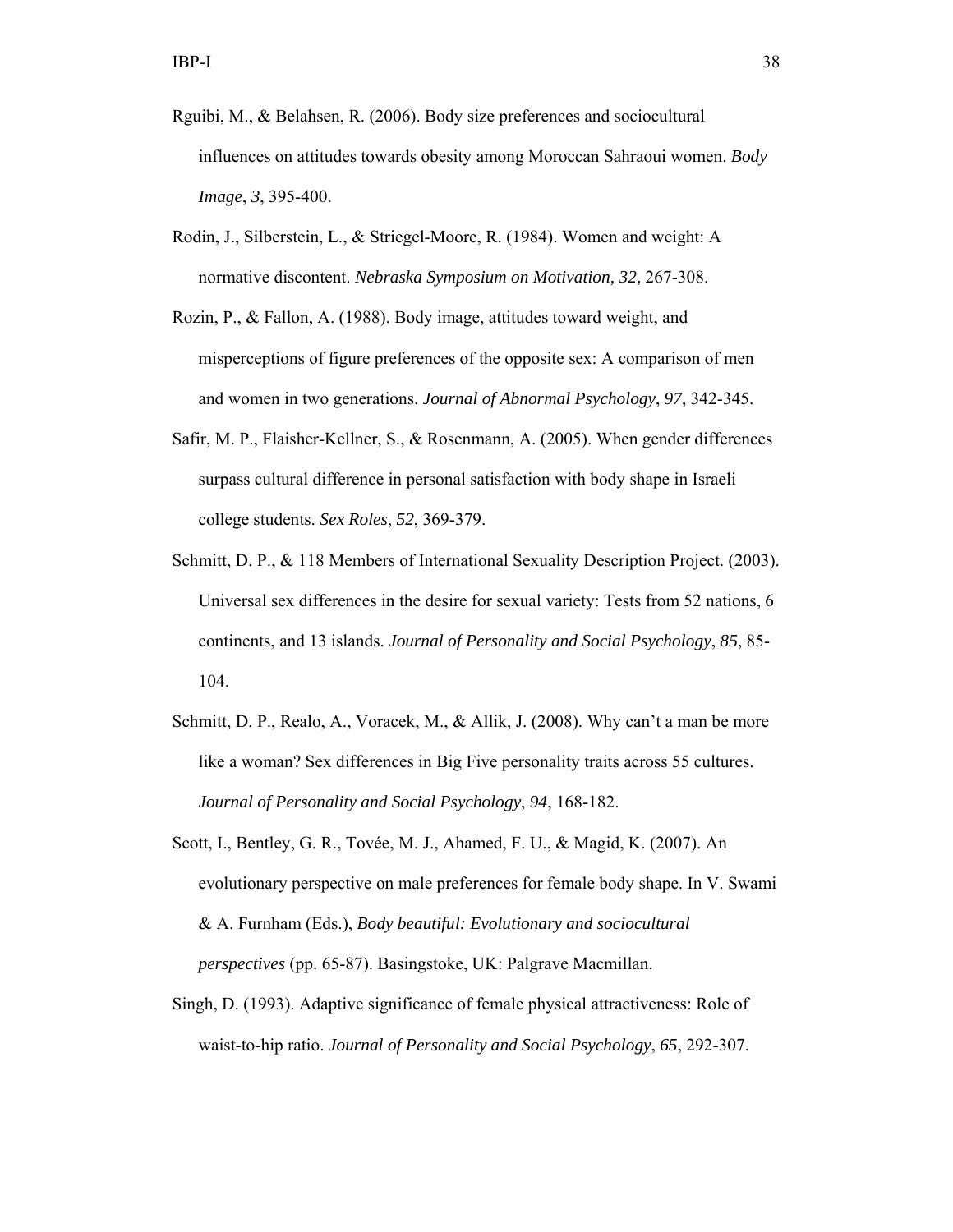Rguibi, M., & Belahsen, R. (2006). Body size preferences and sociocultural influences on attitudes towards obesity among Moroccan Sahraoui women. *Body Image*, *3*, 395-400.

Rodin, J., Silberstein, L., & Striegel-Moore, R. (1984). Women and weight: A normative discontent. *Nebraska Symposium on Motivation, 32,* 267-308.

Rozin, P., & Fallon, A. (1988). Body image, attitudes toward weight, and misperceptions of figure preferences of the opposite sex: A comparison of men and women in two generations. *Journal of Abnormal Psychology*, *97*, 342-345.

Safir, M. P., Flaisher-Kellner, S., & Rosenmann, A. (2005). When gender differences surpass cultural difference in personal satisfaction with body shape in Israeli college students. *Sex Roles*, *52*, 369-379.

Schmitt, D. P., & 118 Members of International Sexuality Description Project. (2003). Universal sex differences in the desire for sexual variety: Tests from 52 nations, 6 continents, and 13 islands. *Journal of Personality and Social Psychology*, *85*, 85-104.

Schmitt, D. P., Realo, A., Voracek, M., & Allik, J. (2008). Why can't a man be more like a woman? Sex differences in Big Five personality traits across 55 cultures. *Journal of Personality and Social Psychology*, *94*, 168-182.

Scott, I., Bentley, G. R., Tovée, M. J., Ahamed, F. U., & Magid, K. (2007). An evolutionary perspective on male preferences for female body shape. In V. Swami & A. Furnham (Eds.), *Body beautiful: Evolutionary and sociocultural perspectives* (pp. 65-87). Basingstoke, UK: Palgrave Macmillan.

Singh, D. (1993). Adaptive significance of female physical attractiveness: Role of waist-to-hip ratio. *Journal of Personality and Social Psychology*, *65*, 292-307.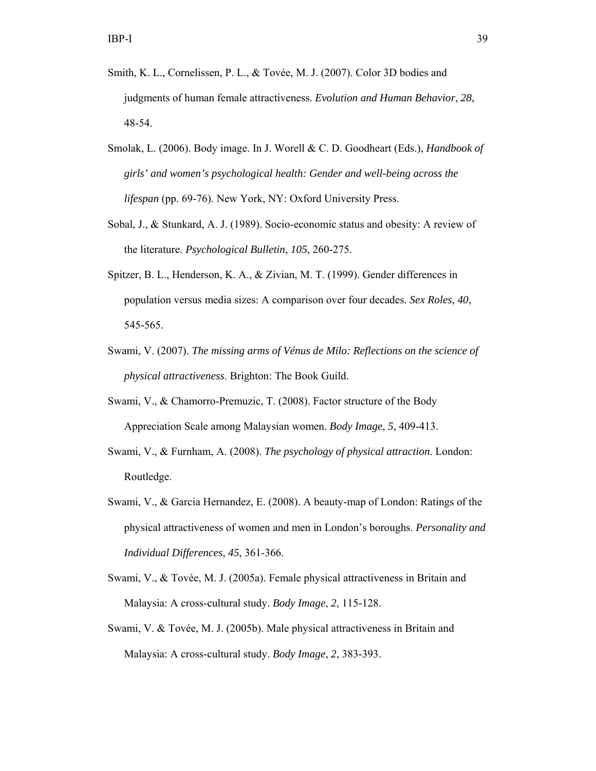Smith, K. L., Cornelissen, P. L., & Tovée, M. J. (2007). Color 3D bodies and judgments of human female attractiveness. *Evolution and Human Behavior*, *28*, 48-54.

Smolak, L. (2006). Body image. In J. Worell & C. D. Goodheart (Eds.), *Handbook of girls' and women's psychological health: Gender and well-being across the lifespan* (pp. 69-76). New York, NY: Oxford University Press.

Sobal, J., & Stunkard, A. J. (1989). Socio-economic status and obesity: A review of the literature. *Psychological Bulletin*, *105*, 260-275.

Spitzer, B. L., Henderson, K. A., & Zivian, M. T. (1999). Gender differences in population versus media sizes: A comparison over four decades. *Sex Roles*, *40*, 545-565.

Swami, V. (2007). *The missing arms of Vénus de Milo: Reflections on the science of physical attractiveness*. Brighton: The Book Guild.

Swami, V., & Chamorro-Premuzic, T. (2008). Factor structure of the Body Appreciation Scale among Malaysian women. *Body Image*, *5*, 409-413.

Swami, V., & Furnham, A. (2008). *The psychology of physical attraction*. London: Routledge.

Swami, V., & Garcia Hernandez, E. (2008). A beauty-map of London: Ratings of the physical attractiveness of women and men in London's boroughs. *Personality and Individual Differences*, *45*, 361-366.

Swami, V., & Tovée, M. J. (2005a). Female physical attractiveness in Britain and Malaysia: A cross-cultural study. *Body Image*, *2*, 115-128.

Swami, V. & Tovée, M. J. (2005b). Male physical attractiveness in Britain and Malaysia: A cross-cultural study. *Body Image*, *2*, 383-393.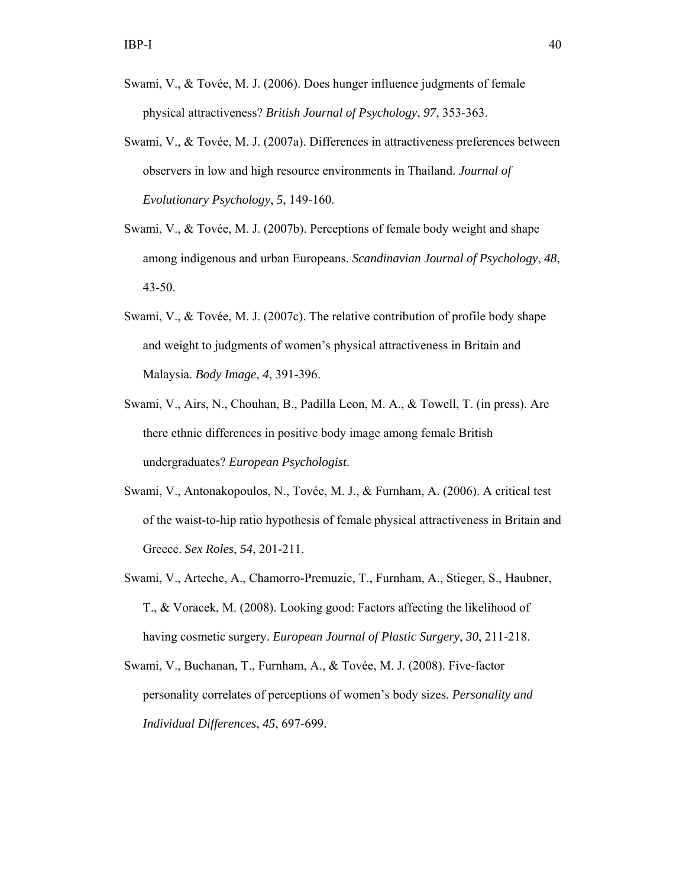Swami, V., & Tovée, M. J. (2006). Does hunger influence judgments of female physical attractiveness? *British Journal of Psychology*, *97*, 353-363.

Swami, V., & Tovée, M. J. (2007a). Differences in attractiveness preferences between observers in low and high resource environments in Thailand. *Journal of Evolutionary Psychology*, *5*, 149-160.

Swami, V., & Tovée, M. J. (2007b). Perceptions of female body weight and shape among indigenous and urban Europeans. *Scandinavian Journal of Psychology*, *48*, 43-50.

Swami, V., & Tovée, M. J. (2007c). The relative contribution of profile body shape and weight to judgments of women's physical attractiveness in Britain and Malaysia. *Body Image*, *4*, 391-396.

Swami, V., Airs, N., Chouhan, B., Padilla Leon, M. A., & Towell, T. (in press). Are there ethnic differences in positive body image among female British undergraduates? *European Psychologist*.

Swami, V., Antonakopoulos, N., Tovée, M. J., & Furnham, A. (2006). A critical test of the waist-to-hip ratio hypothesis of female physical attractiveness in Britain and Greece. *Sex Roles*, *54*, 201-211.

Swami, V., Arteche, A., Chamorro-Premuzic, T., Furnham, A., Stieger, S., Haubner, T., & Voracek, M. (2008). Looking good: Factors affecting the likelihood of having cosmetic surgery. *European Journal of Plastic Surgery*, *30*, 211-218.

Swami, V., Buchanan, T., Furnham, A., & Tovée, M. J. (2008). Five-factor personality correlates of perceptions of women's body sizes. *Personality and Individual Differences*, *45*, 697-699.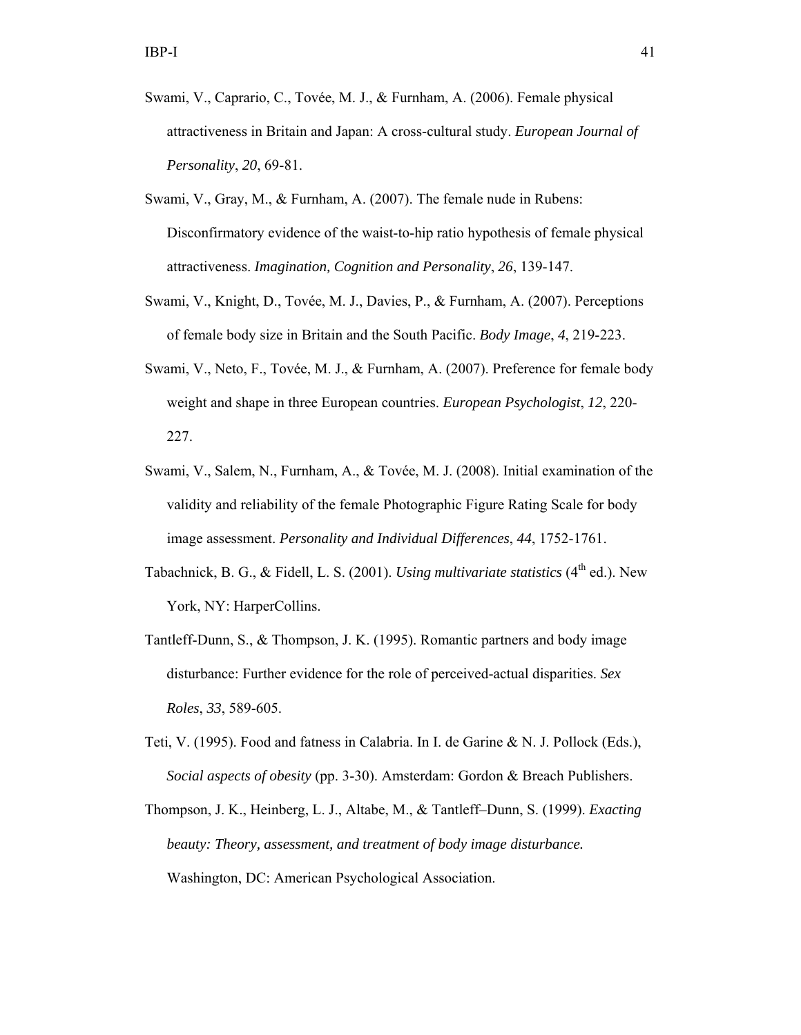Swami, V., Caprario, C., Tovée, M. J., & Furnham, A. (2006). Female physical attractiveness in Britain and Japan: A cross-cultural study. *European Journal of Personality*, *20*, 69-81.

Swami, V., Gray, M., & Furnham, A. (2007). The female nude in Rubens: Disconfirmatory evidence of the waist-to-hip ratio hypothesis of female physical attractiveness. *Imagination, Cognition and Personality*, *26*, 139-147.

Swami, V., Knight, D., Tovée, M. J., Davies, P., & Furnham, A. (2007). Perceptions of female body size in Britain and the South Pacific. *Body Image*, *4*, 219-223.

Swami, V., Neto, F., Tovée, M. J., & Furnham, A. (2007). Preference for female body weight and shape in three European countries. *European Psychologist*, *12*, 220-227.

Swami, V., Salem, N., Furnham, A., & Tovée, M. J. (2008). Initial examination of the validity and reliability of the female Photographic Figure Rating Scale for body image assessment. *Personality and Individual Differences*, *44*, 1752-1761.

Tabachnick, B. G., & Fidell, L. S. (2001). *Using multivariate statistics* (4th ed.). New York, NY: HarperCollins.

Tantleff-Dunn, S., & Thompson, J. K. (1995). Romantic partners and body image disturbance: Further evidence for the role of perceived-actual disparities. *Sex Roles*, *33*, 589-605.

Teti, V. (1995). Food and fatness in Calabria. In I. de Garine & N. J. Pollock (Eds.), *Social aspects of obesity* (pp. 3-30). Amsterdam: Gordon & Breach Publishers.

Thompson, J. K., Heinberg, L. J., Altabe, M., & Tantleff–Dunn, S. (1999). *Exacting beauty: Theory, assessment, and treatment of body image disturbance.* Washington, DC: American Psychological Association.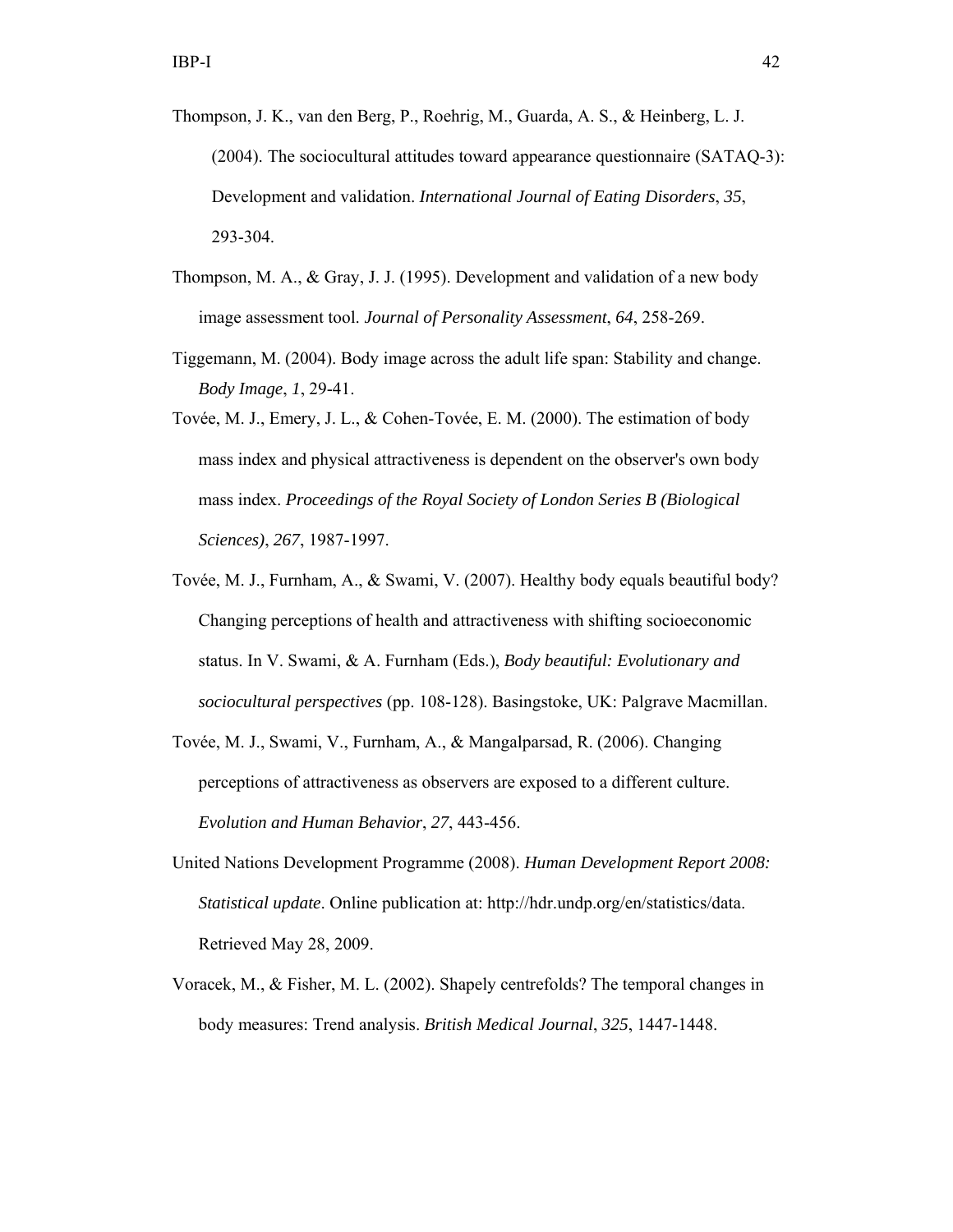Thompson, J. K., van den Berg, P., Roehrig, M., Guarda, A. S., & Heinberg, L. J. (2004). The sociocultural attitudes toward appearance questionnaire (SATAQ-3): Development and validation. *International Journal of Eating Disorders*, *35*, 293-304.

Thompson, M. A., & Gray, J. J. (1995). Development and validation of a new body image assessment tool. *Journal of Personality Assessment*, *64*, 258-269.

Tiggemann, M. (2004). Body image across the adult life span: Stability and change. *Body Image*, *1*, 29-41.

Tovée, M. J., Emery, J. L., & Cohen-Tovée, E. M. (2000). The estimation of body mass index and physical attractiveness is dependent on the observer's own body mass index. *Proceedings of the Royal Society of London Series B (Biological Sciences)*, *267*, 1987-1997.

Tovée, M. J., Furnham, A., & Swami, V. (2007). Healthy body equals beautiful body? Changing perceptions of health and attractiveness with shifting socioeconomic status. In V. Swami, & A. Furnham (Eds.), *Body beautiful: Evolutionary and sociocultural perspectives* (pp. 108-128). Basingstoke, UK: Palgrave Macmillan.

Tovée, M. J., Swami, V., Furnham, A., & Mangalparsad, R. (2006). Changing perceptions of attractiveness as observers are exposed to a different culture. *Evolution and Human Behavior*, *27*, 443-456.

United Nations Development Programme (2008). *Human Development Report 2008: Statistical update*. Online publication at: http://hdr.undp.org/en/statistics/data. Retrieved May 28, 2009.

Voracek, M., & Fisher, M. L. (2002). Shapely centrefolds? The temporal changes in body measures: Trend analysis. *British Medical Journal*, *325*, 1447-1448.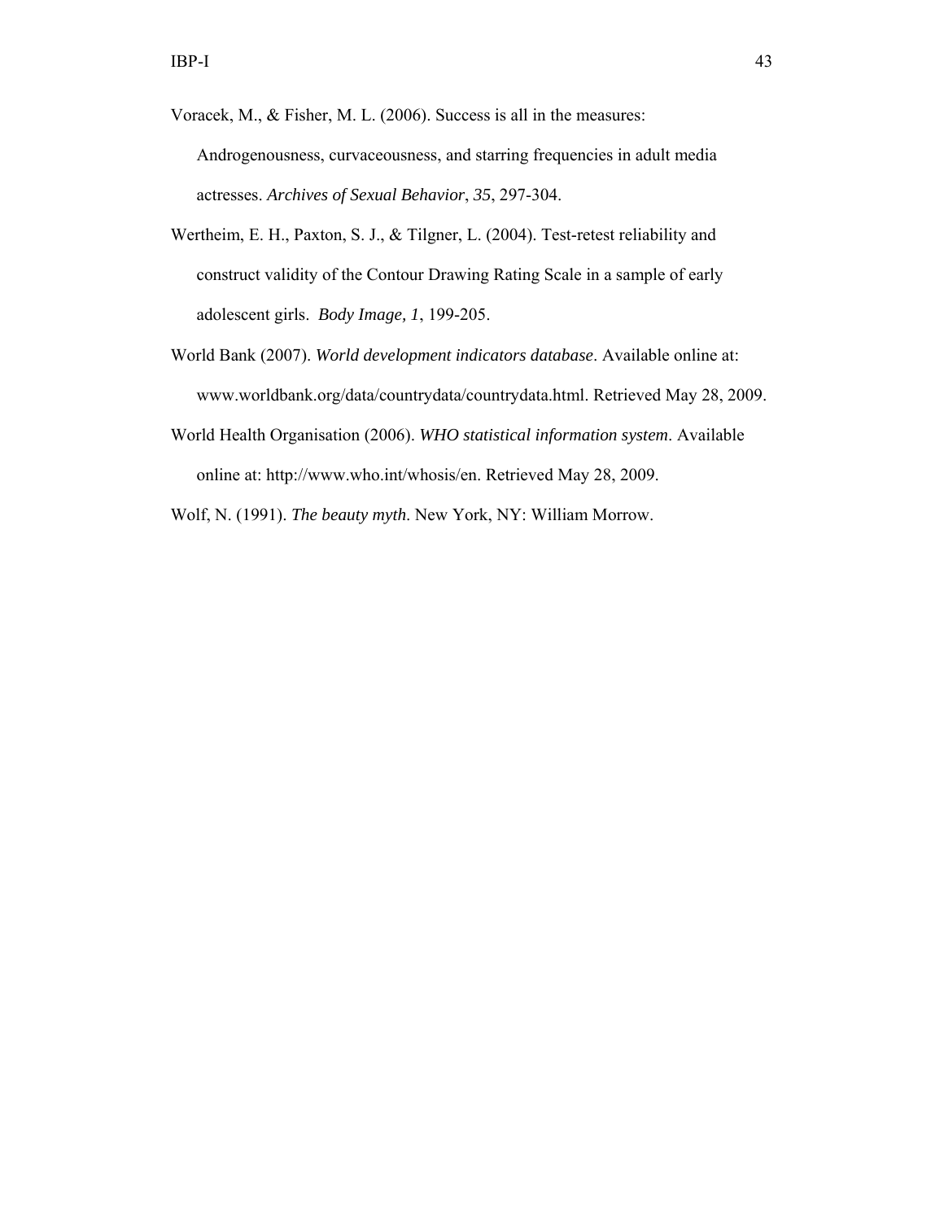Voracek, M., & Fisher, M. L. (2006). Success is all in the measures: Androgenousness, curvaceousness, and starring frequencies in adult media actresses. *Archives of Sexual Behavior*, *35*, 297-304.

Wertheim, E. H., Paxton, S. J., & Tilgner, L. (2004). Test-retest reliability and construct validity of the Contour Drawing Rating Scale in a sample of early adolescent girls. *Body Image, 1*, 199-205.

World Bank (2007). *World development indicators database*. Available online at: www.worldbank.org/data/countrydata/countrydata.html. Retrieved May 28, 2009.

World Health Organisation (2006). *WHO statistical information system*. Available online at: http://www.who.int/whosis/en. Retrieved May 28, 2009.

Wolf, N. (1991). *The beauty myth*. New York, NY: William Morrow.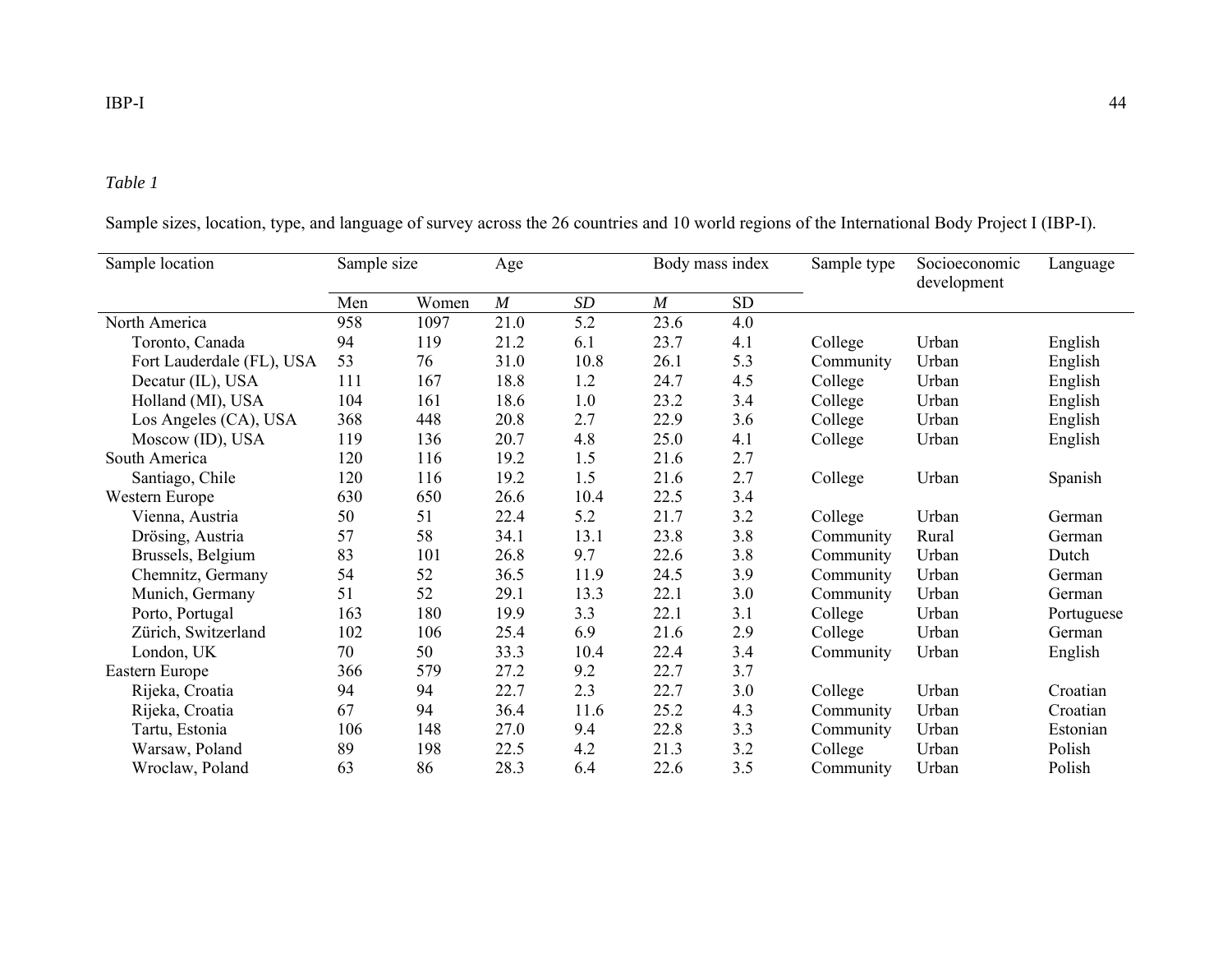*Table 1*

Sample sizes, location, type, and language of survey across the 26 countries and 10 world regions of the International Body Project I (IBP-I).

| Sample location | Sample size | | Age | | Body mass index | | Sample type | Socioeconomic development | Language |
|---|---|---|---|---|---|---|---|---|---|
| | Men | Women | *M* | *SD* | *M* | SD | | | |
| North America | 958 | 1097 | 21.0 | 5.2 | 23.6 | 4.0 | | | |
| Toronto, Canada | 94 | 119 | 21.2 | 6.1 | 23.7 | 4.1 | College | Urban | English |
| Fort Lauderdale (FL), USA | 53 | 76 | 31.0 | 10.8 | 26.1 | 5.3 | Community | Urban | English |
| Decatur (IL), USA | 111 | 167 | 18.8 | 1.2 | 24.7 | 4.5 | College | Urban | English |
| Holland (MI), USA | 104 | 161 | 18.6 | 1.0 | 23.2 | 3.4 | College | Urban | English |
| Los Angeles (CA), USA | 368 | 448 | 20.8 | 2.7 | 22.9 | 3.6 | College | Urban | English |
| Moscow (ID), USA | 119 | 136 | 20.7 | 4.8 | 25.0 | 4.1 | College | Urban | English |
| South America | 120 | 116 | 19.2 | 1.5 | 21.6 | 2.7 | | | |
| Santiago, Chile | 120 | 116 | 19.2 | 1.5 | 21.6 | 2.7 | College | Urban | Spanish |
| Western Europe | 630 | 650 | 26.6 | 10.4 | 22.5 | 3.4 | | | |
| Vienna, Austria | 50 | 51 | 22.4 | 5.2 | 21.7 | 3.2 | College | Urban | German |
| Drösing, Austria | 57 | 58 | 34.1 | 13.1 | 23.8 | 3.8 | Community | Rural | German |
| Brussels, Belgium | 83 | 101 | 26.8 | 9.7 | 22.6 | 3.8 | Community | Urban | Dutch |
| Chemnitz, Germany | 54 | 52 | 36.5 | 11.9 | 24.5 | 3.9 | Community | Urban | German |
| Munich, Germany | 51 | 52 | 29.1 | 13.3 | 22.1 | 3.0 | Community | Urban | German |
| Porto, Portugal | 163 | 180 | 19.9 | 3.3 | 22.1 | 3.1 | College | Urban | Portuguese |
| Zürich, Switzerland | 102 | 106 | 25.4 | 6.9 | 21.6 | 2.9 | College | Urban | German |
| London, UK | 70 | 50 | 33.3 | 10.4 | 22.4 | 3.4 | Community | Urban | English |
| Eastern Europe | 366 | 579 | 27.2 | 9.2 | 22.7 | 3.7 | | | |
| Rijeka, Croatia | 94 | 94 | 22.7 | 2.3 | 22.7 | 3.0 | College | Urban | Croatian |
| Rijeka, Croatia | 67 | 94 | 36.4 | 11.6 | 25.2 | 4.3 | Community | Urban | Croatian |
| Tartu, Estonia | 106 | 148 | 27.0 | 9.4 | 22.8 | 3.3 | Community | Urban | Estonian |
| Warsaw, Poland | 89 | 198 | 22.5 | 4.2 | 21.3 | 3.2 | College | Urban | Polish |
| Wroclaw, Poland | 63 | 86 | 28.3 | 6.4 | 22.6 | 3.5 | Community | Urban | Polish |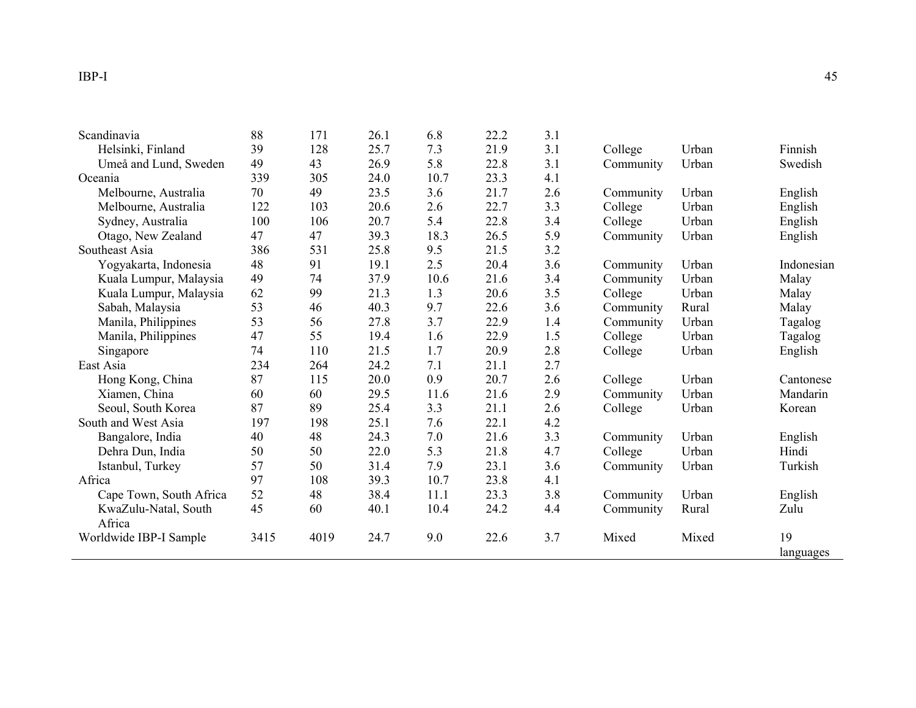| | | | | | | | | | |
|---|---|---|---|---|---|---|---|---|---|
| Scandinavia | 88 | 171 | 26.1 | 6.8 | 22.2 | 3.1 | | | |
| Helsinki, Finland | 39 | 128 | 25.7 | 7.3 | 21.9 | 3.1 | College | Urban | Finnish |
| Umeå and Lund, Sweden | 49 | 43 | 26.9 | 5.8 | 22.8 | 3.1 | Community | Urban | Swedish |
| Oceania | 339 | 305 | 24.0 | 10.7 | 23.3 | 4.1 | | | |
| Melbourne, Australia | 70 | 49 | 23.5 | 3.6 | 21.7 | 2.6 | Community | Urban | English |
| Melbourne, Australia | 122 | 103 | 20.6 | 2.6 | 22.7 | 3.3 | College | Urban | English |
| Sydney, Australia | 100 | 106 | 20.7 | 5.4 | 22.8 | 3.4 | College | Urban | English |
| Otago, New Zealand | 47 | 47 | 39.3 | 18.3 | 26.5 | 5.9 | Community | Urban | English |
| Southeast Asia | 386 | 531 | 25.8 | 9.5 | 21.5 | 3.2 | | | |
| Yogyakarta, Indonesia | 48 | 91 | 19.1 | 2.5 | 20.4 | 3.6 | Community | Urban | Indonesian |
| Kuala Lumpur, Malaysia | 49 | 74 | 37.9 | 10.6 | 21.6 | 3.4 | Community | Urban | Malay |
| Kuala Lumpur, Malaysia | 62 | 99 | 21.3 | 1.3 | 20.6 | 3.5 | College | Urban | Malay |
| Sabah, Malaysia | 53 | 46 | 40.3 | 9.7 | 22.6 | 3.6 | Community | Rural | Malay |
| Manila, Philippines | 53 | 56 | 27.8 | 3.7 | 22.9 | 1.4 | Community | Urban | Tagalog |
| Manila, Philippines | 47 | 55 | 19.4 | 1.6 | 22.9 | 1.5 | College | Urban | Tagalog |
| Singapore | 74 | 110 | 21.5 | 1.7 | 20.9 | 2.8 | College | Urban | English |
| East Asia | 234 | 264 | 24.2 | 7.1 | 21.1 | 2.7 | | | |
| Hong Kong, China | 87 | 115 | 20.0 | 0.9 | 20.7 | 2.6 | College | Urban | Cantonese |
| Xiamen, China | 60 | 60 | 29.5 | 11.6 | 21.6 | 2.9 | Community | Urban | Mandarin |
| Seoul, South Korea | 87 | 89 | 25.4 | 3.3 | 21.1 | 2.6 | College | Urban | Korean |
| South and West Asia | 197 | 198 | 25.1 | 7.6 | 22.1 | 4.2 | | | |
| Bangalore, India | 40 | 48 | 24.3 | 7.0 | 21.6 | 3.3 | Community | Urban | English |
| Dehra Dun, India | 50 | 50 | 22.0 | 5.3 | 21.8 | 4.7 | College | Urban | Hindi |
| Istanbul, Turkey | 57 | 50 | 31.4 | 7.9 | 23.1 | 3.6 | Community | Urban | Turkish |
| Africa | 97 | 108 | 39.3 | 10.7 | 23.8 | 4.1 | | | |
| Cape Town, South Africa | 52 | 48 | 38.4 | 11.1 | 23.3 | 3.8 | Community | Urban | English |
| KwaZulu-Natal, South Africa | 45 | 60 | 40.1 | 10.4 | 24.2 | 4.4 | Community | Rural | Zulu |
| Worldwide IBP-I Sample | 3415 | 4019 | 24.7 | 9.0 | 22.6 | 3.7 | Mixed | Mixed | 19 languages |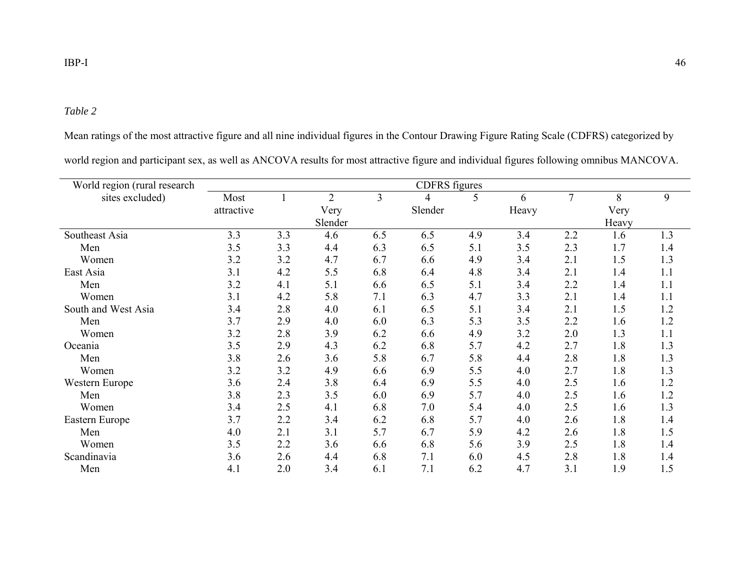*Table 2*

Mean ratings of the most attractive figure and all nine individual figures in the Contour Drawing Figure Rating Scale (CDFRS) categorized by world region and participant sex, as well as ANCOVA results for most attractive figure and individual figures following omnibus MANCOVA.

| World region (rural research sites excluded) | CDFRS figures | | | | | | | | | |
|---|---|---|---|---|---|---|---|---|---|---|
| | Most attractive | 1 | 2 Very Slender | 3 | 4 Slender | 5 | 6 Heavy | 7 | 8 Very Heavy | 9 |
| Southeast Asia | 3.3 | 3.3 | 4.6 | 6.5 | 6.5 | 4.9 | 3.4 | 2.2 | 1.6 | 1.3 |
| Men | 3.5 | 3.3 | 4.4 | 6.3 | 6.5 | 5.1 | 3.5 | 2.3 | 1.7 | 1.4 |
| Women | 3.2 | 3.2 | 4.7 | 6.7 | 6.6 | 4.9 | 3.4 | 2.1 | 1.5 | 1.3 |
| East Asia | 3.1 | 4.2 | 5.5 | 6.8 | 6.4 | 4.8 | 3.4 | 2.1 | 1.4 | 1.1 |
| Men | 3.2 | 4.1 | 5.1 | 6.6 | 6.5 | 5.1 | 3.4 | 2.2 | 1.4 | 1.1 |
| Women | 3.1 | 4.2 | 5.8 | 7.1 | 6.3 | 4.7 | 3.3 | 2.1 | 1.4 | 1.1 |
| South and West Asia | 3.4 | 2.8 | 4.0 | 6.1 | 6.5 | 5.1 | 3.4 | 2.1 | 1.5 | 1.2 |
| Men | 3.7 | 2.9 | 4.0 | 6.0 | 6.3 | 5.3 | 3.5 | 2.2 | 1.6 | 1.2 |
| Women | 3.2 | 2.8 | 3.9 | 6.2 | 6.6 | 4.9 | 3.2 | 2.0 | 1.3 | 1.1 |
| Oceania | 3.5 | 2.9 | 4.3 | 6.2 | 6.8 | 5.7 | 4.2 | 2.7 | 1.8 | 1.3 |
| Men | 3.8 | 2.6 | 3.6 | 5.8 | 6.7 | 5.8 | 4.4 | 2.8 | 1.8 | 1.3 |
| Women | 3.2 | 3.2 | 4.9 | 6.6 | 6.9 | 5.5 | 4.0 | 2.7 | 1.8 | 1.3 |
| Western Europe | 3.6 | 2.4 | 3.8 | 6.4 | 6.9 | 5.5 | 4.0 | 2.5 | 1.6 | 1.2 |
| Men | 3.8 | 2.3 | 3.5 | 6.0 | 6.9 | 5.7 | 4.0 | 2.5 | 1.6 | 1.2 |
| Women | 3.4 | 2.5 | 4.1 | 6.8 | 7.0 | 5.4 | 4.0 | 2.5 | 1.6 | 1.3 |
| Eastern Europe | 3.7 | 2.2 | 3.4 | 6.2 | 6.8 | 5.7 | 4.0 | 2.6 | 1.8 | 1.4 |
| Men | 4.0 | 2.1 | 3.1 | 5.7 | 6.7 | 5.9 | 4.2 | 2.6 | 1.8 | 1.5 |
| Women | 3.5 | 2.2 | 3.6 | 6.6 | 6.8 | 5.6 | 3.9 | 2.5 | 1.8 | 1.4 |
| Scandinavia | 3.6 | 2.6 | 4.4 | 6.8 | 7.1 | 6.0 | 4.5 | 2.8 | 1.8 | 1.4 |
| Men | 4.1 | 2.0 | 3.4 | 6.1 | 7.1 | 6.2 | 4.7 | 3.1 | 1.9 | 1.5 |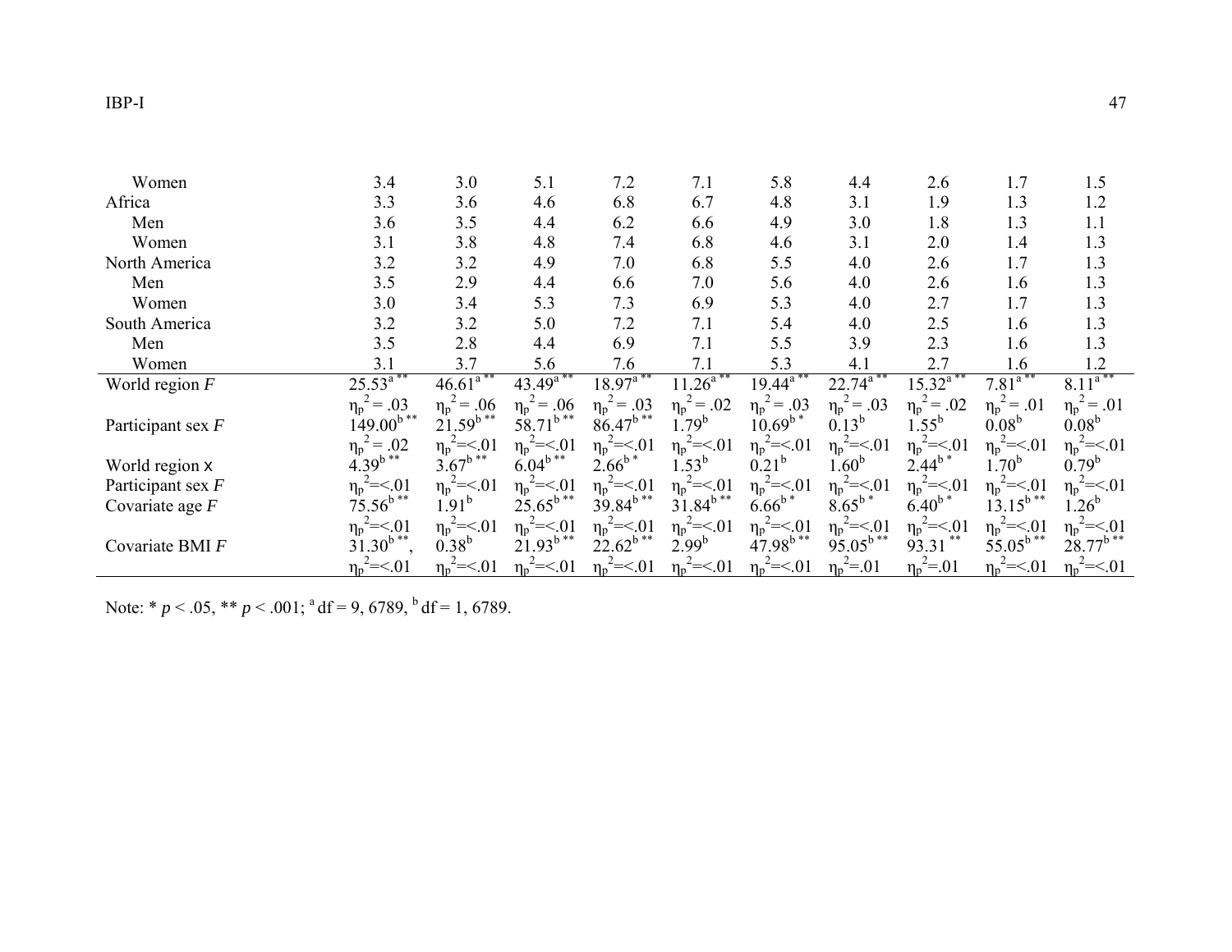| | | | | | | | | | | |
|---|---|---|---|---|---|---|---|---|---|---|
| Women | 3.4 | 3.0 | 5.1 | 7.2 | 7.1 | 5.8 | 4.4 | 2.6 | 1.7 | 1.5 |
| Africa | 3.3 | 3.6 | 4.6 | 6.8 | 6.7 | 4.8 | 3.1 | 1.9 | 1.3 | 1.2 |
| Men | 3.6 | 3.5 | 4.4 | 6.2 | 6.6 | 4.9 | 3.0 | 1.8 | 1.3 | 1.1 |
| Women | 3.1 | 3.8 | 4.8 | 7.4 | 6.8 | 4.6 | 3.1 | 2.0 | 1.4 | 1.3 |
| North America | 3.2 | 3.2 | 4.9 | 7.0 | 6.8 | 5.5 | 4.0 | 2.6 | 1.7 | 1.3 |
| Men | 3.5 | 2.9 | 4.4 | 6.6 | 7.0 | 5.6 | 4.0 | 2.6 | 1.6 | 1.3 |
| Women | 3.0 | 3.4 | 5.3 | 7.3 | 6.9 | 5.3 | 4.0 | 2.7 | 1.7 | 1.3 |
| South America | 3.2 | 3.2 | 5.0 | 7.2 | 7.1 | 5.4 | 4.0 | 2.5 | 1.6 | 1.3 |
| Men | 3.5 | 2.8 | 4.4 | 6.9 | 7.1 | 5.5 | 3.9 | 2.3 | 1.6 | 1.3 |
| Women | 3.1 | 3.7 | 5.6 | 7.6 | 7.1 | 5.3 | 4.1 | 2.7 | 1.6 | 1.2 |
| World region *F* | 25.53[a] ** | 46.61[a] ** | 43.49[a] ** | 18.97[a] ** | 11.26[a] ** | 19.44[a] ** | 22.74[a] ** | 15.32[a] ** | 7.81[a] ** | 8.11[a] ** |
| | $\eta_p^2 = .03$ | $\eta_p^2 = .06$ | $\eta_p^2 = .06$ | $\eta_p^2 = .03$ | $\eta_p^2 = .02$ | $\eta_p^2 = .03$ | $\eta_p^2 = .03$ | $\eta_p^2 = .02$ | $\eta_p^2 = .01$ | $\eta_p^2 = .01$ |
| Participant sex *F* | 149.00[b] ** | 21.59[b] ** | 58.71[b] ** | 86.47[b] ** | 1.79[b] | 10.69[b] * | 0.13[b] | 1.55[b] | 0.08[b] | 0.08[b] |
| | $\eta_p^2 = .02$ | $\eta_p^2 =< .01$ | $\eta_p^2 =< .01$ | $\eta_p^2 =< .01$ | $\eta_p^2 =< .01$ | $\eta_p^2 =< .01$ | $\eta_p^2 =< .01$ | $\eta_p^2 =< .01$ | $\eta_p^2 =< .01$ | $\eta_p^2 =< .01$ |
| World region x | 4.39[b] ** | 3.67[b] ** | 6.04[b] ** | 2.66[b] * | 1.53[b] | 0.21[b] | 1.60[b] | 2.44[b] * | 1.70[b] | 0.79[b] |
| Participant sex *F* | $\eta_p^2 =< .01$ | $\eta_p^2 =< .01$ | $\eta_p^2 =< .01$ | $\eta_p^2 =< .01$ | $\eta_p^2 =< .01$ | $\eta_p^2 =< .01$ | $\eta_p^2 =< .01$ | $\eta_p^2 =< .01$ | $\eta_p^2 =< .01$ | $\eta_p^2 =< .01$ |
| Covariate age *F* | 75.56[b] ** | 1.91[b] | 25.65[b] ** | 39.84[b] ** | 31.84[b] ** | 6.66[b] * | 8.65[b] * | 6.40[b] * | 13.15[b] ** | 1.26[b] |
| | $\eta_p^2 =< .01$ | $\eta_p^2 =< .01$ | $\eta_p^2 =< .01$ | $\eta_p^2 =< .01$ | $\eta_p^2 =< .01$ | $\eta_p^2 =< .01$ | $\eta_p^2 =< .01$ | $\eta_p^2 =< .01$ | $\eta_p^2 =< .01$ | $\eta_p^2 =< .01$ |
| Covariate BMI *F* | 31.30[b] **, | 0.38[b] | 21.93[b] ** | 22.62[b] ** | 2.99[b] | 47.98[b] ** | 95.05[b] ** | 93.31 ** | 55.05[b] ** | 28.77[b] ** |
| | $\eta_p^2 =< .01$ | $\eta_p^2 =< .01$ | $\eta_p^2 =< .01$ | $\eta_p^2 =< .01$ | $\eta_p^2 =< .01$ | $\eta_p^2 =< .01$ | $\eta_p^2 = .01$ | $\eta_p^2 = .01$ | $\eta_p^2 =< .01$ | $\eta_p^2 =< .01$ |

Note: * $p < .05$, ** $p < .001$; [a] df = 9, 6789, [b] df = 1, 6789.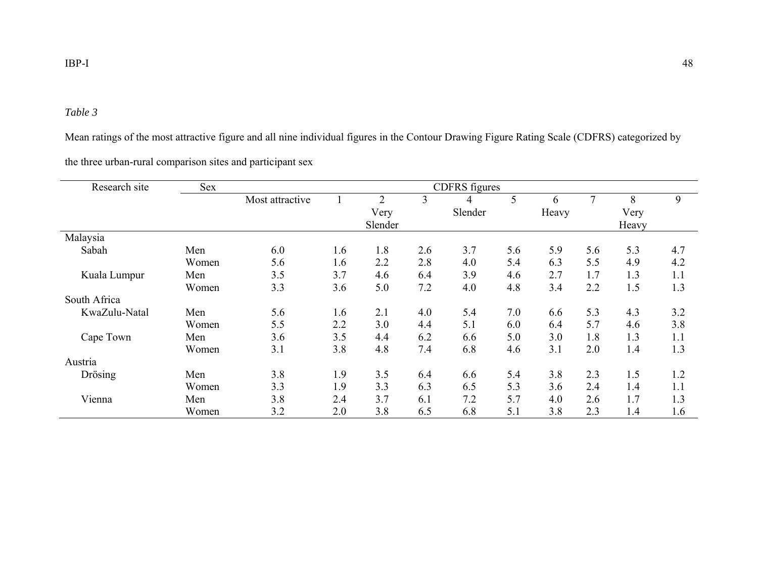*Table 3*

Mean ratings of the most attractive figure and all nine individual figures in the Contour Drawing Figure Rating Scale (CDFRS) categorized by the three urban-rural comparison sites and participant sex

| Research site | Sex | CDFRS figures | | | | | | | | | |
|---|---|---|---|---|---|---|---|---|---|---|---|
| | | Most attractive | 1 | 2 Very Slender | 3 | 4 Slender | 5 | 6 Heavy | 7 | 8 Very Heavy | 9 |
| Malaysia | | | | | | | | | | | |
| Sabah | Men | 6.0 | 1.6 | 1.8 | 2.6 | 3.7 | 5.6 | 5.9 | 5.6 | 5.3 | 4.7 |
| | Women | 5.6 | 1.6 | 2.2 | 2.8 | 4.0 | 5.4 | 6.3 | 5.5 | 4.9 | 4.2 |
| Kuala Lumpur | Men | 3.5 | 3.7 | 4.6 | 6.4 | 3.9 | 4.6 | 2.7 | 1.7 | 1.3 | 1.1 |
| | Women | 3.3 | 3.6 | 5.0 | 7.2 | 4.0 | 4.8 | 3.4 | 2.2 | 1.5 | 1.3 |
| South Africa | | | | | | | | | | | |
| KwaZulu-Natal | Men | 5.6 | 1.6 | 2.1 | 4.0 | 5.4 | 7.0 | 6.6 | 5.3 | 4.3 | 3.2 |
| | Women | 5.5 | 2.2 | 3.0 | 4.4 | 5.1 | 6.0 | 6.4 | 5.7 | 4.6 | 3.8 |
| Cape Town | Men | 3.6 | 3.5 | 4.4 | 6.2 | 6.6 | 5.0 | 3.0 | 1.8 | 1.3 | 1.1 |
| | Women | 3.1 | 3.8 | 4.8 | 7.4 | 6.8 | 4.6 | 3.1 | 2.0 | 1.4 | 1.3 |
| Austria | | | | | | | | | | | |
| Drösing | Men | 3.8 | 1.9 | 3.5 | 6.4 | 6.6 | 5.4 | 3.8 | 2.3 | 1.5 | 1.2 |
| | Women | 3.3 | 1.9 | 3.3 | 6.3 | 6.5 | 5.3 | 3.6 | 2.4 | 1.4 | 1.1 |
| Vienna | Men | 3.8 | 2.4 | 3.7 | 6.1 | 7.2 | 5.7 | 4.0 | 2.6 | 1.7 | 1.3 |
| | Women | 3.2 | 2.0 | 3.8 | 6.5 | 6.8 | 5.1 | 3.8 | 2.3 | 1.4 | 1.6 |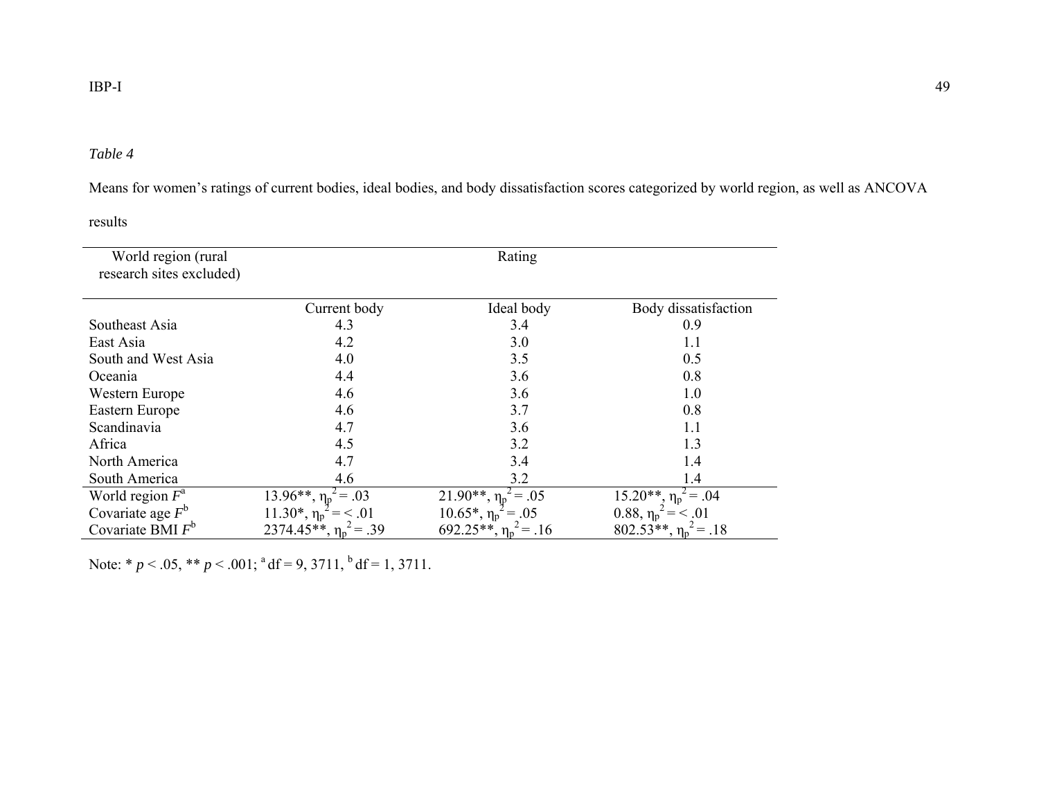*Table 4*

Means for women's ratings of current bodies, ideal bodies, and body dissatisfaction scores categorized by world region, as well as ANCOVA results

| World region (rural research sites excluded) | Rating | | |
|---|---|---|---|
| | Current body | Ideal body | Body dissatisfaction |
| Southeast Asia | 4.3 | 3.4 | 0.9 |
| East Asia | 4.2 | 3.0 | 1.1 |
| South and West Asia | 4.0 | 3.5 | 0.5 |
| Oceania | 4.4 | 3.6 | 0.8 |
| Western Europe | 4.6 | 3.6 | 1.0 |
| Eastern Europe | 4.6 | 3.7 | 0.8 |
| Scandinavia | 4.7 | 3.6 | 1.1 |
| Africa | 4.5 | 3.2 | 1.3 |
| North America | 4.7 | 3.4 | 1.4 |
| South America | 4.6 | 3.2 | 1.4 |
| World region $F^a$ | 13.96**, $\eta_p^2 = .03$ | 21.90**, $\eta_p^2 = .05$ | 15.20**, $\eta_p^2 = .04$ |
| Covariate age $F^b$ | 11.30*, $\eta_p^2 = < .01$ | 10.65*, $\eta_p^2 = .05$ | 0.88, $\eta_p^2 = < .01$ |
| Covariate BMI $F^b$ | 2374.45**, $\eta_p^2 = .39$ | 692.25**, $\eta_p^2 = .16$ | 802.53**, $\eta_p^2 = .18$ |

Note: * $p < .05$, ** $p < .001$; [a] df = 9, 3711, [b] df = 1, 3711.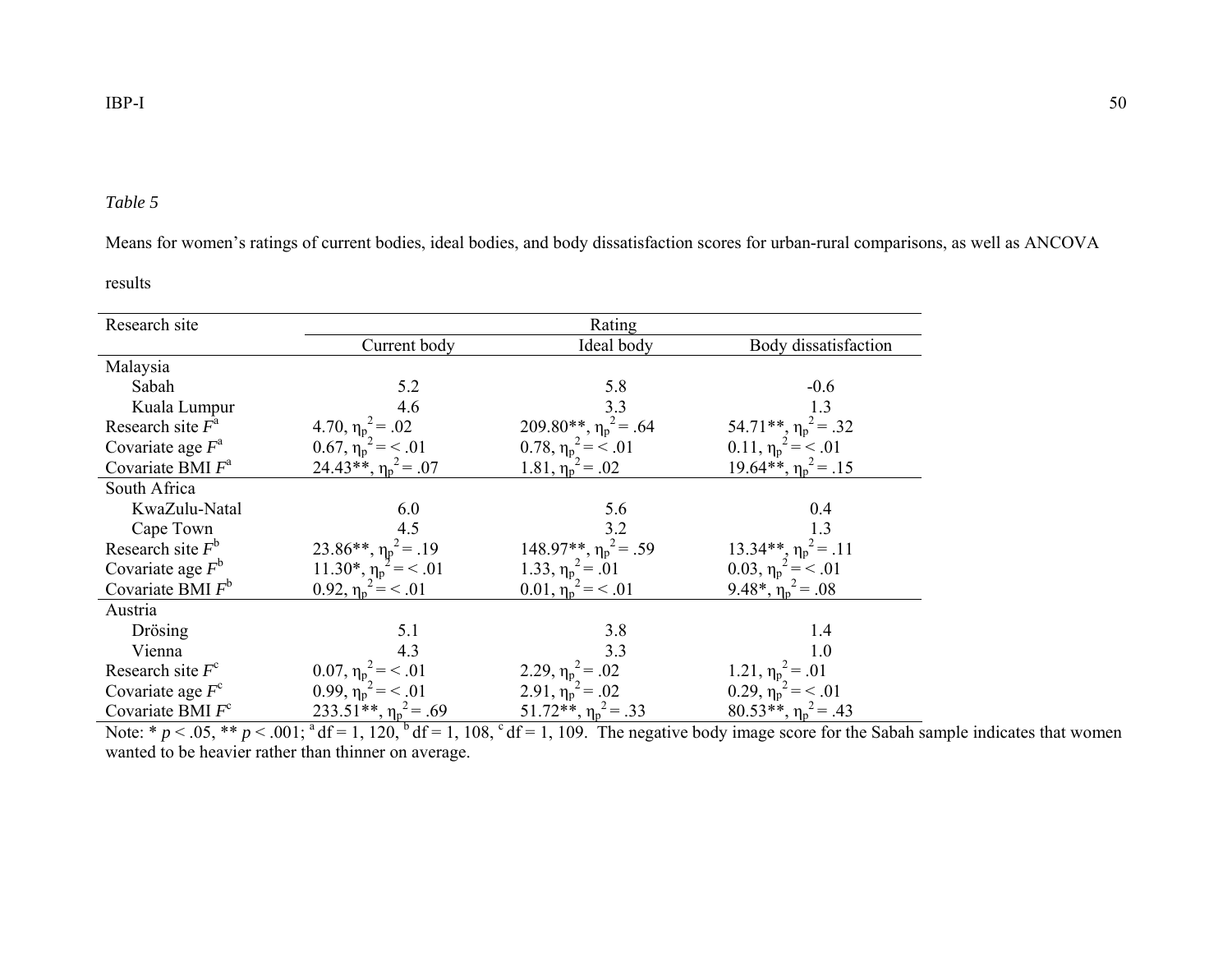*Table 5*

Means for women's ratings of current bodies, ideal bodies, and body dissatisfaction scores for urban-rural comparisons, as well as ANCOVA results

| Research site | Rating | | |
|---|---|---|---|
| | Current body | Ideal body | Body dissatisfaction |
| Malaysia | | | |
| Sabah | 5.2 | 5.8 | -0.6 |
| Kuala Lumpur | 4.6 | 3.3 | 1.3 |
| Research site $F^{a}$ | 4.70, $\eta_p^2 = .02$ | 209.80**, $\eta_p^2 = .64$ | 54.71**, $\eta_p^2 = .32$ |
| Covariate age $F^{a}$ | 0.67, $\eta_p^2 = < .01$ | 0.78, $\eta_p^2 = < .01$ | 0.11, $\eta_p^2 = < .01$ |
| Covariate BMI $F^{a}$ | 24.43**, $\eta_p^2 = .07$ | 1.81, $\eta_p^2 = .02$ | 19.64**, $\eta_p^2 = .15$ |
| South Africa | | | |
| KwaZulu-Natal | 6.0 | 5.6 | 0.4 |
| Cape Town | 4.5 | 3.2 | 1.3 |
| Research site $F^{b}$ | 23.86**, $\eta_p^2 = .19$ | 148.97**, $\eta_p^2 = .59$ | 13.34**, $\eta_p^2 = .11$ |
| Covariate age $F^{b}$ | 11.30*, $\eta_p^2 = < .01$ | 1.33, $\eta_p^2 = .01$ | 0.03, $\eta_p^2 = < .01$ |
| Covariate BMI $F^{b}$ | 0.92, $\eta_p^2 = < .01$ | 0.01, $\eta_p^2 = < .01$ | 9.48*, $\eta_p^2 = .08$ |
| Austria | | | |
| Drösing | 5.1 | 3.8 | 1.4 |
| Vienna | 4.3 | 3.3 | 1.0 |
| Research site $F^{c}$ | 0.07, $\eta_p^2 = < .01$ | 2.29, $\eta_p^2 = .02$ | 1.21, $\eta_p^2 = .01$ |
| Covariate age $F^{c}$ | 0.99, $\eta_p^2 = < .01$ | 2.91, $\eta_p^2 = .02$ | 0.29, $\eta_p^2 = < .01$ |
| Covariate BMI $F^{c}$ | 233.51**, $\eta_p^2 = .69$ | 51.72**, $\eta_p^2 = .33$ | 80.53**, $\eta_p^2 = .43$ |

Note: * $p < .05$, ** $p < .001$; [a] df = 1, 120, [b] df = 1, 108, [c] df = 1, 109. The negative body image score for the Sabah sample indicates that women wanted to be heavier rather than thinner on average.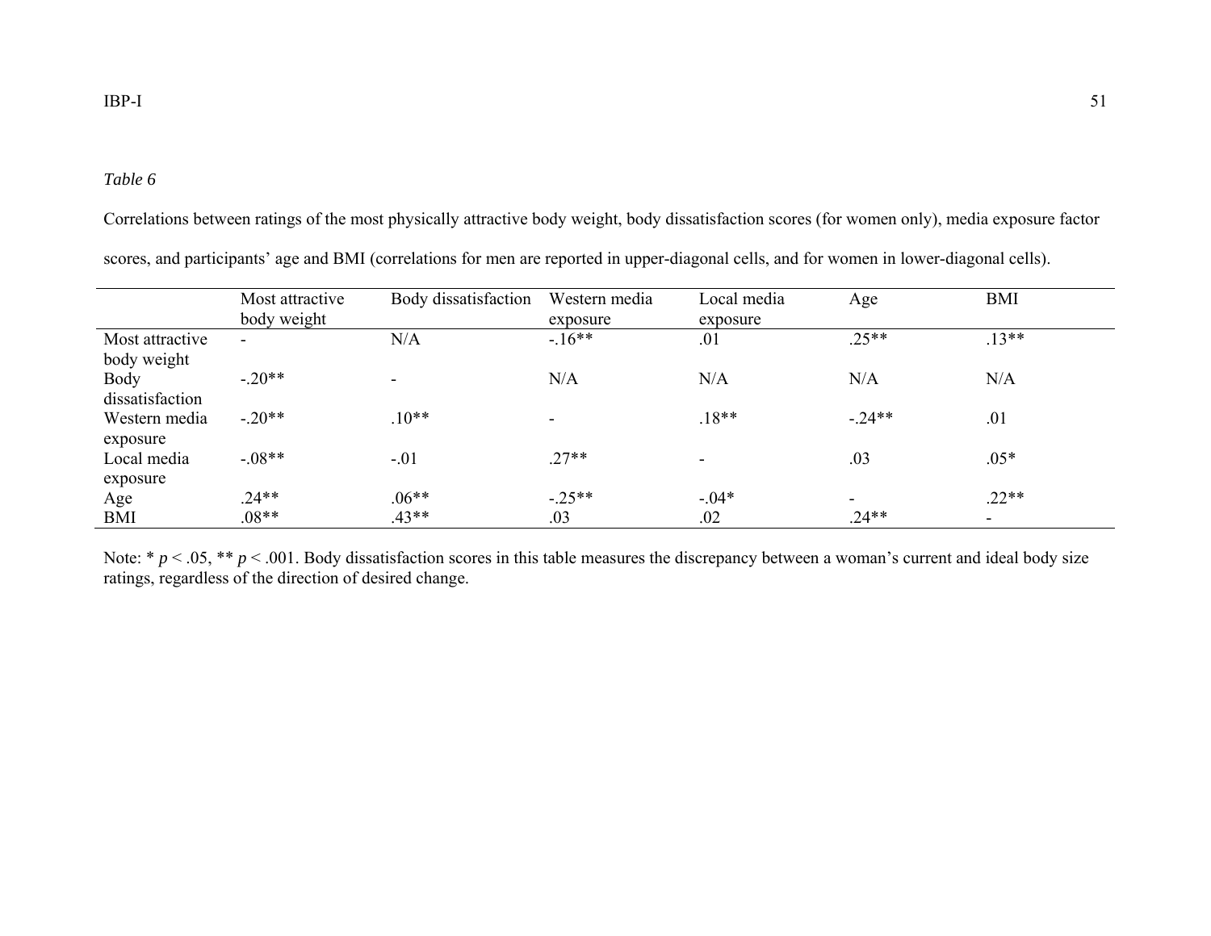*Table 6*

Correlations between ratings of the most physically attractive body weight, body dissatisfaction scores (for women only), media exposure factor scores, and participants' age and BMI (correlations for men are reported in upper-diagonal cells, and for women in lower-diagonal cells).

| | Most attractive body weight | Body dissatisfaction | Western media exposure | Local media exposure | Age | BMI |
|---|---|---|---|---|---|---|
| Most attractive body weight | - | N/A | -.16** | .01 | .25** | .13** |
| Body dissatisfaction | -.20** | - | N/A | N/A | N/A | N/A |
| Western media exposure | -.20** | .10** | - | .18** | -.24** | .01 |
| Local media exposure | -.08** | -.01 | .27** | - | .03 | .05* |
| Age | .24** | .06** | -.25** | -.04* | - | .22** |
| BMI | .08** | .43** | .03 | .02 | .24** | - |

Note: * $p < .05$, ** $p < .001$. Body dissatisfaction scores in this table measures the discrepancy between a woman's current and ideal body size ratings, regardless of the direction of desired change.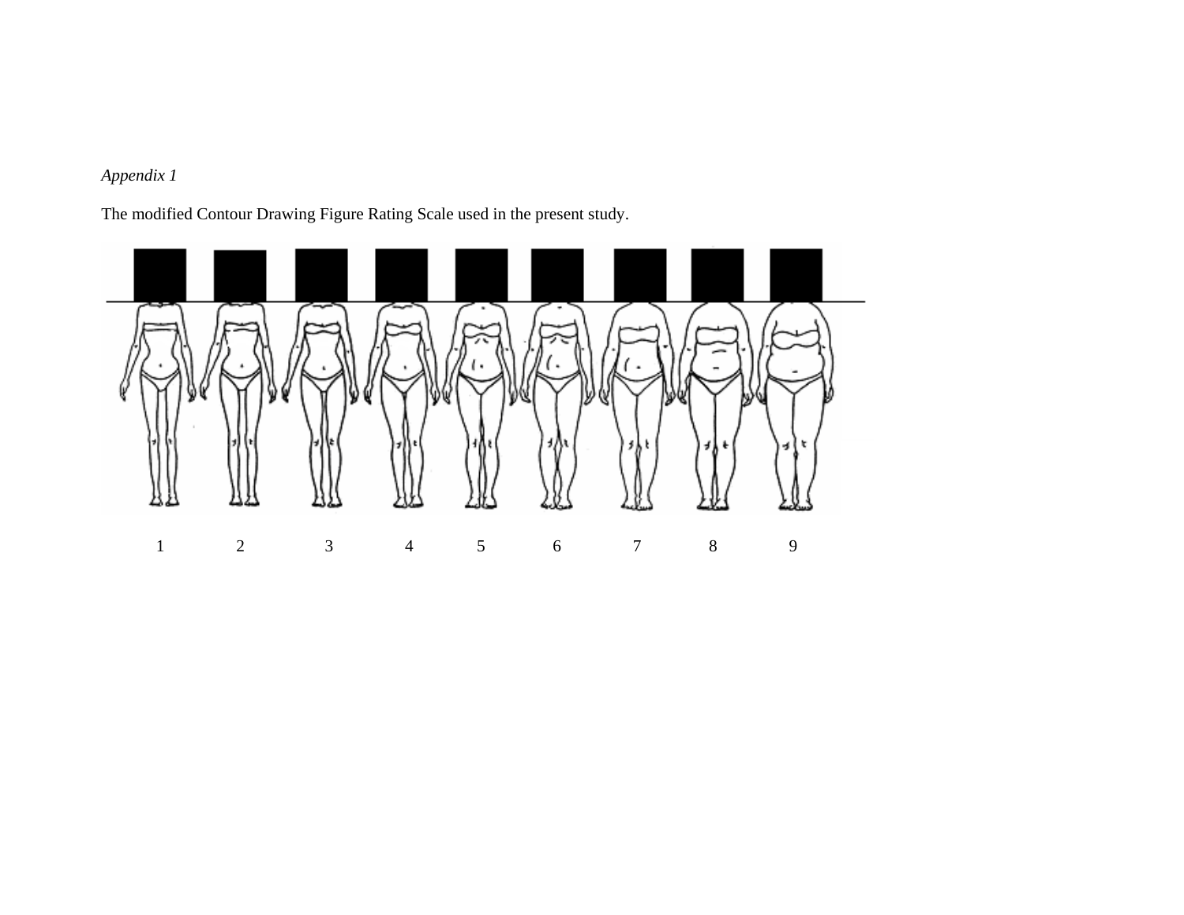*Appendix 1*

The modified Contour Drawing Figure Rating Scale used in the present study.

1 2 3 4 5 6 7 8 9